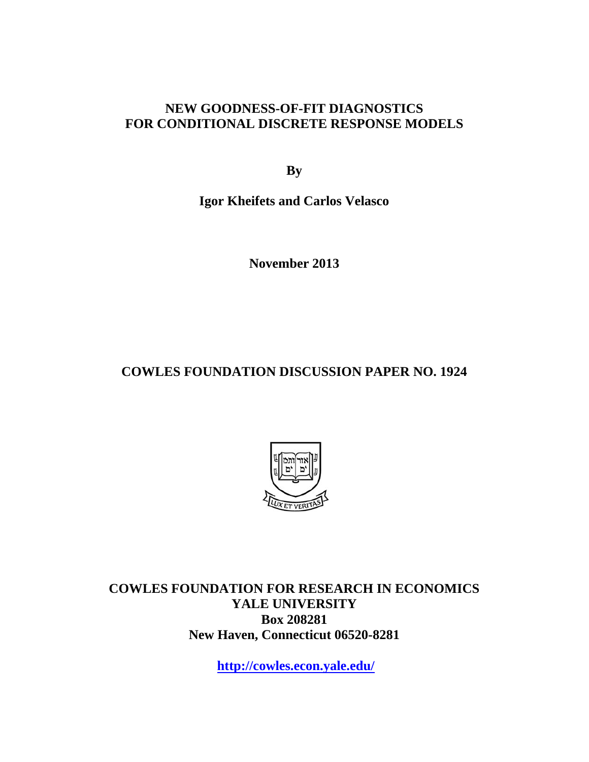# NEW GOODNESS-OF-FIT DIAGNOSTICS FOR CONDITIONAL DISCRETE RESPONSE MODELS

**By**

**Igor Kheifets and Carlos Velasco**

**November 2013**

**COWLES FOUNDATION DISCUSSION PAPER NO. 1924**

**COWLES FOUNDATION FOR RESEARCH IN ECONOMICS**
**YALE UNIVERSITY**
**Box 208281**
**New Haven, Connecticut 06520-8281**

**http://cowles.econ.yale.edu/**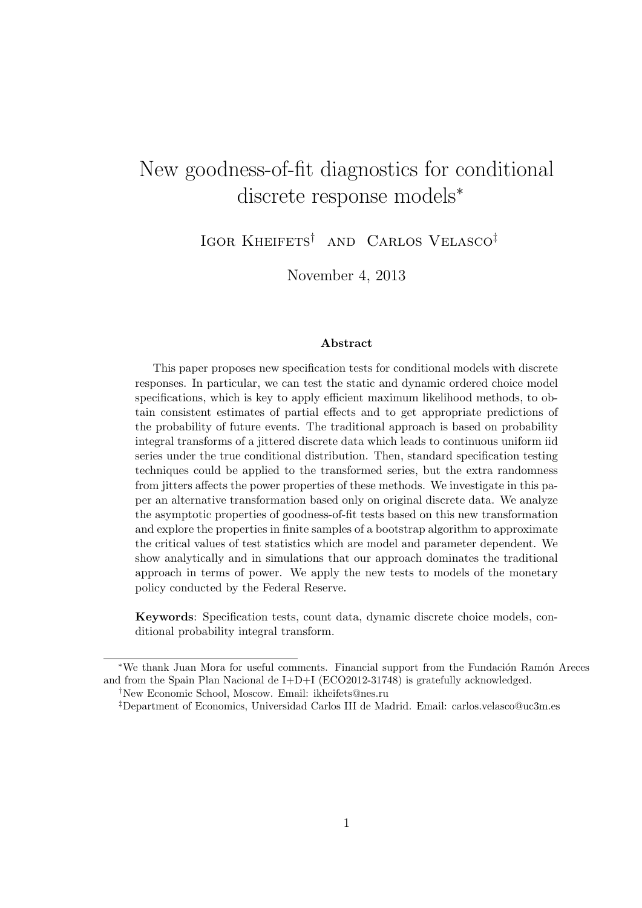# New goodness-of-fit diagnostics for conditional discrete response models*

Igor Kheifets[†] and Carlos Velasco[‡]

November 4, 2013

### Abstract

This paper proposes new specification tests for conditional models with discrete responses. In particular, we can test the static and dynamic ordered choice model specifications, which is key to apply efficient maximum likelihood methods, to obtain consistent estimates of partial effects and to get appropriate predictions of the probability of future events. The traditional approach is based on probability integral transforms of a jittered discrete data which leads to continuous uniform iid series under the true conditional distribution. Then, standard specification testing techniques could be applied to the transformed series, but the extra randomness from jitters affects the power properties of these methods. We investigate in this paper an alternative transformation based only on original discrete data. We analyze the asymptotic properties of goodness-of-fit tests based on this new transformation and explore the properties in finite samples of a bootstrap algorithm to approximate the critical values of test statistics which are model and parameter dependent. We show analytically and in simulations that our approach dominates the traditional approach in terms of power. We apply the new tests to models of the monetary policy conducted by the Federal Reserve.

**Keywords**: Specification tests, count data, dynamic discrete choice models, conditional probability integral transform.

---

*We thank Juan Mora for useful comments. Financial support from the Fundación Ramón Areces and from the Spain Plan Nacional de I+D+I (ECO2012-31748) is gratefully acknowledged.

[†]New Economic School, Moscow. Email: ikheifets@nes.ru

[‡]Department of Economics, Universidad Carlos III de Madrid. Email: carlos.velasco@uc3m.es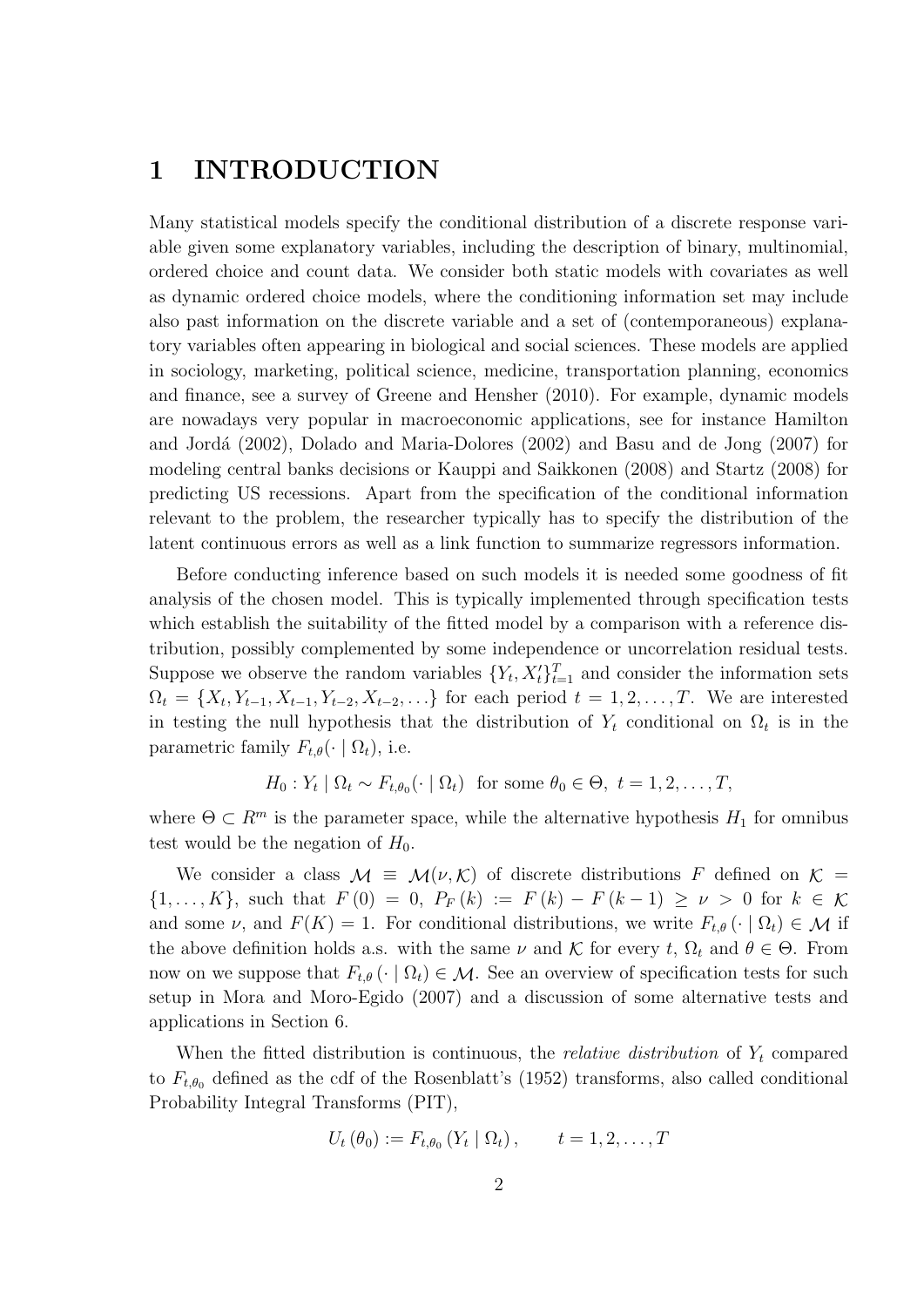# 1 INTRODUCTION

Many statistical models specify the conditional distribution of a discrete response variable given some explanatory variables, including the description of binary, multinomial, ordered choice and count data. We consider both static models with covariates as well as dynamic ordered choice models, where the conditioning information set may include also past information on the discrete variable and a set of (contemporaneous) explanatory variables often appearing in biological and social sciences. These models are applied in sociology, marketing, political science, medicine, transportation planning, economics and finance, see a survey of Greene and Hensher (2010). For example, dynamic models are nowadays very popular in macroeconomic applications, see for instance Hamilton and Jordá (2002), Dolado and Maria-Dolores (2002) and Basu and de Jong (2007) for modeling central banks decisions or Kauppi and Saikkonen (2008) and Startz (2008) for predicting US recessions. Apart from the specification of the conditional information relevant to the problem, the researcher typically has to specify the distribution of the latent continuous errors as well as a link function to summarize regressors information.

Before conducting inference based on such models it is needed some goodness of fit analysis of the chosen model. This is typically implemented through specification tests which establish the suitability of the fitted model by a comparison with a reference distribution, possibly complemented by some independence or uncorrelation residual tests. Suppose we observe the random variables $\{Y_t, X_t'\}_{t=1}^T$ and consider the information sets $\Omega_t = \{X_t, Y_{t-1}, X_{t-1}, Y_{t-2}, X_{t-2}, \ldots\}$ for each period $t = 1, 2, \ldots, T$. We are interested in testing the null hypothesis that the distribution of $Y_t$ conditional on $\Omega_t$ is in the parametric family $F_{t,\theta}(\cdot \mid \Omega_t)$, i.e.

$$H_0 : Y_t \mid \Omega_t \sim F_{t,\theta_0}(\cdot \mid \Omega_t) \text{ for some } \theta_0 \in \Theta,\ t = 1, 2, \ldots, T,$$

where $\Theta \subset R^m$ is the parameter space, while the alternative hypothesis $H_1$ for omnibus test would be the negation of $H_0$.

We consider a class $\mathcal{M} \equiv \mathcal{M}(\nu, \mathcal{K})$ of discrete distributions $F$ defined on $\mathcal{K} = \{1, \ldots, K\}$, such that $F(0) = 0$, $P_F(k) := F(k) - F(k-1) \geq \nu > 0$ for $k \in \mathcal{K}$ and some $\nu$, and $F(K) = 1$. For conditional distributions, we write $F_{t,\theta}(\cdot \mid \Omega_t) \in \mathcal{M}$ if the above definition holds a.s. with the same $\nu$ and $\mathcal{K}$ for every $t$, $\Omega_t$ and $\theta \in \Theta$. From now on we suppose that $F_{t,\theta}(\cdot \mid \Omega_t) \in \mathcal{M}$. See an overview of specification tests for such setup in Mora and Moro-Egido (2007) and a discussion of some alternative tests and applications in Section 6.

When the fitted distribution is continuous, the *relative distribution* of $Y_t$ compared to $F_{t,\theta_0}$ defined as the cdf of the Rosenblatt's (1952) transforms, also called conditional Probability Integral Transforms (PIT),

$$U_t(\theta_0) := F_{t,\theta_0}(Y_t \mid \Omega_t), \qquad t = 1, 2, \ldots, T$$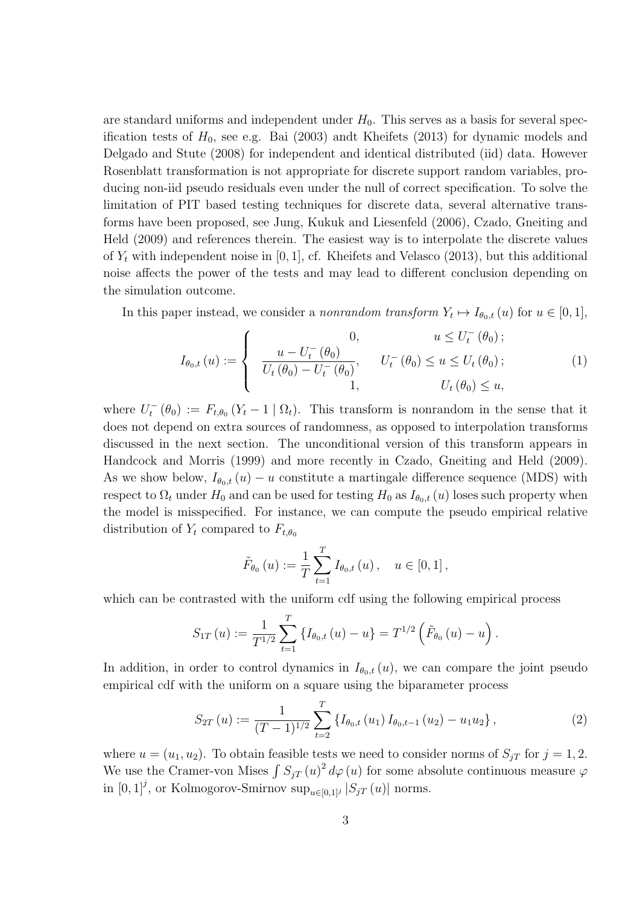are standard uniforms and independent under $H_0$. This serves as a basis for several specification tests of $H_0$, see e.g. Bai (2003) andt Kheifets (2013) for dynamic models and Delgado and Stute (2008) for independent and identical distributed (iid) data. However Rosenblatt transformation is not appropriate for discrete support random variables, producing non-iid pseudo residuals even under the null of correct specification. To solve the limitation of PIT based testing techniques for discrete data, several alternative transforms have been proposed, see Jung, Kukuk and Liesenfeld (2006), Czado, Gneiting and Held (2009) and references therein. The easiest way is to interpolate the discrete values of $Y_t$ with independent noise in $[0,1]$, cf. Kheifets and Velasco (2013), but this additional noise affects the power of the tests and may lead to different conclusion depending on the simulation outcome.

In this paper instead, we consider a *nonrandom transform* $Y_t \mapsto I_{\theta_0,t}(u)$ for $u \in [0,1]$,

$$I_{\theta_0,t}(u) := \begin{cases} 0, & u \leq U_t^-(\theta_0); \\ \dfrac{u - U_t^-(\theta_0)}{U_t(\theta_0) - U_t^-(\theta_0)}, & U_t^-(\theta_0) \leq u \leq U_t(\theta_0); \\ 1, & U_t(\theta_0) \leq u, \end{cases} \tag{1}$$

where $U_t^-(\theta_0) := F_{t,\theta_0}(Y_t - 1 \mid \Omega_t)$. This transform is nonrandom in the sense that it does not depend on extra sources of randomness, as opposed to interpolation transforms discussed in the next section. The unconditional version of this transform appears in Handcock and Morris (1999) and more recently in Czado, Gneiting and Held (2009). As we show below, $I_{\theta_0,t}(u) - u$ constitute a martingale difference sequence (MDS) with respect to $\Omega_t$ under $H_0$ and can be used for testing $H_0$ as $I_{\theta_0,t}(u)$ loses such property when the model is misspecified. For instance, we can compute the pseudo empirical relative distribution of $Y_t$ compared to $F_{t,\theta_0}$

$$\tilde{F}_{\theta_0}(u) := \frac{1}{T}\sum_{t=1}^{T} I_{\theta_0,t}(u), \quad u \in [0,1],$$

which can be contrasted with the uniform cdf using the following empirical process

$$S_{1T}(u) := \frac{1}{T^{1/2}}\sum_{t=1}^{T}\left\{I_{\theta_0,t}(u) - u\right\} = T^{1/2}\left(\tilde{F}_{\theta_0}(u) - u\right).$$

In addition, in order to control dynamics in $I_{\theta_0,t}(u)$, we can compare the joint pseudo empirical cdf with the uniform on a square using the biparameter process

$$S_{2T}(u) := \frac{1}{(T-1)^{1/2}}\sum_{t=2}^{T}\left\{I_{\theta_0,t}(u_1)\, I_{\theta_0,t-1}(u_2) - u_1 u_2\right\}, \tag{2}$$

where $u = (u_1, u_2)$. To obtain feasible tests we need to consider norms of $S_{jT}$ for $j = 1, 2$. We use the Cramer-von Mises $\int S_{jT}(u)^2\, d\varphi(u)$ for some absolute continuous measure $\varphi$ in $[0,1]^j$, or Kolmogorov-Smirnov $\sup_{u\in[0,1]^j} |S_{jT}(u)|$ norms.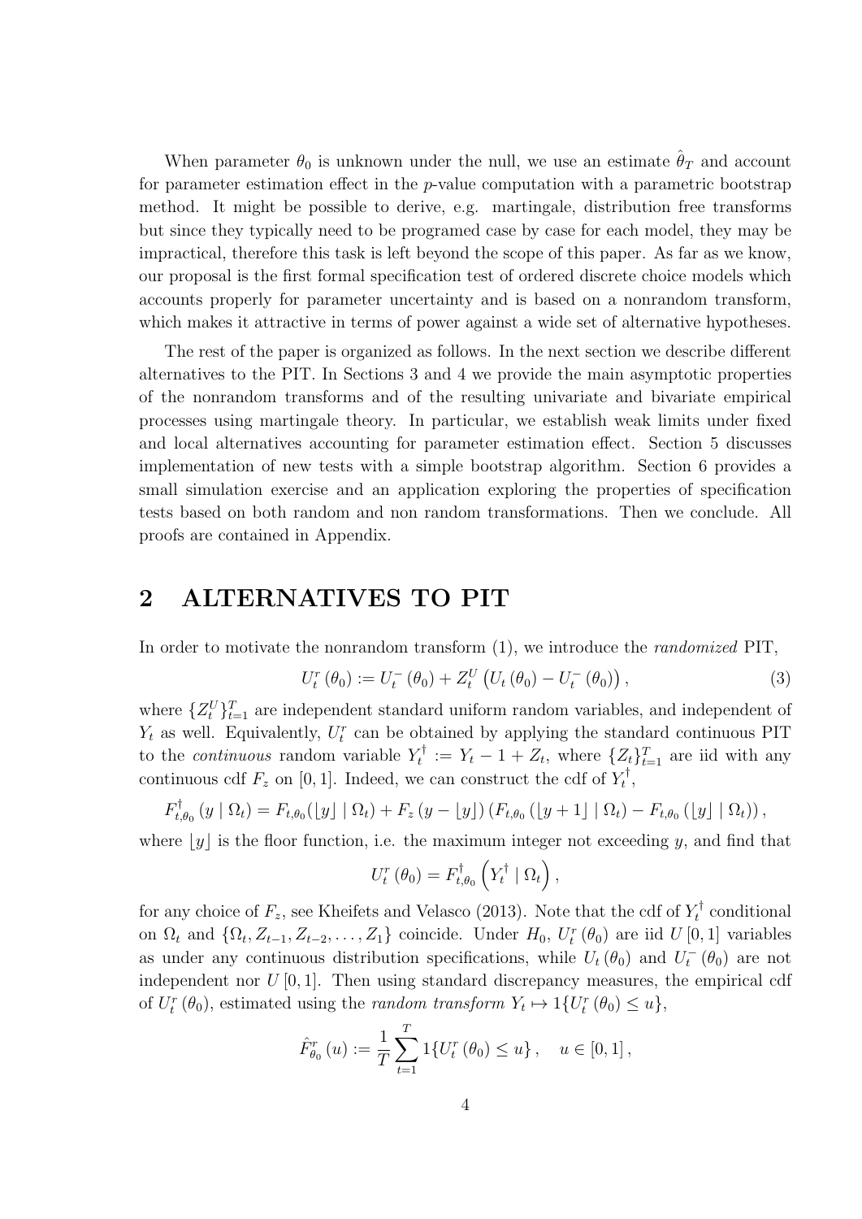When parameter $\theta_0$ is unknown under the null, we use an estimate $\hat{\theta}_T$ and account for parameter estimation effect in the $p$-value computation with a parametric bootstrap method. It might be possible to derive, e.g. martingale, distribution free transforms but since they typically need to be programed case by case for each model, they may be impractical, therefore this task is left beyond the scope of this paper. As far as we know, our proposal is the first formal specification test of ordered discrete choice models which accounts properly for parameter uncertainty and is based on a nonrandom transform, which makes it attractive in terms of power against a wide set of alternative hypotheses.

The rest of the paper is organized as follows. In the next section we describe different alternatives to the PIT. In Sections 3 and 4 we provide the main asymptotic properties of the nonrandom transforms and of the resulting univariate and bivariate empirical processes using martingale theory. In particular, we establish weak limits under fixed and local alternatives accounting for parameter estimation effect. Section 5 discusses implementation of new tests with a simple bootstrap algorithm. Section 6 provides a small simulation exercise and an application exploring the properties of specification tests based on both random and non random transformations. Then we conclude. All proofs are contained in Appendix.

## 2 ALTERNATIVES TO PIT

In order to motivate the nonrandom transform (1), we introduce the *randomized* PIT,

$$U_t^r(\theta_0) := U_t^-(\theta_0) + Z_t^U\left(U_t(\theta_0) - U_t^-(\theta_0)\right), \tag{3}$$

where $\{Z_t^U\}_{t=1}^T$ are independent standard uniform random variables, and independent of $Y_t$ as well. Equivalently, $U_t^r$ can be obtained by applying the standard continuous PIT to the *continuous* random variable $Y_t^\dagger := Y_t - 1 + Z_t$, where $\{Z_t\}_{t=1}^T$ are iid with any continuous cdf $F_z$ on $[0,1]$. Indeed, we can construct the cdf of $Y_t^\dagger$,

$$F_{t,\theta_0}^\dagger(y \mid \Omega_t) = F_{t,\theta_0}(\lfloor y \rfloor \mid \Omega_t) + F_z(y - \lfloor y \rfloor)\left(F_{t,\theta_0}(\lfloor y+1 \rfloor \mid \Omega_t) - F_{t,\theta_0}(\lfloor y \rfloor \mid \Omega_t)\right),$$

where $\lfloor y \rfloor$ is the floor function, i.e. the maximum integer not exceeding $y$, and find that

$$U_t^r(\theta_0) = F_{t,\theta_0}^\dagger\left(Y_t^\dagger \mid \Omega_t\right),$$

for any choice of $F_z$, see Kheifets and Velasco (2013). Note that the cdf of $Y_t^\dagger$ conditional on $\Omega_t$ and $\{\Omega_t, Z_{t-1}, Z_{t-2}, \ldots, Z_1\}$ coincide. Under $H_0$, $U_t^r(\theta_0)$ are iid $U[0,1]$ variables as under any continuous distribution specifications, while $U_t(\theta_0)$ and $U_t^-(\theta_0)$ are not independent nor $U[0,1]$. Then using standard discrepancy measures, the empirical cdf of $U_t^r(\theta_0)$, estimated using the *random transform* $Y_t \mapsto 1\{U_t^r(\theta_0) \leq u\}$,

$$\hat{F}_{\theta_0}^r(u) := \frac{1}{T}\sum_{t=1}^T 1\{U_t^r(\theta_0) \leq u\}, \quad u \in [0,1],$$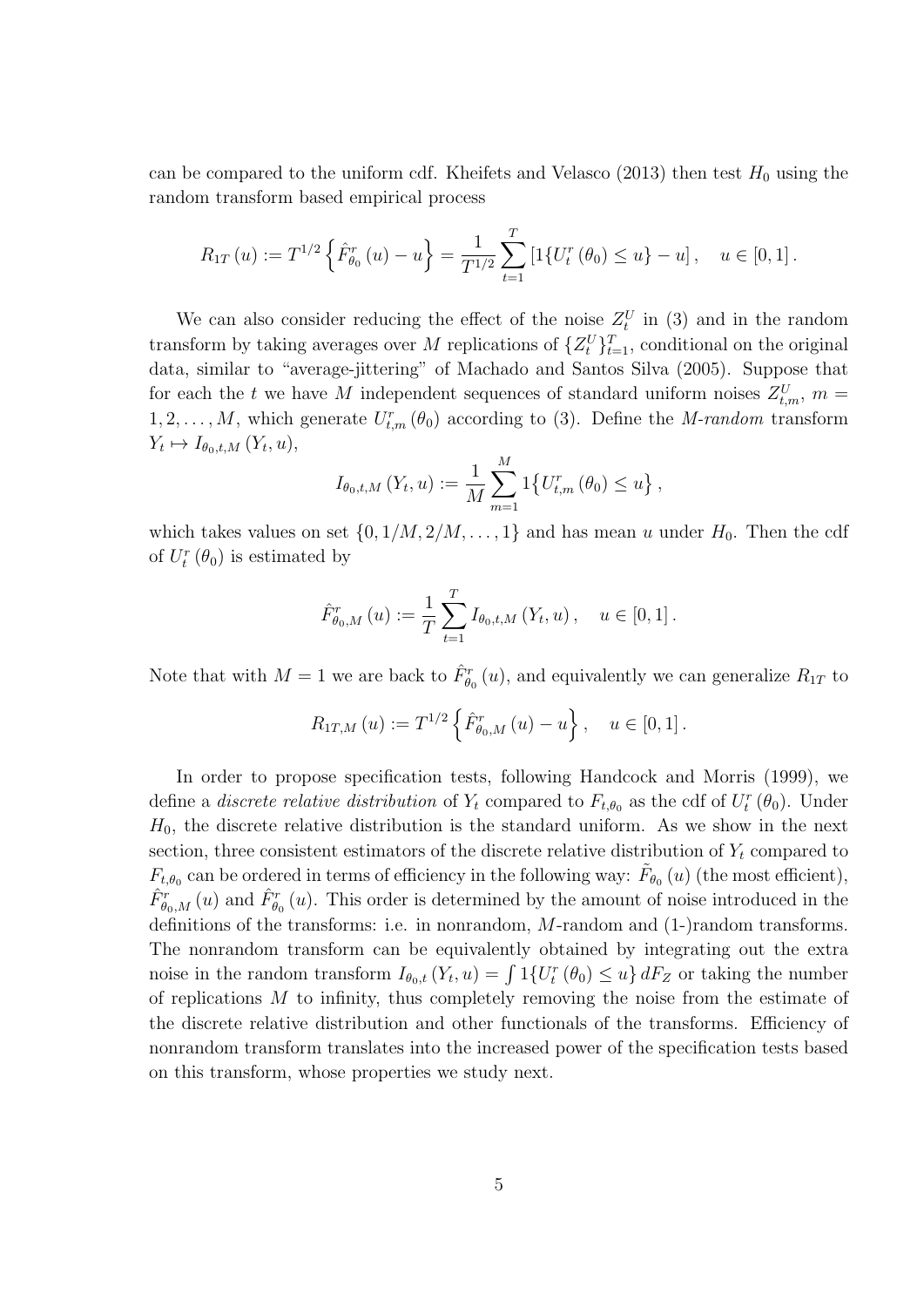can be compared to the uniform cdf. Kheifets and Velasco (2013) then test $H_0$ using the random transform based empirical process

$$R_{1T}(u) := T^{1/2}\left\{\hat{F}^r_{\theta_0}(u) - u\right\} = \frac{1}{T^{1/2}}\sum_{t=1}^{T}\left[1\{U^r_t(\theta_0) \le u\} - u\right], \quad u \in [0,1].$$

We can also consider reducing the effect of the noise $Z^U_t$ in (3) and in the random transform by taking averages over $M$ replications of $\{Z^U_t\}_{t=1}^T$, conditional on the original data, similar to "average-jittering" of Machado and Santos Silva (2005). Suppose that for each the $t$ we have $M$ independent sequences of standard uniform noises $Z^U_{t,m}$, $m = 1, 2, \ldots, M$, which generate $U^r_{t,m}(\theta_0)$ according to (3). Define the *M-random* transform $Y_t \mapsto I_{\theta_0,t,M}(Y_t, u)$,

$$I_{\theta_0,t,M}(Y_t, u) := \frac{1}{M}\sum_{m=1}^{M} 1\left\{U^r_{t,m}(\theta_0) \le u\right\},$$

which takes values on set $\{0, 1/M, 2/M, \ldots, 1\}$ and has mean $u$ under $H_0$. Then the cdf of $U^r_t(\theta_0)$ is estimated by

$$\hat{F}^r_{\theta_0,M}(u) := \frac{1}{T}\sum_{t=1}^{T} I_{\theta_0,t,M}(Y_t, u), \quad u \in [0,1].$$

Note that with $M = 1$ we are back to $\hat{F}^r_{\theta_0}(u)$, and equivalently we can generalize $R_{1T}$ to

$$R_{1T,M}(u) := T^{1/2}\left\{\hat{F}^r_{\theta_0,M}(u) - u\right\}, \quad u \in [0,1].$$

In order to propose specification tests, following Handcock and Morris (1999), we define a *discrete relative distribution* of $Y_t$ compared to $F_{t,\theta_0}$ as the cdf of $U^r_t(\theta_0)$. Under $H_0$, the discrete relative distribution is the standard uniform. As we show in the next section, three consistent estimators of the discrete relative distribution of $Y_t$ compared to $F_{t,\theta_0}$ can be ordered in terms of efficiency in the following way: $\tilde{F}_{\theta_0}(u)$ (the most efficient), $\hat{F}^r_{\theta_0,M}(u)$ and $\hat{F}^r_{\theta_0}(u)$. This order is determined by the amount of noise introduced in the definitions of the transforms: i.e. in nonrandom, $M$-random and (1-)random transforms. The nonrandom transform can be equivalently obtained by integrating out the extra noise in the random transform $I_{\theta_0,t}(Y_t, u) = \int 1\{U^r_t(\theta_0) \le u\}\, dF_Z$ or taking the number of replications $M$ to infinity, thus completely removing the noise from the estimate of the discrete relative distribution and other functionals of the transforms. Efficiency of nonrandom transform translates into the increased power of the specification tests based on this transform, whose properties we study next.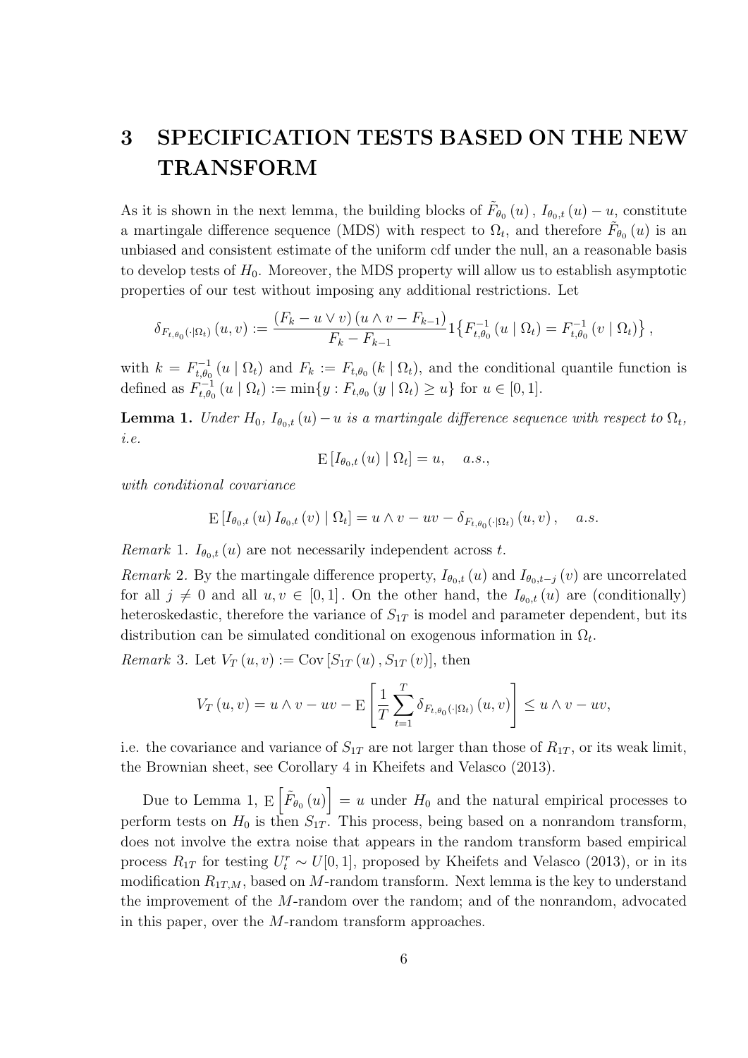# 3 SPECIFICATION TESTS BASED ON THE NEW TRANSFORM

As it is shown in the next lemma, the building blocks of $\tilde{F}_{\theta_0}(u)$, $I_{\theta_0,t}(u) - u$, constitute a martingale difference sequence (MDS) with respect to $\Omega_t$, and therefore $\tilde{F}_{\theta_0}(u)$ is an unbiased and consistent estimate of the uniform cdf under the null, an a reasonable basis to develop tests of $H_0$. Moreover, the MDS property will allow us to establish asymptotic properties of our test without imposing any additional restrictions. Let

$$\delta_{F_{t,\theta_0}(\cdot|\Omega_t)}(u,v) := \frac{(F_k - u \vee v)(u \wedge v - F_{k-1})}{F_k - F_{k-1}} 1\left\{F_{t,\theta_0}^{-1}(u \mid \Omega_t) = F_{t,\theta_0}^{-1}(v \mid \Omega_t)\right\},$$

with $k = F_{t,\theta_0}^{-1}(u \mid \Omega_t)$ and $F_k := F_{t,\theta_0}(k \mid \Omega_t)$, and the conditional quantile function is defined as $F_{t,\theta_0}^{-1}(u \mid \Omega_t) := \min\{y : F_{t,\theta_0}(y \mid \Omega_t) \geq u\}$ for $u \in [0,1]$.

**Lemma 1.** *Under $H_0$, $I_{\theta_0,t}(u) - u$ is a martingale difference sequence with respect to $\Omega_t$, i.e.*

$$\mathrm{E}\left[I_{\theta_0,t}(u) \mid \Omega_t\right] = u, \quad a.s.,$$

*with conditional covariance*

$$\mathrm{E}\left[I_{\theta_0,t}(u) I_{\theta_0,t}(v) \mid \Omega_t\right] = u \wedge v - uv - \delta_{F_{t,\theta_0}(\cdot|\Omega_t)}(u,v), \quad a.s.$$

*Remark* 1. $I_{\theta_0,t}(u)$ are not necessarily independent across $t$.

*Remark* 2. By the martingale difference property, $I_{\theta_0,t}(u)$ and $I_{\theta_0,t-j}(v)$ are uncorrelated for all $j \neq 0$ and all $u, v \in [0,1]$. On the other hand, the $I_{\theta_0,t}(u)$ are (conditionally) heteroskedastic, therefore the variance of $S_{1T}$ is model and parameter dependent, but its distribution can be simulated conditional on exogenous information in $\Omega_t$.

*Remark* 3. Let $V_T(u,v) := \mathrm{Cov}\left[S_{1T}(u), S_{1T}(v)\right]$, then

$$V_T(u,v) = u \wedge v - uv - \mathrm{E}\left[\frac{1}{T}\sum_{t=1}^{T} \delta_{F_{t,\theta_0}(\cdot|\Omega_t)}(u,v)\right] \leq u \wedge v - uv,$$

i.e. the covariance and variance of $S_{1T}$ are not larger than those of $R_{1T}$, or its weak limit, the Brownian sheet, see Corollary 4 in Kheifets and Velasco (2013).

Due to Lemma 1, $\mathrm{E}\left[\tilde{F}_{\theta_0}(u)\right] = u$ under $H_0$ and the natural empirical processes to perform tests on $H_0$ is then $S_{1T}$. This process, being based on a nonrandom transform, does not involve the extra noise that appears in the random transform based empirical process $R_{1T}$ for testing $U_t^r \sim U[0,1]$, proposed by Kheifets and Velasco (2013), or in its modification $R_{1T,M}$, based on $M$-random transform. Next lemma is the key to understand the improvement of the $M$-random over the random; and of the nonrandom, advocated in this paper, over the $M$-random transform approaches.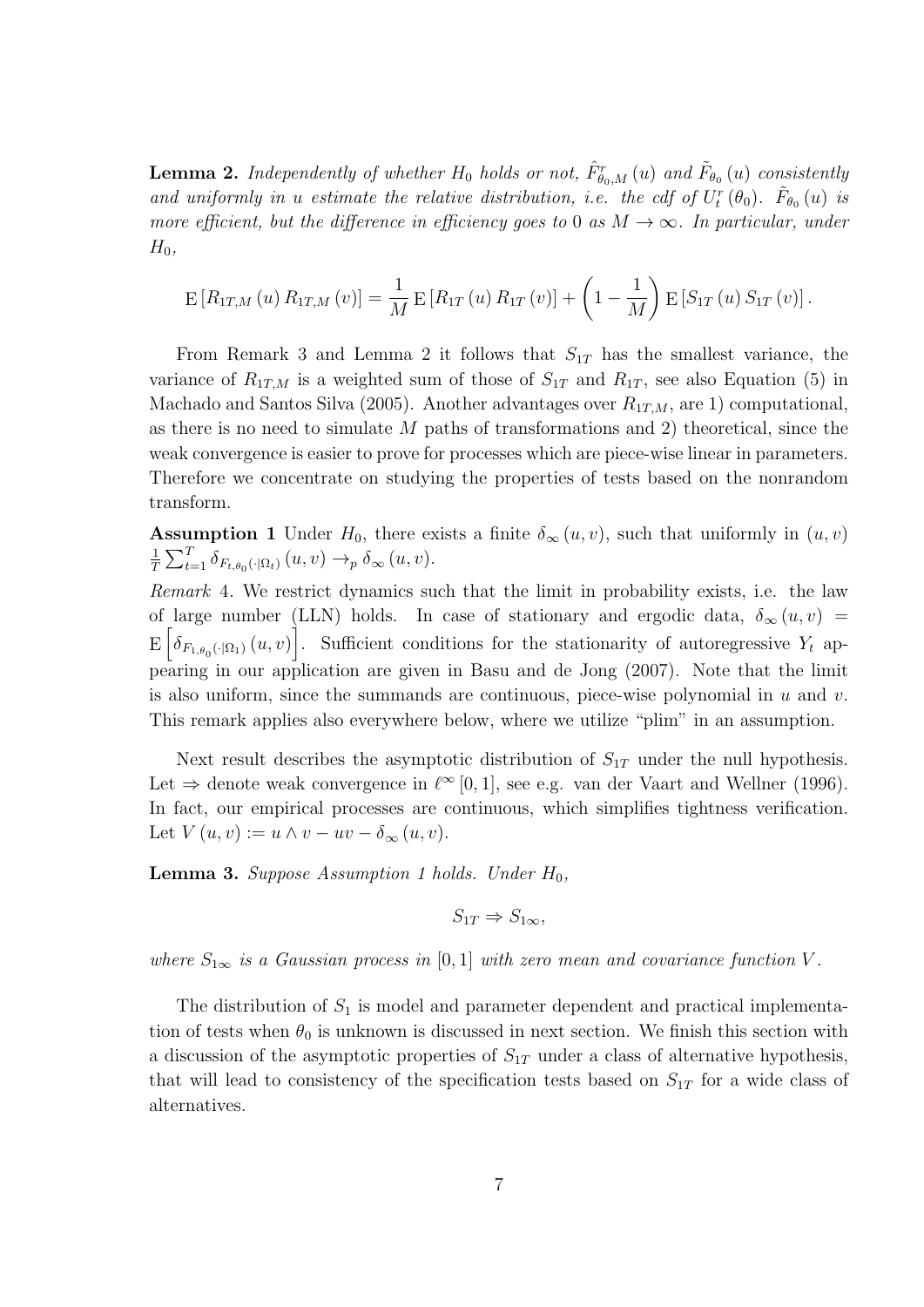**Lemma 2.** *Independently of whether $H_0$ holds or not, $\hat{F}^r_{\theta_0,M}(u)$ and $\tilde{F}_{\theta_0}(u)$ consistently and uniformly in $u$ estimate the relative distribution, i.e. the cdf of $U^r_t(\theta_0)$. $\tilde{F}_{\theta_0}(u)$ is more efficient, but the difference in efficiency goes to 0 as $M \to \infty$. In particular, under $H_0$,*

$$\mathrm{E}\left[R_{1T,M}(u)\,R_{1T,M}(v)\right] = \frac{1}{M}\,\mathrm{E}\left[R_{1T}(u)\,R_{1T}(v)\right] + \left(1 - \frac{1}{M}\right)\mathrm{E}\left[S_{1T}(u)\,S_{1T}(v)\right].$$

From Remark 3 and Lemma 2 it follows that $S_{1T}$ has the smallest variance, the variance of $R_{1T,M}$ is a weighted sum of those of $S_{1T}$ and $R_{1T}$, see also Equation (5) in Machado and Santos Silva (2005). Another advantages over $R_{1T,M}$, are 1) computational, as there is no need to simulate $M$ paths of transformations and 2) theoretical, since the weak convergence is easier to prove for processes which are piece-wise linear in parameters. Therefore we concentrate on studying the properties of tests based on the nonrandom transform.

**Assumption 1** Under $H_0$, there exists a finite $\delta_\infty(u,v)$, such that uniformly in $(u,v)$ $\frac{1}{T}\sum_{t=1}^{T}\delta_{F_{t,\theta_0}(\cdot|\Omega_t)}(u,v) \to_p \delta_\infty(u,v)$.

*Remark* 4. We restrict dynamics such that the limit in probability exists, i.e. the law of large number (LLN) holds. In case of stationary and ergodic data, $\delta_\infty(u,v) = \mathrm{E}\left[\delta_{F_{1,\theta_0}(\cdot|\Omega_1)}(u,v)\right]$. Sufficient conditions for the stationarity of autoregressive $Y_t$ appearing in our application are given in Basu and de Jong (2007). Note that the limit is also uniform, since the summands are continuous, piece-wise polynomial in $u$ and $v$. This remark applies also everywhere below, where we utilize "plim" in an assumption.

Next result describes the asymptotic distribution of $S_{1T}$ under the null hypothesis. Let $\Rightarrow$ denote weak convergence in $\ell^\infty[0,1]$, see e.g. van der Vaart and Wellner (1996). In fact, our empirical processes are continuous, which simplifies tightness verification. Let $V(u,v) := u \wedge v - uv - \delta_\infty(u,v)$.

**Lemma 3.** *Suppose Assumption 1 holds. Under $H_0$,*

$$S_{1T} \Rightarrow S_{1\infty},$$

*where $S_{1\infty}$ is a Gaussian process in $[0,1]$ with zero mean and covariance function $V$.*

The distribution of $S_1$ is model and parameter dependent and practical implementation of tests when $\theta_0$ is unknown is discussed in next section. We finish this section with a discussion of the asymptotic properties of $S_{1T}$ under a class of alternative hypothesis, that will lead to consistency of the specification tests based on $S_{1T}$ for a wide class of alternatives.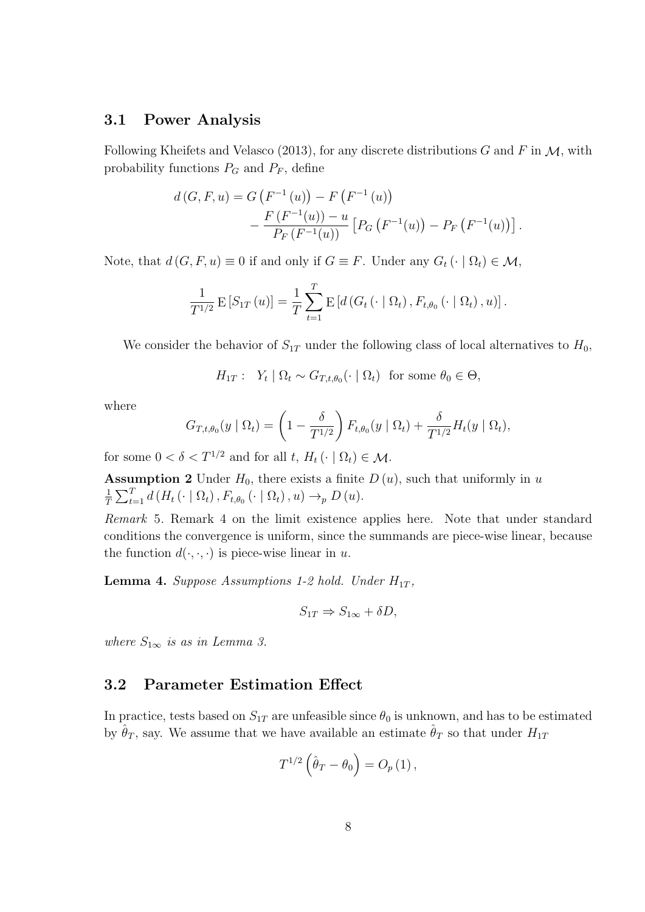### 3.1 Power Analysis

Following Kheifets and Velasco (2013), for any discrete distributions $G$ and $F$ in $\mathcal{M}$, with probability functions $P_G$ and $P_F$, define

$$
\begin{aligned}
d(G, F, u) = & \; G\left(F^{-1}(u)\right) - F\left(F^{-1}(u)\right) \\
& - \frac{F\left(F^{-1}(u)\right) - u}{P_F\left(F^{-1}(u)\right)}\left[P_G\left(F^{-1}(u)\right) - P_F\left(F^{-1}(u)\right)\right].
\end{aligned}
$$

Note, that $d(G, F, u) \equiv 0$ if and only if $G \equiv F$. Under any $G_t(\cdot \mid \Omega_t) \in \mathcal{M}$,

$$
\frac{1}{T^{1/2}} \mathrm{E}\left[S_{1T}(u)\right] = \frac{1}{T} \sum_{t=1}^{T} \mathrm{E}\left[d\left(G_t(\cdot \mid \Omega_t), F_{t,\theta_0}(\cdot \mid \Omega_t), u\right)\right].
$$

We consider the behavior of $S_{1T}$ under the following class of local alternatives to $H_0$,

$$
H_{1T}: \;\; Y_t \mid \Omega_t \sim G_{T,t,\theta_0}(\cdot \mid \Omega_t) \;\; \text{for some } \theta_0 \in \Theta,
$$

where

$$
G_{T,t,\theta_0}(y \mid \Omega_t) = \left(1 - \frac{\delta}{T^{1/2}}\right) F_{t,\theta_0}(y \mid \Omega_t) + \frac{\delta}{T^{1/2}} H_t(y \mid \Omega_t),
$$

for some $0 < \delta < T^{1/2}$ and for all $t$, $H_t(\cdot \mid \Omega_t) \in \mathcal{M}$.

**Assumption 2** Under $H_0$, there exists a finite $D(u)$, such that uniformly in $u$ $\frac{1}{T}\sum_{t=1}^{T} d\left(H_t(\cdot \mid \Omega_t), F_{t,\theta_0}(\cdot \mid \Omega_t), u\right) \to_p D(u)$.

*Remark* 5. Remark 4 on the limit existence applies here. Note that under standard conditions the convergence is uniform, since the summands are piece-wise linear, because the function $d(\cdot,\cdot,\cdot)$ is piece-wise linear in $u$.

**Lemma 4.** *Suppose Assumptions 1-2 hold. Under $H_{1T}$,*

$$
S_{1T} \Rightarrow S_{1\infty} + \delta D,
$$

*where $S_{1\infty}$ is as in Lemma 3.*

### 3.2 Parameter Estimation Effect

In practice, tests based on $S_{1T}$ are unfeasible since $\theta_0$ is unknown, and has to be estimated by $\hat{\theta}_T$, say. We assume that we have available an estimate $\hat{\theta}_T$ so that under $H_{1T}$

$$
T^{1/2}\left(\hat{\theta}_T - \theta_0\right) = O_p(1),
$$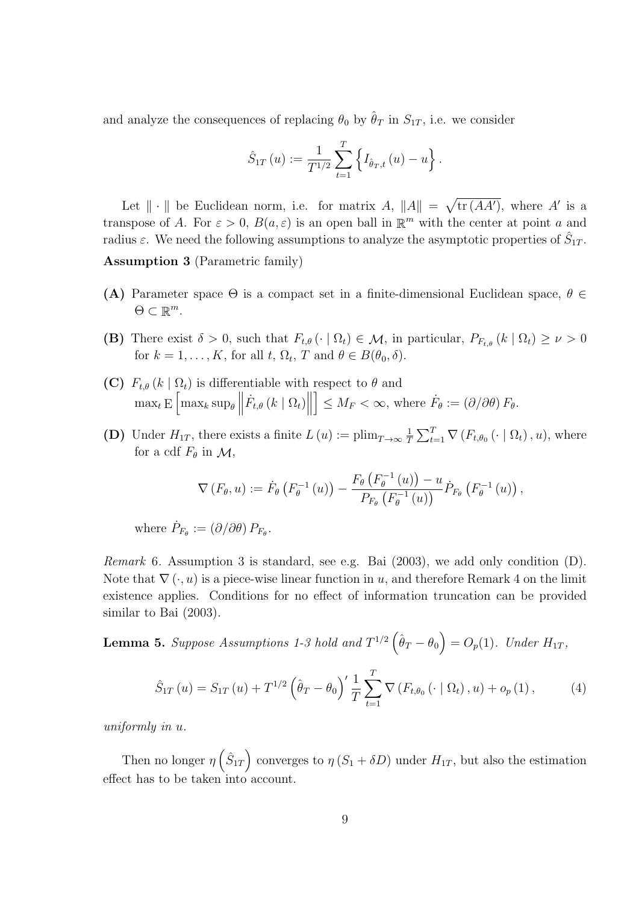and analyze the consequences of replacing $\theta_0$ by $\hat{\theta}_T$ in $S_{1T}$, i.e. we consider

$$\hat{S}_{1T}(u) := \frac{1}{T^{1/2}} \sum_{t=1}^{T} \left\{ I_{\hat{\theta}_T,t}(u) - u \right\}.$$

Let $\|\cdot\|$ be Euclidean norm, i.e. for matrix $A$, $\|A\| = \sqrt{\operatorname{tr}(AA')}$, where $A'$ is a transpose of $A$. For $\varepsilon > 0$, $B(a, \varepsilon)$ is an open ball in $\mathbb{R}^m$ with the center at point $a$ and radius $\varepsilon$. We need the following assumptions to analyze the asymptotic properties of $\hat{S}_{1T}$.

**Assumption 3** (Parametric family)

**(A)** Parameter space $\Theta$ is a compact set in a finite-dimensional Euclidean space, $\theta \in \Theta \subset \mathbb{R}^m$.

**(B)** There exist $\delta > 0$, such that $F_{t,\theta}(\cdot \mid \Omega_t) \in \mathcal{M}$, in particular, $P_{F_{t,\theta}}(k \mid \Omega_t) \geq \nu > 0$ for $k = 1, \ldots, K$, for all $t$, $\Omega_t$, $T$ and $\theta \in B(\theta_0, \delta)$.

**(C)** $F_{t,\theta}(k \mid \Omega_t)$ is differentiable with respect to $\theta$ and $\max_t \mathrm{E}\left[\max_k \sup_\theta \left\| \dot{F}_{t,\theta}(k \mid \Omega_t) \right\| \right] \leq M_F < \infty$, where $\dot{F}_\theta := (\partial/\partial\theta) F_\theta$.

**(D)** Under $H_{1T}$, there exists a finite $L(u) := \operatorname{plim}_{T\to\infty} \frac{1}{T}\sum_{t=1}^{T} \nabla(F_{t,\theta_0}(\cdot \mid \Omega_t), u)$, where for a cdf $F_\theta$ in $\mathcal{M}$,

$$\nabla(F_\theta, u) := \dot{F}_\theta\left(F_\theta^{-1}(u)\right) - \frac{F_\theta\left(F_\theta^{-1}(u)\right) - u}{P_{F_\theta}\left(F_\theta^{-1}(u)\right)} \dot{P}_{F_\theta}\left(F_\theta^{-1}(u)\right),$$

where $\dot{P}_{F_\theta} := (\partial/\partial\theta) P_{F_\theta}$.

*Remark* 6. Assumption 3 is standard, see e.g. Bai (2003), we add only condition (D). Note that $\nabla(\cdot, u)$ is a piece-wise linear function in $u$, and therefore Remark 4 on the limit existence applies. Conditions for no effect of information truncation can be provided similar to Bai (2003).

**Lemma 5.** *Suppose Assumptions 1-3 hold and $T^{1/2}\left(\hat{\theta}_T - \theta_0\right) = O_p(1)$. Under $H_{1T}$,*

$$\hat{S}_{1T}(u) = S_{1T}(u) + T^{1/2}\left(\hat{\theta}_T - \theta_0\right)' \frac{1}{T}\sum_{t=1}^{T} \nabla(F_{t,\theta_0}(\cdot \mid \Omega_t), u) + o_p(1), \tag{4}$$

*uniformly in $u$.*

Then no longer $\eta\left(\hat{S}_{1T}\right)$ converges to $\eta(S_1 + \delta D)$ under $H_{1T}$, but also the estimation effect has to be taken into account.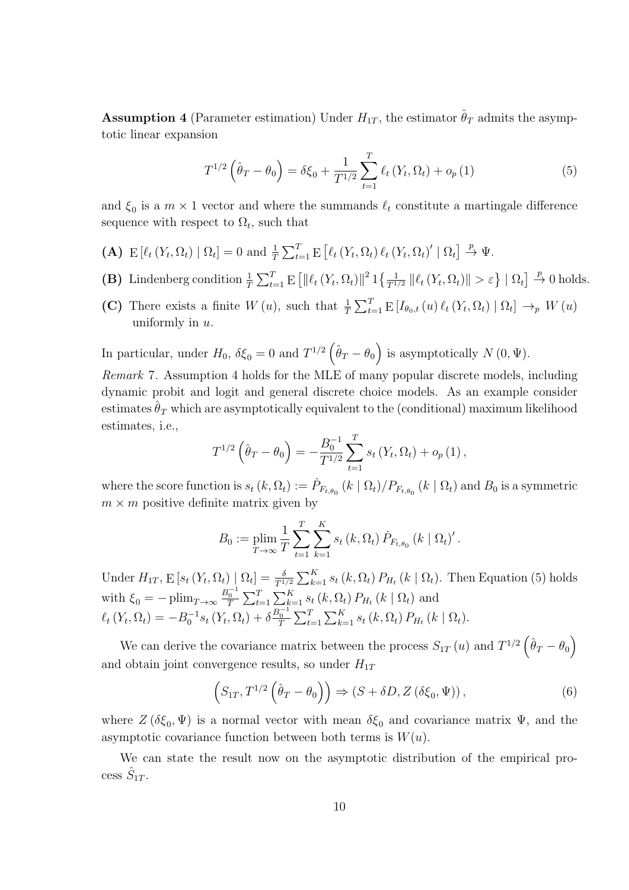**Assumption 4** (Parameter estimation) Under $H_{1T}$, the estimator $\hat{\theta}_T$ admits the asymptotic linear expansion

$$T^{1/2}\left(\hat{\theta}_T - \theta_0\right) = \delta\xi_0 + \frac{1}{T^{1/2}}\sum_{t=1}^{T} \ell_t\left(Y_t, \Omega_t\right) + o_p\left(1\right) \tag{5}$$

and $\xi_0$ is a $m \times 1$ vector and where the summands $\ell_t$ constitute a martingale difference sequence with respect to $\Omega_t$, such that

**(A)** $\mathrm{E}\left[\ell_t\left(Y_t, \Omega_t\right) \mid \Omega_t\right] = 0$ and $\frac{1}{T}\sum_{t=1}^{T} \mathrm{E}\left[\ell_t\left(Y_t, \Omega_t\right)\ell_t\left(Y_t, \Omega_t\right)' \mid \Omega_t\right] \xrightarrow{p} \Psi$.

**(B)** Lindenberg condition $\frac{1}{T}\sum_{t=1}^{T} \mathrm{E}\left[\left\|\ell_t\left(Y_t, \Omega_t\right)\right\|^2 1\left\{\frac{1}{T^{1/2}}\left\|\ell_t\left(Y_t, \Omega_t\right)\right\| > \varepsilon\right\} \mid \Omega_t\right] \xrightarrow{p} 0$ holds.

**(C)** There exists a finite $W\left(u\right)$, such that $\frac{1}{T}\sum_{t=1}^{T} \mathrm{E}\left[I_{\theta_0,t}\left(u\right)\ell_t\left(Y_t, \Omega_t\right) \mid \Omega_t\right] \to_p W\left(u\right)$ uniformly in $u$.

In particular, under $H_0$, $\delta\xi_0 = 0$ and $T^{1/2}\left(\hat{\theta}_T - \theta_0\right)$ is asymptotically $N\left(0, \Psi\right)$.

*Remark* 7. Assumption 4 holds for the MLE of many popular discrete models, including dynamic probit and logit and general discrete choice models. As an example consider estimates $\hat{\theta}_T$ which are asymptotically equivalent to the (conditional) maximum likelihood estimates, i.e.,

$$T^{1/2}\left(\hat{\theta}_T - \theta_0\right) = -\frac{B_0^{-1}}{T^{1/2}}\sum_{t=1}^{T} s_t\left(Y_t, \Omega_t\right) + o_p\left(1\right),$$

where the score function is $s_t\left(k, \Omega_t\right) := \dot{P}_{F_{t,\theta_0}}\left(k \mid \Omega_t\right)/P_{F_{t,\theta_0}}\left(k \mid \Omega_t\right)$ and $B_0$ is a symmetric $m \times m$ positive definite matrix given by

$$B_0 := \operatorname*{plim}_{T\to\infty} \frac{1}{T}\sum_{t=1}^{T}\sum_{k=1}^{K} s_t\left(k, \Omega_t\right)\dot{P}_{F_{t,\theta_0}}\left(k \mid \Omega_t\right)'.$$

Under $H_{1T}$, $\mathrm{E}\left[s_t\left(Y_t, \Omega_t\right) \mid \Omega_t\right] = \frac{\delta}{T^{1/2}}\sum_{k=1}^{K} s_t\left(k, \Omega_t\right)P_{H_t}\left(k \mid \Omega_t\right)$. Then Equation (5) holds with $\xi_0 = -\operatorname{plim}_{T\to\infty}\frac{B_0^{-1}}{T}\sum_{t=1}^{T}\sum_{k=1}^{K} s_t\left(k, \Omega_t\right)P_{H_t}\left(k \mid \Omega_t\right)$ and
$\ell_t\left(Y_t, \Omega_t\right) = -B_0^{-1}s_t\left(Y_t, \Omega_t\right) + \delta\frac{B_0^{-1}}{T}\sum_{t=1}^{T}\sum_{k=1}^{K} s_t\left(k, \Omega_t\right)P_{H_t}\left(k \mid \Omega_t\right)$.

We can derive the covariance matrix between the process $S_{1T}\left(u\right)$ and $T^{1/2}\left(\hat{\theta}_T - \theta_0\right)$ and obtain joint convergence results, so under $H_{1T}$

$$\left(S_{1T}, T^{1/2}\left(\hat{\theta}_T - \theta_0\right)\right) \Rightarrow \left(S + \delta D, Z\left(\delta\xi_0, \Psi\right)\right), \tag{6}$$

where $Z\left(\delta\xi_0, \Psi\right)$ is a normal vector with mean $\delta\xi_0$ and covariance matrix $\Psi$, and the asymptotic covariance function between both terms is $W(u)$.

We can state the result now on the asymptotic distribution of the empirical process $\hat{S}_{1T}$.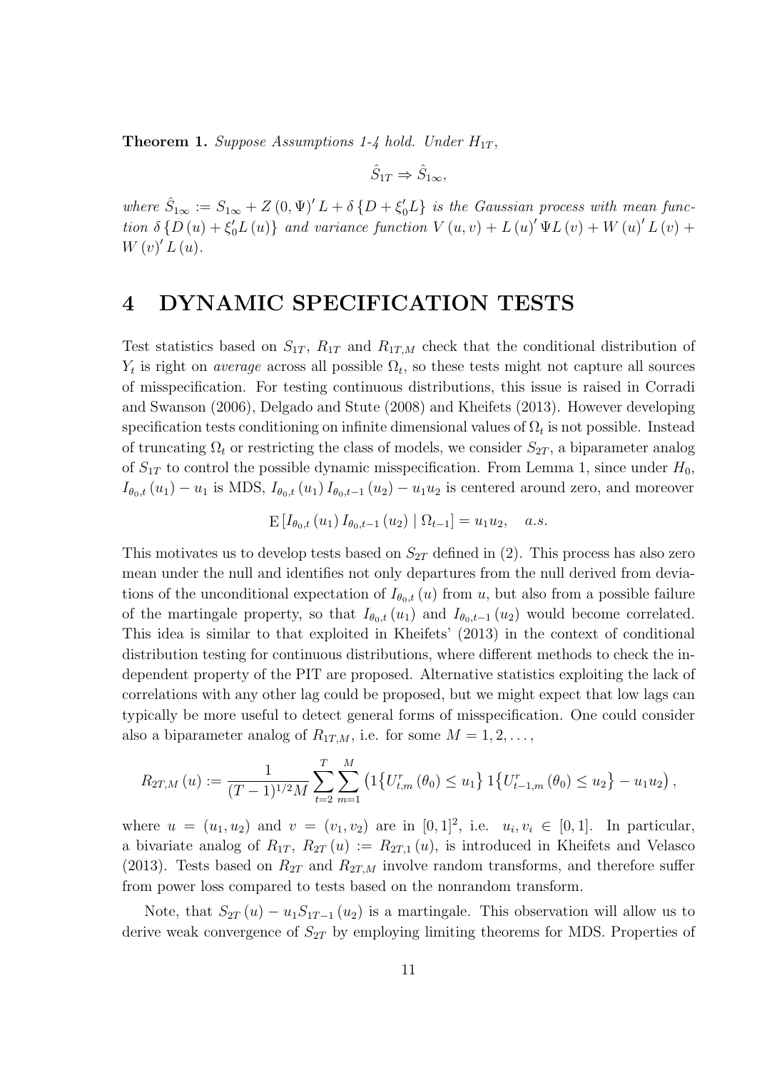**Theorem 1.** *Suppose Assumptions 1-4 hold. Under $H_{1T}$,*

$$\hat{S}_{1T} \Rightarrow \hat{S}_{1\infty},$$

*where $\hat{S}_{1\infty} := S_{1\infty} + Z(0, \Psi)' L + \delta \{D + \xi_0' L\}$ is the Gaussian process with mean function $\delta \{D(u) + \xi_0' L(u)\}$ and variance function $V(u, v) + L(u)' \Psi L(v) + W(u)' L(v) + W(v)' L(u)$.*

# 4 DYNAMIC SPECIFICATION TESTS

Test statistics based on $S_{1T}$, $R_{1T}$ and $R_{1T,M}$ check that the conditional distribution of $Y_t$ is right on *average* across all possible $\Omega_t$, so these tests might not capture all sources of misspecification. For testing continuous distributions, this issue is raised in Corradi and Swanson (2006), Delgado and Stute (2008) and Kheifets (2013). However developing specification tests conditioning on infinite dimensional values of $\Omega_t$ is not possible. Instead of truncating $\Omega_t$ or restricting the class of models, we consider $S_{2T}$, a biparameter analog of $S_{1T}$ to control the possible dynamic misspecification. From Lemma 1, since under $H_0$, $I_{\theta_0,t}(u_1) - u_1$ is MDS, $I_{\theta_0,t}(u_1) I_{\theta_0,t-1}(u_2) - u_1 u_2$ is centered around zero, and moreover

$$\mathrm{E}\left[I_{\theta_0,t}(u_1) I_{\theta_0,t-1}(u_2) \mid \Omega_{t-1}\right] = u_1 u_2, \quad a.s.$$

This motivates us to develop tests based on $S_{2T}$ defined in (2). This process has also zero mean under the null and identifies not only departures from the null derived from deviations of the unconditional expectation of $I_{\theta_0,t}(u)$ from $u$, but also from a possible failure of the martingale property, so that $I_{\theta_0,t}(u_1)$ and $I_{\theta_0,t-1}(u_2)$ would become correlated. This idea is similar to that exploited in Kheifets' (2013) in the context of conditional distribution testing for continuous distributions, where different methods to check the independent property of the PIT are proposed. Alternative statistics exploiting the lack of correlations with any other lag could be proposed, but we might expect that low lags can typically be more useful to detect general forms of misspecification. One could consider also a biparameter analog of $R_{1T,M}$, i.e. for some $M = 1, 2, \ldots$,

$$R_{2T,M}(u) := \frac{1}{(T-1)^{1/2} M} \sum_{t=2}^{T} \sum_{m=1}^{M} \left( 1\left\{U_{t,m}^{r}(\theta_0) \leq u_1\right\} 1\left\{U_{t-1,m}^{r}(\theta_0) \leq u_2\right\} - u_1 u_2 \right),$$

where $u = (u_1, u_2)$ and $v = (v_1, v_2)$ are in $[0,1]^2$, i.e. $u_i, v_i \in [0,1]$. In particular, a bivariate analog of $R_{1T}$, $R_{2T}(u) := R_{2T,1}(u)$, is introduced in Kheifets and Velasco (2013). Tests based on $R_{2T}$ and $R_{2T,M}$ involve random transforms, and therefore suffer from power loss compared to tests based on the nonrandom transform.

Note, that $S_{2T}(u) - u_1 S_{1T-1}(u_2)$ is a martingale. This observation will allow us to derive weak convergence of $S_{2T}$ by employing limiting theorems for MDS. Properties of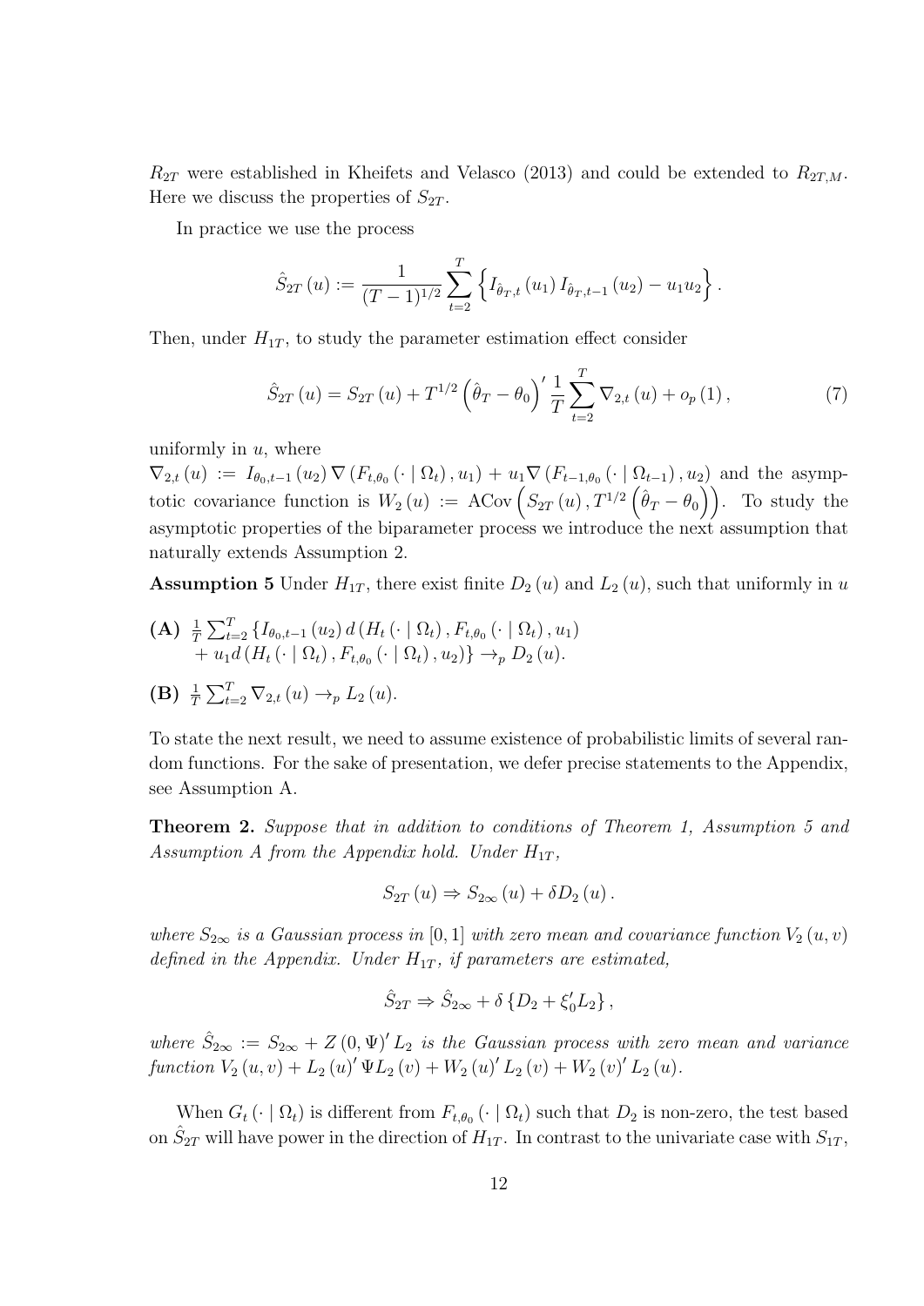$R_{2T}$ were established in Kheifets and Velasco (2013) and could be extended to $R_{2T,M}$. Here we discuss the properties of $S_{2T}$.

In practice we use the process

$$\hat{S}_{2T}(u) := \frac{1}{(T-1)^{1/2}} \sum_{t=2}^{T} \left\{ I_{\hat{\theta}_T,t}(u_1)\, I_{\hat{\theta}_T,t-1}(u_2) - u_1 u_2 \right\}.$$

Then, under $H_{1T}$, to study the parameter estimation effect consider

$$\hat{S}_{2T}(u) = S_{2T}(u) + T^{1/2}\left(\hat{\theta}_T - \theta_0\right)' \frac{1}{T} \sum_{t=2}^{T} \nabla_{2,t}(u) + o_p(1), \tag{7}$$

uniformly in $u$, where
$\nabla_{2,t}(u) := I_{\theta_0,t-1}(u_2)\, \nabla\left(F_{t,\theta_0}(\cdot \mid \Omega_t), u_1\right) + u_1 \nabla\left(F_{t-1,\theta_0}(\cdot \mid \Omega_{t-1}), u_2\right)$ and the asymptotic covariance function is $W_2(u) := \mathrm{ACov}\left(S_{2T}(u), T^{1/2}\left(\hat{\theta}_T - \theta_0\right)\right)$. To study the asymptotic properties of the biparameter process we introduce the next assumption that naturally extends Assumption 2.

**Assumption 5** Under $H_{1T}$, there exist finite $D_2(u)$ and $L_2(u)$, such that uniformly in $u$

**(A)** $\frac{1}{T}\sum_{t=2}^{T} \{ I_{\theta_0,t-1}(u_2)\, d\left(H_t(\cdot \mid \Omega_t), F_{t,\theta_0}(\cdot \mid \Omega_t), u_1\right)$
$+ u_1 d\left(H_t(\cdot \mid \Omega_t), F_{t,\theta_0}(\cdot \mid \Omega_t), u_2\right)\} \to_p D_2(u)$.

**(B)** $\frac{1}{T}\sum_{t=2}^{T} \nabla_{2,t}(u) \to_p L_2(u)$.

To state the next result, we need to assume existence of probabilistic limits of several random functions. For the sake of presentation, we defer precise statements to the Appendix, see Assumption A.

**Theorem 2.** *Suppose that in addition to conditions of Theorem 1, Assumption 5 and Assumption A from the Appendix hold. Under $H_{1T}$,*

$$S_{2T}(u) \Rightarrow S_{2\infty}(u) + \delta D_2(u).$$

*where $S_{2\infty}$ is a Gaussian process in $[0,1]$ with zero mean and covariance function $V_2(u,v)$ defined in the Appendix. Under $H_{1T}$, if parameters are estimated,*

$$\hat{S}_{2T} \Rightarrow \hat{S}_{2\infty} + \delta\left\{D_2 + \xi_0' L_2\right\},$$

*where $\hat{S}_{2\infty} := S_{2\infty} + Z(0,\Psi)' L_2$ is the Gaussian process with zero mean and variance function $V_2(u,v) + L_2(u)' \Psi L_2(v) + W_2(u)' L_2(v) + W_2(v)' L_2(u)$.*

When $G_t(\cdot \mid \Omega_t)$ is different from $F_{t,\theta_0}(\cdot \mid \Omega_t)$ such that $D_2$ is non-zero, the test based on $\hat{S}_{2T}$ will have power in the direction of $H_{1T}$. In contrast to the univariate case with $S_{1T}$,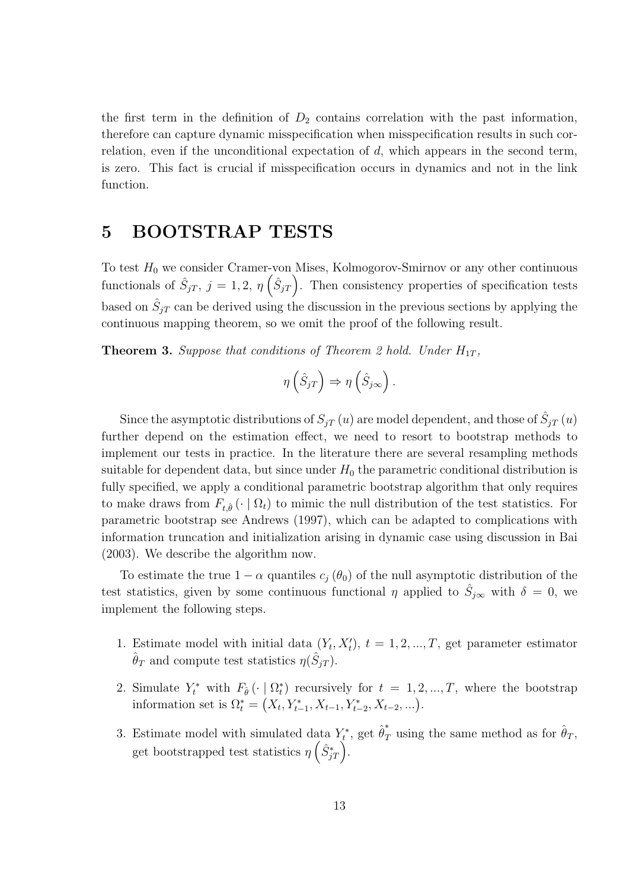the first term in the definition of $D_2$ contains correlation with the past information, therefore can capture dynamic misspecification when misspecification results in such correlation, even if the unconditional expectation of $d$, which appears in the second term, is zero. This fact is crucial if misspecification occurs in dynamics and not in the link function.

# 5 BOOTSTRAP TESTS

To test $H_0$ we consider Cramer-von Mises, Kolmogorov-Smirnov or any other continuous functionals of $\hat{S}_{jT},\ j = 1, 2,\ \eta\left(\hat{S}_{jT}\right)$. Then consistency properties of specification tests based on $\hat{S}_{jT}$ can be derived using the discussion in the previous sections by applying the continuous mapping theorem, so we omit the proof of the following result.

**Theorem 3.** *Suppose that conditions of Theorem 2 hold. Under $H_{1T}$,*

$$\eta\left(\hat{S}_{jT}\right) \Rightarrow \eta\left(\hat{S}_{j\infty}\right).$$

Since the asymptotic distributions of $S_{jT}(u)$ are model dependent, and those of $\hat{S}_{jT}(u)$ further depend on the estimation effect, we need to resort to bootstrap methods to implement our tests in practice. In the literature there are several resampling methods suitable for dependent data, but since under $H_0$ the parametric conditional distribution is fully specified, we apply a conditional parametric bootstrap algorithm that only requires to make draws from $F_{t,\hat{\theta}}(\cdot \mid \Omega_t)$ to mimic the null distribution of the test statistics. For parametric bootstrap see Andrews (1997), which can be adapted to complications with information truncation and initialization arising in dynamic case using discussion in Bai (2003). We describe the algorithm now.

To estimate the true $1-\alpha$ quantiles $c_j(\theta_0)$ of the null asymptotic distribution of the test statistics, given by some continuous functional $\eta$ applied to $\hat{S}_{j\infty}$ with $\delta = 0$, we implement the following steps.

1. Estimate model with initial data $(Y_t, X_t')$, $t = 1, 2, ..., T$, get parameter estimator $\hat{\theta}_T$ and compute test statistics $\eta(\hat{S}_{jT})$.
2. Simulate $Y_t^*$ with $F_{\hat{\theta}}(\cdot \mid \Omega_t^*)$ recursively for $t = 1, 2, ..., T$, where the bootstrap information set is $\Omega_t^* = \left(X_t, Y_{t-1}^*, X_{t-1}, Y_{t-2}^*, X_{t-2}, ...\right)$.
3. Estimate model with simulated data $Y_t^*$, get $\hat{\theta}_T^*$ using the same method as for $\hat{\theta}_T$, get bootstrapped test statistics $\eta\left(\hat{S}_{jT}^*\right)$.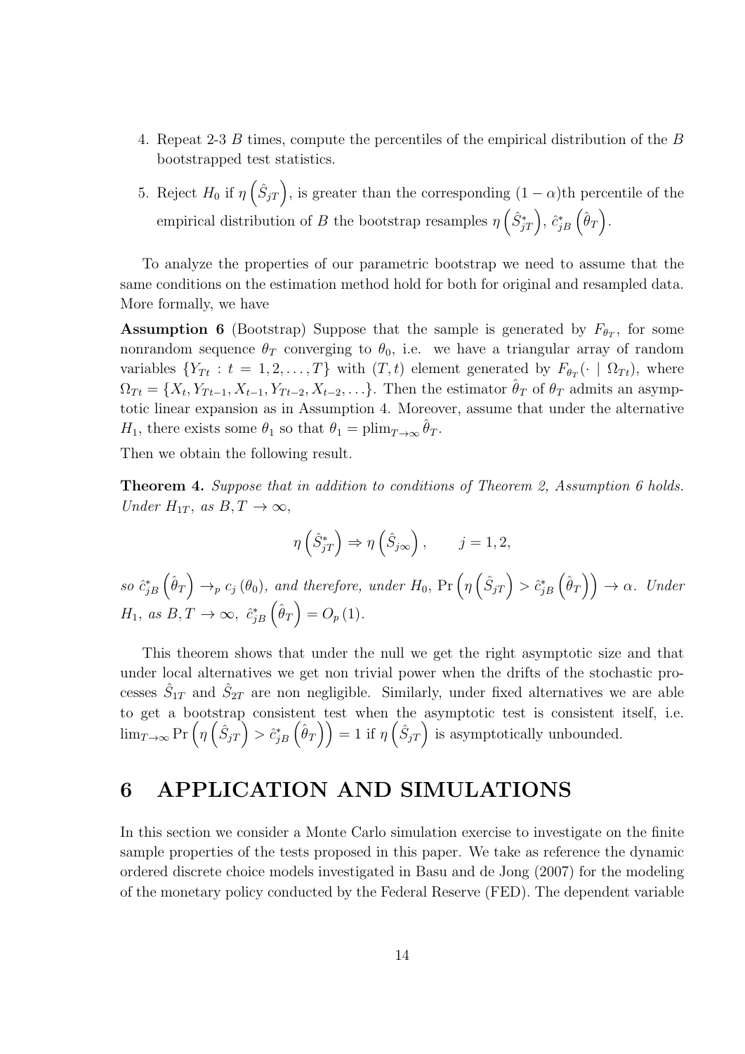4. Repeat 2-3 $B$ times, compute the percentiles of the empirical distribution of the $B$ bootstrapped test statistics.

5. Reject $H_0$ if $\eta\left(\hat{S}_{jT}\right)$, is greater than the corresponding $(1-\alpha)$th percentile of the empirical distribution of $B$ the bootstrap resamples $\eta\left(\hat{S}^*_{jT}\right)$, $\hat{c}^*_{jB}\left(\hat{\theta}_T\right)$.

To analyze the properties of our parametric bootstrap we need to assume that the same conditions on the estimation method hold for both for original and resampled data. More formally, we have

**Assumption 6** (Bootstrap) Suppose that the sample is generated by $F_{\theta_T}$, for some nonrandom sequence $\theta_T$ converging to $\theta_0$, i.e. we have a triangular array of random variables $\{Y_{Tt} : t = 1, 2, \ldots, T\}$ with $(T, t)$ element generated by $F_{\theta_T}(\cdot \mid \Omega_{Tt})$, where $\Omega_{Tt} = \{X_t, Y_{Tt-1}, X_{t-1}, Y_{Tt-2}, X_{t-2}, \ldots\}$. Then the estimator $\hat{\theta}_T$ of $\theta_T$ admits an asymptotic linear expansion as in Assumption 4. Moreover, assume that under the alternative $H_1$, there exists some $\theta_1$ so that $\theta_1 = \text{plim}_{T\to\infty}\hat{\theta}_T$.

Then we obtain the following result.

**Theorem 4.** *Suppose that in addition to conditions of Theorem 2, Assumption 6 holds. Under $H_{1T}$, as $B, T \to \infty$,*

$$\eta\left(\hat{S}^*_{jT}\right) \Rightarrow \eta\left(\hat{S}_{j\infty}\right), \qquad j = 1, 2,$$

*so $\hat{c}^*_{jB}\left(\hat{\theta}_T\right) \to_p c_j\left(\theta_0\right)$, and therefore, under $H_0$, $\Pr\left(\eta\left(\hat{S}_{jT}\right) > \hat{c}^*_{jB}\left(\hat{\theta}_T\right)\right) \to \alpha$. Under $H_1$, as $B, T \to \infty$, $\hat{c}^*_{jB}\left(\hat{\theta}_T\right) = O_p\left(1\right)$.*

This theorem shows that under the null we get the right asymptotic size and that under local alternatives we get non trivial power when the drifts of the stochastic processes $\hat{S}_{1T}$ and $\hat{S}_{2T}$ are non negligible. Similarly, under fixed alternatives we are able to get a bootstrap consistent test when the asymptotic test is consistent itself, i.e. $\lim_{T\to\infty}\Pr\left(\eta\left(\hat{S}_{jT}\right) > \hat{c}^*_{jB}\left(\hat{\theta}_T\right)\right) = 1$ if $\eta\left(\hat{S}_{jT}\right)$ is asymptotically unbounded.

# 6 APPLICATION AND SIMULATIONS

In this section we consider a Monte Carlo simulation exercise to investigate on the finite sample properties of the tests proposed in this paper. We take as reference the dynamic ordered discrete choice models investigated in Basu and de Jong (2007) for the modeling of the monetary policy conducted by the Federal Reserve (FED). The dependent variable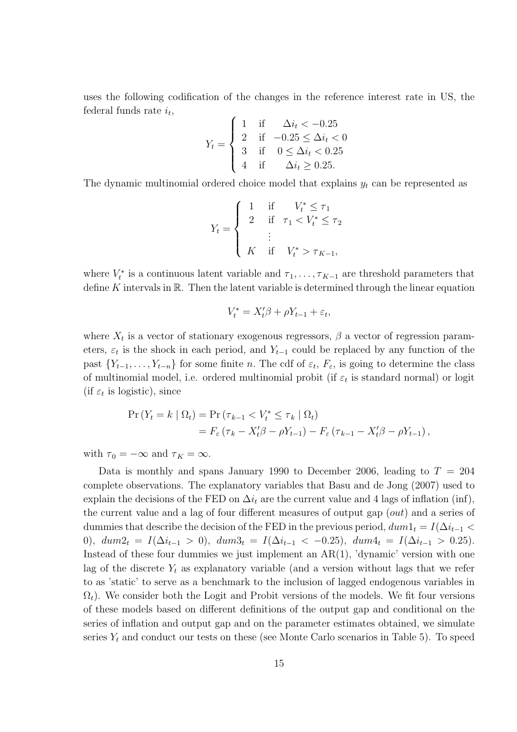uses the following codification of the changes in the reference interest rate in US, the federal funds rate $i_t$,

$$Y_t = \begin{cases} 1 & \text{if} \quad \Delta i_t < -0.25 \\ 2 & \text{if} \quad -0.25 \leq \Delta i_t < 0 \\ 3 & \text{if} \quad 0 \leq \Delta i_t < 0.25 \\ 4 & \text{if} \quad \Delta i_t \geq 0.25. \end{cases}$$

The dynamic multinomial ordered choice model that explains $y_t$ can be represented as

$$Y_t = \begin{cases} 1 & \text{if} \quad V_t^* \leq \tau_1 \\ 2 & \text{if} \quad \tau_1 < V_t^* \leq \tau_2 \\ & \vdots \\ K & \text{if} \quad V_t^* > \tau_{K-1}, \end{cases}$$

where $V_t^*$ is a continuous latent variable and $\tau_1, \ldots, \tau_{K-1}$ are threshold parameters that define $K$ intervals in $\mathbb{R}$. Then the latent variable is determined through the linear equation

$$V_t^* = X_t'\beta + \rho Y_{t-1} + \varepsilon_t,$$

where $X_t$ is a vector of stationary exogenous regressors, $\beta$ a vector of regression parameters, $\varepsilon_t$ is the shock in each period, and $Y_{t-1}$ could be replaced by any function of the past $\{Y_{t-1}, \ldots, Y_{t-n}\}$ for some finite $n$. The cdf of $\varepsilon_t$, $F_\varepsilon$, is going to determine the class of multinomial model, i.e. ordered multinomial probit (if $\varepsilon_t$ is standard normal) or logit (if $\varepsilon_t$ is logistic), since

$$\begin{aligned} \Pr\left(Y_t = k \mid \Omega_t\right) &= \Pr\left(\tau_{k-1} < V_t^* \leq \tau_k \mid \Omega_t\right) \\ &= F_\varepsilon\left(\tau_k - X_t'\beta - \rho Y_{t-1}\right) - F_\varepsilon\left(\tau_{k-1} - X_t'\beta - \rho Y_{t-1}\right), \end{aligned}$$

with $\tau_0 = -\infty$ and $\tau_K = \infty$.

Data is monthly and spans January 1990 to December 2006, leading to $T = 204$ complete observations. The explanatory variables that Basu and de Jong (2007) used to explain the decisions of the FED on $\Delta i_t$ are the current value and 4 lags of inflation (inf), the current value and a lag of four different measures of output gap (*out*) and a series of dummies that describe the decision of the FED in the previous period, $dum1_t = I(\Delta i_{t-1} < 0)$, $dum2_t = I(\Delta i_{t-1} > 0)$, $dum3_t = I(\Delta i_{t-1} < -0.25)$, $dum4_t = I(\Delta i_{t-1} > 0.25)$. Instead of these four dummies we just implement an AR(1), 'dynamic' version with one lag of the discrete $Y_t$ as explanatory variable (and a version without lags that we refer to as 'static' to serve as a benchmark to the inclusion of lagged endogenous variables in $\Omega_t$). We consider both the Logit and Probit versions of the models. We fit four versions of these models based on different definitions of the output gap and conditional on the series of inflation and output gap and on the parameter estimates obtained, we simulate series $Y_t$ and conduct our tests on these (see Monte Carlo scenarios in Table 5). To speed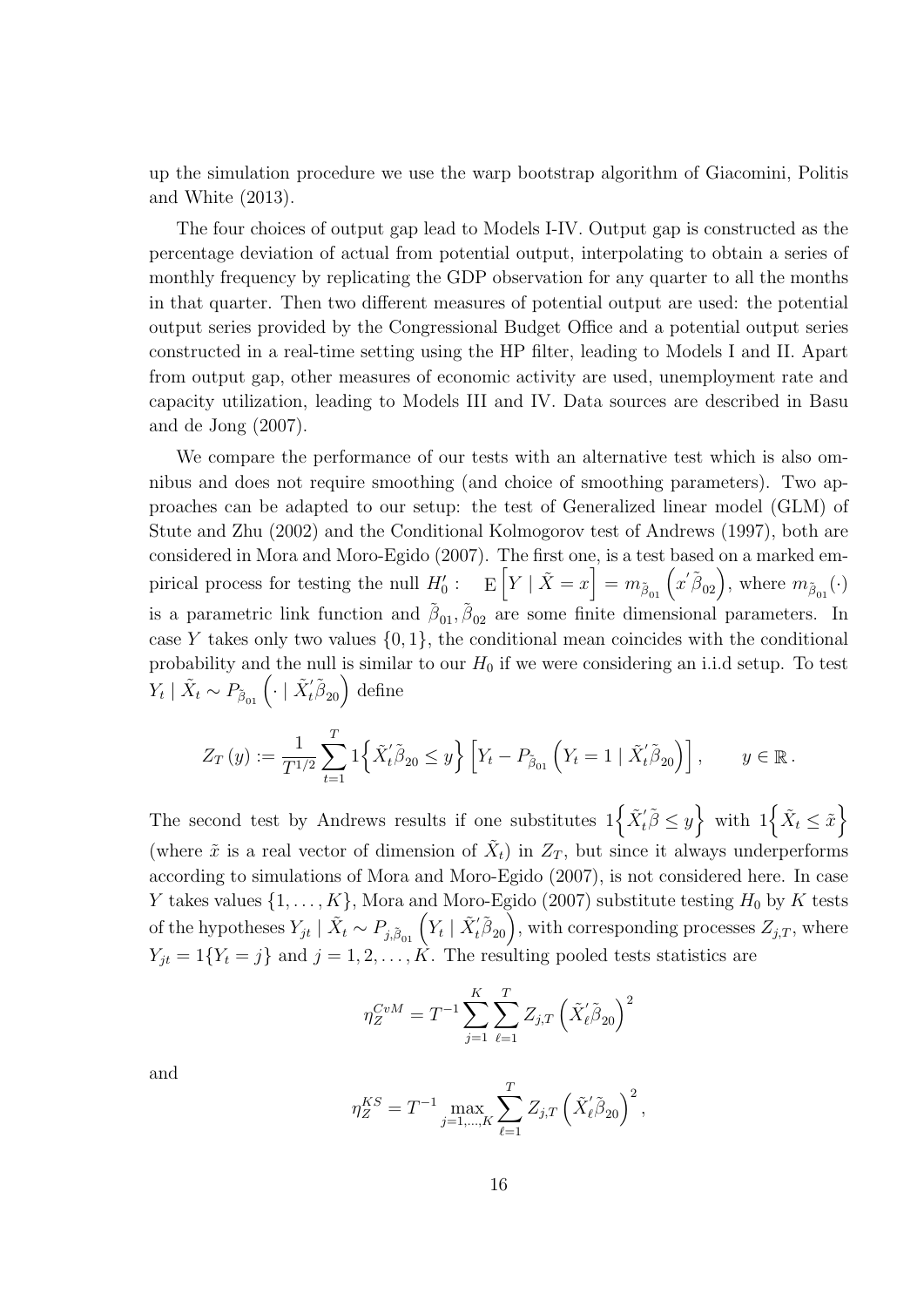up the simulation procedure we use the warp bootstrap algorithm of Giacomini, Politis and White (2013).

The four choices of output gap lead to Models I-IV. Output gap is constructed as the percentage deviation of actual from potential output, interpolating to obtain a series of monthly frequency by replicating the GDP observation for any quarter to all the months in that quarter. Then two different measures of potential output are used: the potential output series provided by the Congressional Budget Office and a potential output series constructed in a real-time setting using the HP filter, leading to Models I and II. Apart from output gap, other measures of economic activity are used, unemployment rate and capacity utilization, leading to Models III and IV. Data sources are described in Basu and de Jong (2007).

We compare the performance of our tests with an alternative test which is also omnibus and does not require smoothing (and choice of smoothing parameters). Two approaches can be adapted to our setup: the test of Generalized linear model (GLM) of Stute and Zhu (2002) and the Conditional Kolmogorov test of Andrews (1997), both are considered in Mora and Moro-Egido (2007). The first one, is a test based on a marked empirical process for testing the null $H_0' : \quad \mathrm{E}\left[Y \mid \tilde{X} = x\right] = m_{\tilde{\beta}_{01}}\left(x'\tilde{\beta}_{02}\right)$, where $m_{\tilde{\beta}_{01}}(\cdot)$ is a parametric link function and $\tilde{\beta}_{01}, \tilde{\beta}_{02}$ are some finite dimensional parameters. In case $Y$ takes only two values $\{0, 1\}$, the conditional mean coincides with the conditional probability and the null is similar to our $H_0$ if we were considering an i.i.d setup. To test $Y_t \mid \tilde{X}_t \sim P_{\tilde{\beta}_{01}}\left(\cdot \mid \tilde{X}_t'\tilde{\beta}_{20}\right)$ define

$$Z_T(y) := \frac{1}{T^{1/2}} \sum_{t=1}^{T} 1\left\{\tilde{X}_t'\tilde{\beta}_{20} \leq y\right\} \left[Y_t - P_{\tilde{\beta}_{01}}\left(Y_t = 1 \mid \tilde{X}_t'\tilde{\beta}_{20}\right)\right], \qquad y \in \mathbb{R}.$$

The second test by Andrews results if one substitutes $1\left\{\tilde{X}_t'\tilde{\beta} \leq y\right\}$ with $1\left\{\tilde{X}_t \leq \tilde{x}\right\}$ (where $\tilde{x}$ is a real vector of dimension of $\tilde{X}_t$) in $Z_T$, but since it always underperforms according to simulations of Mora and Moro-Egido (2007), is not considered here. In case $Y$ takes values $\{1, \ldots, K\}$, Mora and Moro-Egido (2007) substitute testing $H_0$ by $K$ tests of the hypotheses $Y_{jt} \mid \tilde{X}_t \sim P_{j,\tilde{\beta}_{01}}\left(Y_t \mid \tilde{X}_t'\tilde{\beta}_{20}\right)$, with corresponding processes $Z_{j,T}$, where $Y_{jt} = 1\{Y_t = j\}$ and $j = 1, 2, \ldots, K$. The resulting pooled tests statistics are

$$\eta_Z^{CvM} = T^{-1} \sum_{j=1}^{K} \sum_{\ell=1}^{T} Z_{j,T}\left(\tilde{X}_\ell'\tilde{\beta}_{20}\right)^2$$

and

$$\eta_Z^{KS} = T^{-1} \max_{j=1,\ldots,K} \sum_{\ell=1}^{T} Z_{j,T}\left(\tilde{X}_\ell'\tilde{\beta}_{20}\right)^2,$$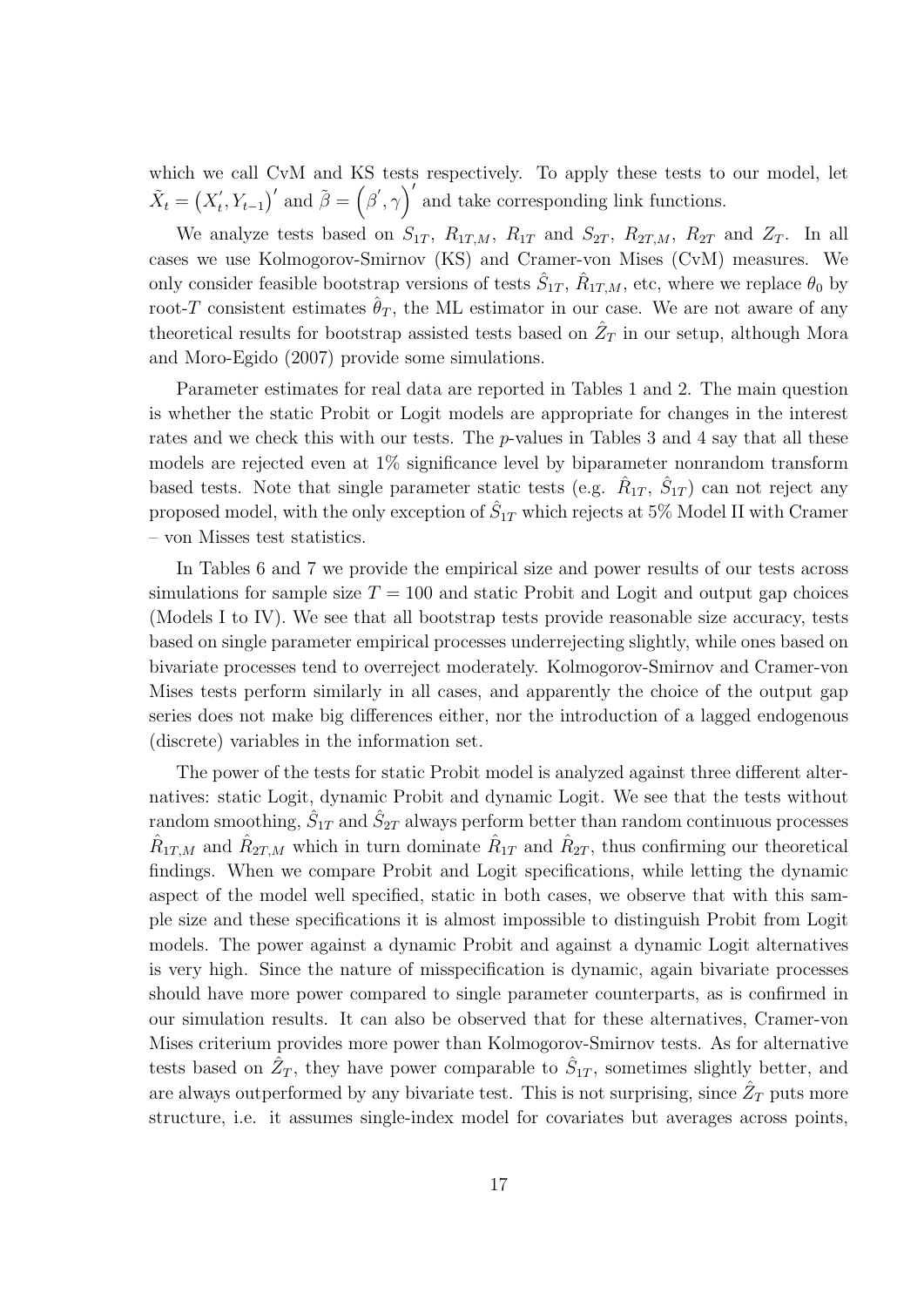which we call CvM and KS tests respectively. To apply these tests to our model, let $\tilde{X}_t = \left(X_t', Y_{t-1}\right)'$ and $\tilde{\beta} = \left(\beta', \gamma\right)'$ and take corresponding link functions.

We analyze tests based on $S_{1T}$, $R_{1T,M}$, $R_{1T}$ and $S_{2T}$, $R_{2T,M}$, $R_{2T}$ and $Z_T$. In all cases we use Kolmogorov-Smirnov (KS) and Cramer-von Mises (CvM) measures. We only consider feasible bootstrap versions of tests $\hat{S}_{1T}$, $\hat{R}_{1T,M}$, etc, where we replace $\theta_0$ by root-$T$ consistent estimates $\hat{\theta}_T$, the ML estimator in our case. We are not aware of any theoretical results for bootstrap assisted tests based on $\hat{Z}_T$ in our setup, although Mora and Moro-Egido (2007) provide some simulations.

Parameter estimates for real data are reported in Tables 1 and 2. The main question is whether the static Probit or Logit models are appropriate for changes in the interest rates and we check this with our tests. The $p$-values in Tables 3 and 4 say that all these models are rejected even at 1% significance level by biparameter nonrandom transform based tests. Note that single parameter static tests (e.g. $\hat{R}_{1T}$, $\hat{S}_{1T}$) can not reject any proposed model, with the only exception of $\hat{S}_{1T}$ which rejects at 5% Model II with Cramer – von Misses test statistics.

In Tables 6 and 7 we provide the empirical size and power results of our tests across simulations for sample size $T = 100$ and static Probit and Logit and output gap choices (Models I to IV). We see that all bootstrap tests provide reasonable size accuracy, tests based on single parameter empirical processes underrejecting slightly, while ones based on bivariate processes tend to overreject moderately. Kolmogorov-Smirnov and Cramer-von Mises tests perform similarly in all cases, and apparently the choice of the output gap series does not make big differences either, nor the introduction of a lagged endogenous (discrete) variables in the information set.

The power of the tests for static Probit model is analyzed against three different alternatives: static Logit, dynamic Probit and dynamic Logit. We see that the tests without random smoothing, $\hat{S}_{1T}$ and $\hat{S}_{2T}$ always perform better than random continuous processes $\hat{R}_{1T,M}$ and $\hat{R}_{2T,M}$ which in turn dominate $\hat{R}_{1T}$ and $\hat{R}_{2T}$, thus confirming our theoretical findings. When we compare Probit and Logit specifications, while letting the dynamic aspect of the model well specified, static in both cases, we observe that with this sample size and these specifications it is almost impossible to distinguish Probit from Logit models. The power against a dynamic Probit and against a dynamic Logit alternatives is very high. Since the nature of misspecification is dynamic, again bivariate processes should have more power compared to single parameter counterparts, as is confirmed in our simulation results. It can also be observed that for these alternatives, Cramer-von Mises criterium provides more power than Kolmogorov-Smirnov tests. As for alternative tests based on $\hat{Z}_T$, they have power comparable to $\hat{S}_{1T}$, sometimes slightly better, and are always outperformed by any bivariate test. This is not surprising, since $\hat{Z}_T$ puts more structure, i.e. it assumes single-index model for covariates but averages across points,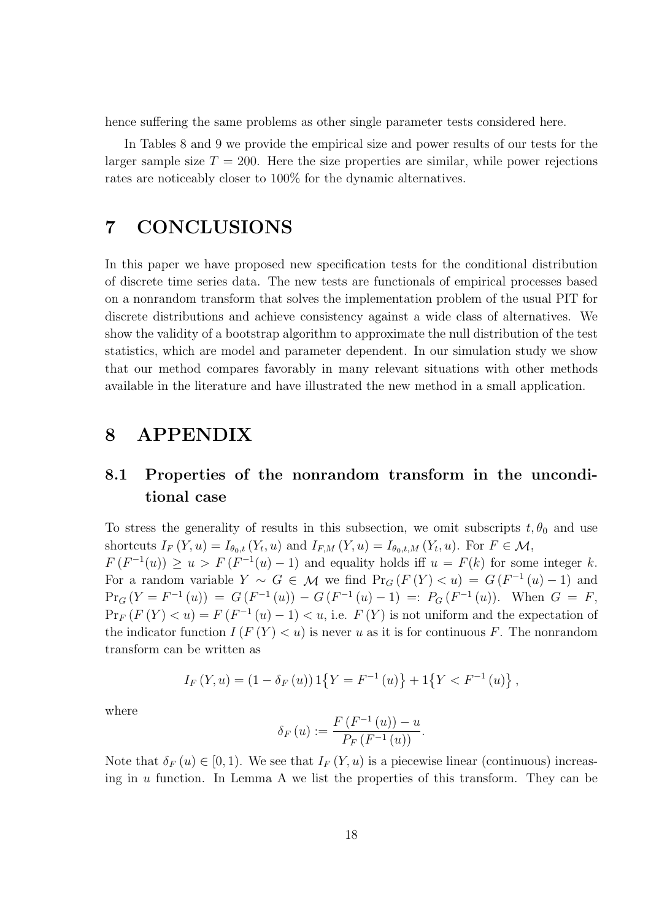hence suffering the same problems as other single parameter tests considered here.

In Tables 8 and 9 we provide the empirical size and power results of our tests for the larger sample size $T = 200$. Here the size properties are similar, while power rejections rates are noticeably closer to 100% for the dynamic alternatives.

# 7 CONCLUSIONS

In this paper we have proposed new specification tests for the conditional distribution of discrete time series data. The new tests are functionals of empirical processes based on a nonrandom transform that solves the implementation problem of the usual PIT for discrete distributions and achieve consistency against a wide class of alternatives. We show the validity of a bootstrap algorithm to approximate the null distribution of the test statistics, which are model and parameter dependent. In our simulation study we show that our method compares favorably in many relevant situations with other methods available in the literature and have illustrated the new method in a small application.

# 8 APPENDIX

## 8.1 Properties of the nonrandom transform in the unconditional case

To stress the generality of results in this subsection, we omit subscripts $t, \theta_0$ and use shortcuts $I_F(Y, u) = I_{\theta_0,t}(Y_t, u)$ and $I_{F,M}(Y, u) = I_{\theta_0,t,M}(Y_t, u)$. For $F \in \mathcal{M}$, $F(F^{-1}(u)) \geq u > F(F^{-1}(u) - 1)$ and equality holds iff $u = F(k)$ for some integer $k$. For a random variable $Y \sim G \in \mathcal{M}$ we find $\Pr_G(F(Y) < u) = G(F^{-1}(u) - 1)$ and $\Pr_G(Y = F^{-1}(u)) = G(F^{-1}(u)) - G(F^{-1}(u) - 1) =: P_G(F^{-1}(u))$. When $G = F$, $\Pr_F(F(Y) < u) = F(F^{-1}(u) - 1) < u$, i.e. $F(Y)$ is not uniform and the expectation of the indicator function $I(F(Y) < u)$ is never $u$ as it is for continuous $F$. The nonrandom transform can be written as

$$I_F(Y, u) = (1 - \delta_F(u)) 1\{Y = F^{-1}(u)\} + 1\{Y < F^{-1}(u)\},$$

where

$$\delta_F(u) := \frac{F(F^{-1}(u)) - u}{P_F(F^{-1}(u))}.$$

Note that $\delta_F(u) \in [0, 1)$. We see that $I_F(Y, u)$ is a piecewise linear (continuous) increasing in $u$ function. In Lemma A we list the properties of this transform. They can be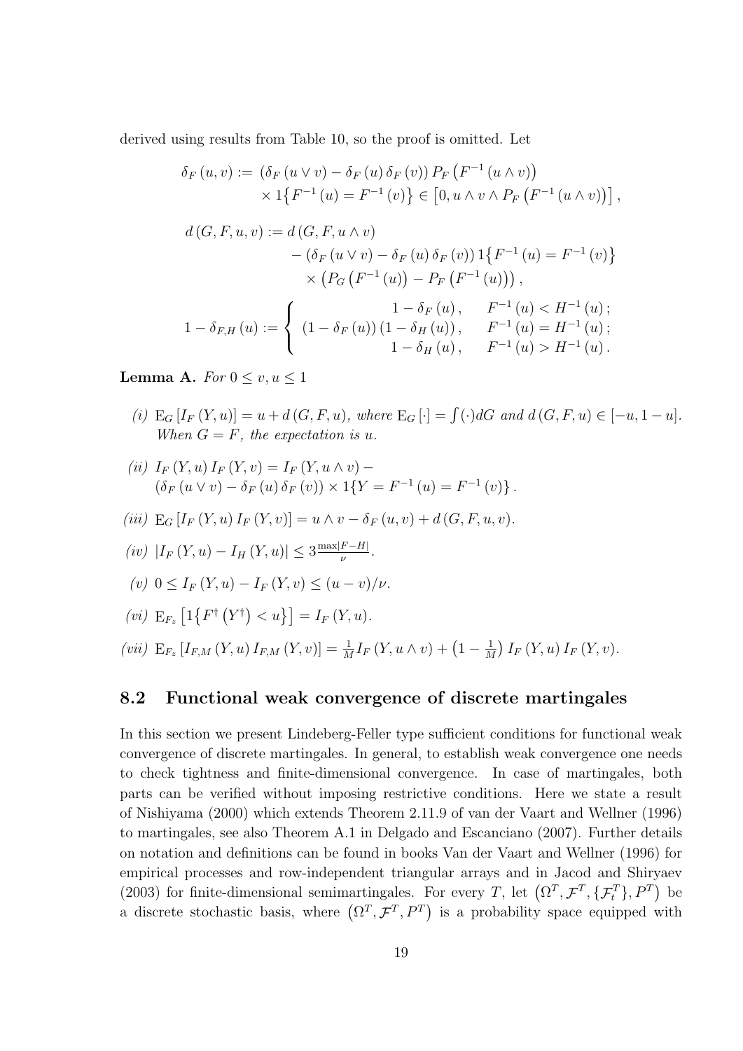derived using results from Table 10, so the proof is omitted. Let

$$
\begin{aligned}
\delta_F(u,v) &:= \left(\delta_F(u\vee v) - \delta_F(u)\,\delta_F(v)\right) P_F\left(F^{-1}(u\wedge v)\right) \\
&\quad \times 1\left\{F^{-1}(u) = F^{-1}(v)\right\} \in \left[0, u\wedge v \wedge P_F\left(F^{-1}(u\wedge v)\right)\right],
\end{aligned}
$$

$$
\begin{aligned}
d(G,F,u,v) &:= d(G,F,u\wedge v) \\
&\quad - \left(\delta_F(u\vee v) - \delta_F(u)\,\delta_F(v)\right) 1\left\{F^{-1}(u) = F^{-1}(v)\right\} \\
&\quad \times \left(P_G\left(F^{-1}(u)\right) - P_F\left(F^{-1}(u)\right)\right),
\end{aligned}
$$

$$
1 - \delta_{F,H}(u) := \begin{cases} 1 - \delta_F(u), & F^{-1}(u) < H^{-1}(u); \\ (1-\delta_F(u))(1-\delta_H(u)), & F^{-1}(u) = H^{-1}(u); \\ 1 - \delta_H(u), & F^{-1}(u) > H^{-1}(u). \end{cases}
$$

**Lemma A.** *For $0 \le v, u \le 1$*

*(i)* $\mathrm{E}_G\left[I_F(Y,u)\right] = u + d(G,F,u)$*, where* $\mathrm{E}_G[\cdot] = \int(\cdot)dG$ *and* $d(G,F,u) \in [-u, 1-u]$*. When $G = F$, the expectation is $u$.*

*(ii)* $I_F(Y,u)\,I_F(Y,v) = I_F(Y,u\wedge v) -$
$\left(\delta_F(u\vee v) - \delta_F(u)\,\delta_F(v)\right) \times 1\left\{Y = F^{-1}(u) = F^{-1}(v)\right\}.$

*(iii)* $\mathrm{E}_G\left[I_F(Y,u)\,I_F(Y,v)\right] = u\wedge v - \delta_F(u,v) + d(G,F,u,v).$

*(iv)* $\left|I_F(Y,u) - I_H(Y,u)\right| \le 3\frac{\max|F-H|}{\nu}.$

*(v)* $0 \le I_F(Y,u) - I_F(Y,v) \le (u-v)/\nu.$

*(vi)* $\mathrm{E}_{F_z}\left[1\left\{F^{\dagger}\left(Y^{\dagger}\right) < u\right\}\right] = I_F(Y,u).$

*(vii)* $\mathrm{E}_{F_z}\left[I_{F,M}(Y,u)\,I_{F,M}(Y,v)\right] = \frac{1}{M} I_F(Y,u\wedge v) + \left(1 - \frac{1}{M}\right) I_F(Y,u)\,I_F(Y,v).$

## 8.2 Functional weak convergence of discrete martingales

In this section we present Lindeberg-Feller type sufficient conditions for functional weak convergence of discrete martingales. In general, to establish weak convergence one needs to check tightness and finite-dimensional convergence. In case of martingales, both parts can be verified without imposing restrictive conditions. Here we state a result of Nishiyama (2000) which extends Theorem 2.11.9 of van der Vaart and Wellner (1996) to martingales, see also Theorem A.1 in Delgado and Escanciano (2007). Further details on notation and definitions can be found in books Van der Vaart and Wellner (1996) for empirical processes and row-independent triangular arrays and in Jacod and Shiryaev (2003) for finite-dimensional semimartingales. For every $T$, let $\left(\Omega^T, \mathcal{F}^T, \{\mathcal{F}_t^T\}, P^T\right)$ be a discrete stochastic basis, where $\left(\Omega^T, \mathcal{F}^T, P^T\right)$ is a probability space equipped with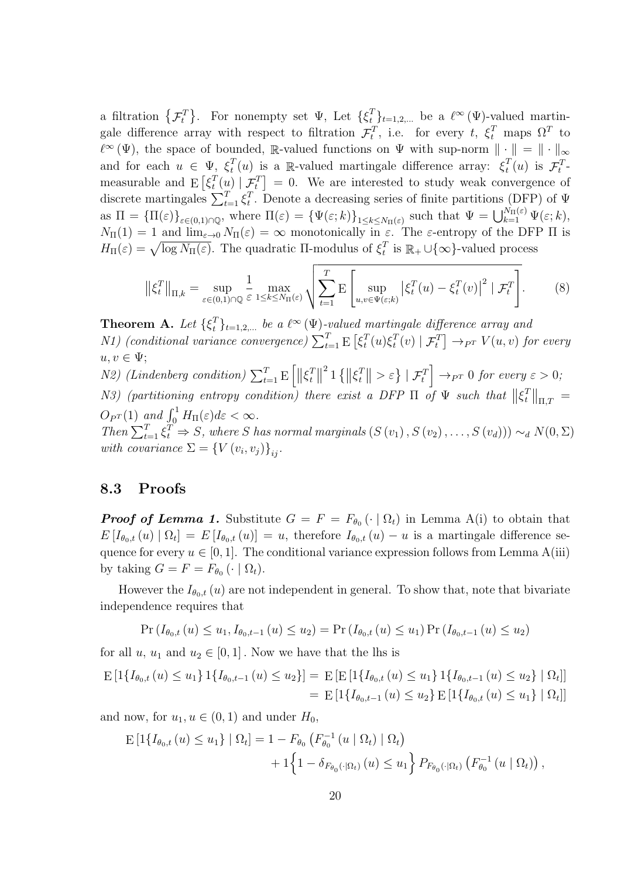a filtration $\left\{\mathcal{F}_t^T\right\}$. For nonempty set $\Psi$, Let $\{\xi_t^T\}_{t=1,2,\dots}$ be a $\ell^\infty(\Psi)$-valued martingale difference array with respect to filtration $\mathcal{F}_t^T$, i.e. for every $t$, $\xi_t^T$ maps $\Omega^T$ to $\ell^\infty(\Psi)$, the space of bounded, $\mathbb{R}$-valued functions on $\Psi$ with sup-norm $\|\cdot\| = \|\cdot\|_\infty$ and for each $u \in \Psi$, $\xi_t^T(u)$ is a $\mathbb{R}$-valued martingale difference array: $\xi_t^T(u)$ is $\mathcal{F}_t^T$-measurable and $\mathrm{E}\left[\xi_t^T(u) \mid \mathcal{F}_t^T\right] = 0$. We are interested to study weak convergence of discrete martingales $\sum_{t=1}^T \xi_t^T$. Denote a decreasing series of finite partitions (DFP) of $\Psi$ as $\Pi = \{\Pi(\varepsilon)\}_{\varepsilon\in(0,1)\cap\mathbb{Q}}$, where $\Pi(\varepsilon) = \{\Psi(\varepsilon;k)\}_{1\le k\le N_\Pi(\varepsilon)}$ such that $\Psi = \bigcup_{k=1}^{N_\Pi(\varepsilon)} \Psi(\varepsilon;k)$, $N_\Pi(1) = 1$ and $\lim_{\varepsilon\to 0} N_\Pi(\varepsilon) = \infty$ monotonically in $\varepsilon$. The $\varepsilon$-entropy of the DFP $\Pi$ is $H_\Pi(\varepsilon) = \sqrt{\log N_\Pi(\varepsilon)}$. The quadratic $\Pi$-modulus of $\xi_t^T$ is $\mathbb{R}_+ \cup \{\infty\}$-valued process

$$\left\|\xi_t^T\right\|_{\Pi,k} = \sup_{\varepsilon\in(0,1)\cap\mathbb{Q}} \frac{1}{\varepsilon} \max_{1\le k\le N_\Pi(\varepsilon)} \sqrt{\sum_{t=1}^T \mathrm{E}\left[\sup_{u,v\in\Psi(\varepsilon;k)} \left|\xi_t^T(u) - \xi_t^T(v)\right|^2 \mid \mathcal{F}_t^T\right]}. \tag{8}$$

**Theorem A.** *Let $\{\xi_t^T\}_{t=1,2,\dots}$ be a $\ell^\infty(\Psi)$-valued martingale difference array and*
*N1) (conditional variance convergence) $\sum_{t=1}^T \mathrm{E}\left[\xi_t^T(u)\xi_t^T(v) \mid \mathcal{F}_t^T\right] \to_{P^T} V(u,v)$ for every $u, v \in \Psi$;*
*N2) (Lindenberg condition) $\sum_{t=1}^T \mathrm{E}\left[\left\|\xi_t^T\right\|^2 1\left\{\left\|\xi_t^T\right\| > \varepsilon\right\} \mid \mathcal{F}_t^T\right] \to_{P^T} 0$ for every $\varepsilon > 0$;*
*N3) (partitioning entropy condition) there exist a DFP $\Pi$ of $\Psi$ such that $\left\|\xi_t^T\right\|_{\Pi,T} = O_{P^T}(1)$ and $\int_0^1 H_\Pi(\varepsilon)d\varepsilon < \infty$.*
*Then $\sum_{t=1}^T \xi_t^T \Rightarrow S$, where $S$ has normal marginals $(S(v_1), S(v_2), \dots, S(v_d)) \sim_d N(0,\Sigma)$ with covariance $\Sigma = \{V(v_i,v_j)\}_{ij}$.*

## 8.3 Proofs

***Proof of Lemma 1.*** Substitute $G = F = F_{\theta_0}(\cdot \mid \Omega_t)$ in Lemma A(i) to obtain that $E\left[I_{\theta_0,t}(u) \mid \Omega_t\right] = E\left[I_{\theta_0,t}(u)\right] = u$, therefore $I_{\theta_0,t}(u) - u$ is a martingale difference sequence for every $u \in [0,1]$. The conditional variance expression follows from Lemma A(iii) by taking $G = F = F_{\theta_0}(\cdot \mid \Omega_t)$.

However the $I_{\theta_0,t}(u)$ are not independent in general. To show that, note that bivariate independence requires that

$$\Pr\left(I_{\theta_0,t}(u) \le u_1, I_{\theta_0,t-1}(u) \le u_2\right) = \Pr\left(I_{\theta_0,t}(u) \le u_1\right)\Pr\left(I_{\theta_0,t-1}(u) \le u_2\right)$$

for all $u$, $u_1$ and $u_2 \in [0,1]$. Now we have that the lhs is

$$\begin{aligned}\mathrm{E}\left[1\{I_{\theta_0,t}(u) \le u_1\}1\{I_{\theta_0,t-1}(u) \le u_2\}\right] &= \mathrm{E}\left[\mathrm{E}\left[1\{I_{\theta_0,t}(u) \le u_1\}1\{I_{\theta_0,t-1}(u) \le u_2\} \mid \Omega_t\right]\right] \\ &= \mathrm{E}\left[1\{I_{\theta_0,t-1}(u) \le u_2\}\mathrm{E}\left[1\{I_{\theta_0,t}(u) \le u_1\} \mid \Omega_t\right]\right]\end{aligned}$$

and now, for $u_1, u \in (0,1)$ and under $H_0$,

$$\begin{aligned}\mathrm{E}\left[1\{I_{\theta_0,t}(u) \le u_1\} \mid \Omega_t\right] = 1 - F_{\theta_0}\left(F_{\theta_0}^{-1}(u \mid \Omega_t) \mid \Omega_t\right) \\ + 1\Big\{1 - \delta_{F_{\theta_0}(\cdot|\Omega_t)}(u) \le u_1\Big\} P_{F_{\theta_0}(\cdot|\Omega_t)}\left(F_{\theta_0}^{-1}(u \mid \Omega_t)\right),\end{aligned}$$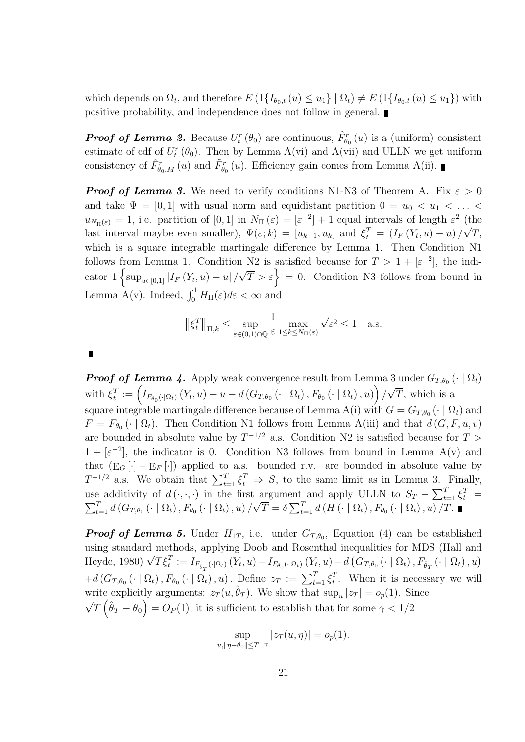which depends on $\Omega_t$, and therefore $E\left(1\{I_{\theta_0,t}(u) \leq u_1\} \mid \Omega_t\right) \neq E\left(1\{I_{\theta_0,t}(u) \leq u_1\}\right)$ with positive probability, and independence does not follow in general. ∎

***Proof of Lemma 2.*** Because $U_t^r(\theta_0)$ are continuous, $\hat{F}_{\theta_0}^r(u)$ is a (uniform) consistent estimate of cdf of $U_t^r(\theta_0)$. Then by Lemma A(vi) and A(vii) and ULLN we get uniform consistency of $\hat{F}_{\theta_0,M}^r(u)$ and $\tilde{F}_{\theta_0}^r(u)$. Efficiency gain comes from Lemma A(ii). ∎

***Proof of Lemma 3.*** We need to verify conditions N1-N3 of Theorem A. Fix $\varepsilon > 0$ and take $\Psi = [0,1]$ with usual norm and equidistant partition $0 = u_0 < u_1 < \ldots < u_{N_\Pi(\varepsilon)} = 1$, i.e. partition of $[0,1]$ in $N_\Pi(\varepsilon) = [\varepsilon^{-2}] + 1$ equal intervals of length $\varepsilon^2$ (the last interval maybe even smaller), $\Psi(\varepsilon; k) = [u_{k-1}, u_k]$ and $\xi_t^T = \left(I_F(Y_t, u) - u\right)/\sqrt{T}$, which is a square integrable martingale difference by Lemma 1. Then Condition N1 follows from Lemma 1. Condition N2 is satisfied because for $T > 1 + [\varepsilon^{-2}]$, the indicator $1\left\{\sup_{u\in[0,1]} |I_F(Y_t, u) - u|/\sqrt{T} > \varepsilon\right\} = 0$. Condition N3 follows from bound in Lemma A(v). Indeed, $\int_0^1 H_\Pi(\varepsilon)d\varepsilon < \infty$ and

$$\left\|\xi_t^T\right\|_{\Pi,k} \leq \sup_{\varepsilon\in(0,1)\cap\mathbb{Q}} \frac{1}{\varepsilon} \max_{1\leq k\leq N_\Pi(\varepsilon)} \sqrt{\varepsilon^2} \leq 1 \quad \text{a.s.}$$

∎

***Proof of Lemma 4.*** Apply weak convergence result from Lemma 3 under $G_{T,\theta_0}(\cdot \mid \Omega_t)$ with $\xi_t^T := \left(I_{F_{\theta_0}(\cdot|\Omega_t)}(Y_t, u) - u - d\left(G_{T,\theta_0}(\cdot \mid \Omega_t), F_{\theta_0}(\cdot \mid \Omega_t), u\right)\right)/\sqrt{T}$, which is a square integrable martingale difference because of Lemma A(i) with $G = G_{T,\theta_0}(\cdot \mid \Omega_t)$ and $F = F_{\theta_0}(\cdot \mid \Omega_t)$. Then Condition N1 follows from Lemma A(iii) and that $d(G, F, u, v)$ are bounded in absolute value by $T^{-1/2}$ a.s. Condition N2 is satisfied because for $T > 1 + [\varepsilon^{-2}]$, the indicator is 0. Condition N3 follows from bound in Lemma A(v) and that $(\mathrm{E}_G[\cdot] - \mathrm{E}_F[\cdot])$ applied to a.s. bounded r.v. are bounded in absolute value by $T^{-1/2}$ a.s. We obtain that $\sum_{t=1}^T \xi_t^T \Rightarrow S$, to the same limit as in Lemma 3. Finally, use additivity of $d(\cdot,\cdot,\cdot)$ in the first argument and apply ULLN to $S_T - \sum_{t=1}^T \xi_t^T = \sum_{t=1}^T d\left(G_{T,\theta_0}(\cdot \mid \Omega_t), F_{\theta_0}(\cdot \mid \Omega_t), u\right)/\sqrt{T} = \delta \sum_{t=1}^T d\left(H(\cdot \mid \Omega_t), F_{\theta_0}(\cdot \mid \Omega_t), u\right)/T$. ∎

***Proof of Lemma 5.*** Under $H_{1T}$, i.e. under $G_{T,\theta_0}$, Equation (4) can be established using standard methods, applying Doob and Rosenthal inequalities for MDS (Hall and Heyde, 1980) $\sqrt{T}\xi_t^T := I_{F_{\hat{\theta}_T}(\cdot|\Omega_t)}(Y_t, u) - I_{F_{\theta_0}(\cdot|\Omega_t)}(Y_t, u) - d\left(G_{T,\theta_0}(\cdot \mid \Omega_t), F_{\hat{\theta}_T}(\cdot \mid \Omega_t), u\right)$ $+ d\left(G_{T,\theta_0}(\cdot \mid \Omega_t), F_{\theta_0}(\cdot \mid \Omega_t), u\right)$. Define $z_T := \sum_{t=1}^T \xi_t^T$. When it is necessary we will write explicitly arguments: $z_T(u, \hat{\theta}_T)$. We show that $\sup_u |z_T| = o_p(1)$. Since $\sqrt{T}\left(\hat{\theta}_T - \theta_0\right) = O_P(1)$, it is sufficient to establish that for some $\gamma < 1/2$

$$\sup_{u, \|\eta-\theta_0\|\leq T^{-\gamma}} |z_T(u, \eta)| = o_p(1).$$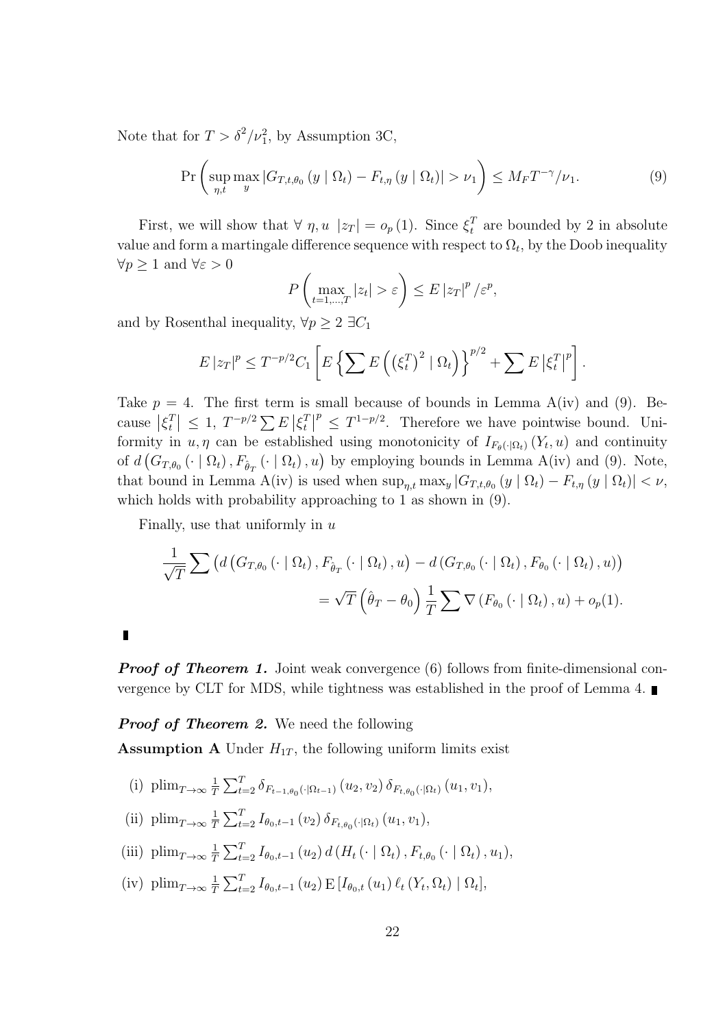Note that for $T > \delta^2/\nu_1^2$, by Assumption 3C,

$$\Pr\left(\sup_{\eta,t}\max_{y}\left|G_{T,t,\theta_0}\left(y \mid \Omega_t\right) - F_{t,\eta}\left(y \mid \Omega_t\right)\right| > \nu_1\right) \leq M_F T^{-\gamma}/\nu_1. \tag{9}$$

First, we will show that $\forall\ \eta, u\ \ |z_T| = o_p(1)$. Since $\xi_t^T$ are bounded by 2 in absolute value and form a martingale difference sequence with respect to $\Omega_t$, by the Doob inequality $\forall p \geq 1$ and $\forall \varepsilon > 0$

$$P\left(\max_{t=1,\ldots,T}|z_t| > \varepsilon\right) \leq E\left|z_T\right|^p/\varepsilon^p,$$

and by Rosenthal inequality, $\forall p \geq 2\ \exists C_1$

$$E\left|z_T\right|^p \leq T^{-p/2}C_1\left[E\left\{\sum E\left(\left(\xi_t^T\right)^2 \mid \Omega_t\right)\right\}^{p/2} + \sum E\left|\xi_t^T\right|^p\right].$$

Take $p = 4$. The first term is small because of bounds in Lemma A(iv) and (9). Because $\left|\xi_t^T\right| \leq 1$, $T^{-p/2}\sum E\left|\xi_t^T\right|^p \leq T^{1-p/2}$. Therefore we have pointwise bound. Uniformity in $u, \eta$ can be established using monotonicity of $I_{F_\theta(\cdot|\Omega_t)}\left(Y_t, u\right)$ and continuity of $d\left(G_{T,\theta_0}\left(\cdot \mid \Omega_t\right), F_{\hat{\theta}_T}\left(\cdot \mid \Omega_t\right), u\right)$ by employing bounds in Lemma A(iv) and (9). Note, that bound in Lemma A(iv) is used when $\sup_{\eta,t}\max_y\left|G_{T,t,\theta_0}\left(y \mid \Omega_t\right) - F_{t,\eta}\left(y \mid \Omega_t\right)\right| < \nu$, which holds with probability approaching to 1 as shown in (9).

Finally, use that uniformly in $u$

$$\begin{aligned}\frac{1}{\sqrt{T}}\sum\left(d\left(G_{T,\theta_0}\left(\cdot \mid \Omega_t\right), F_{\hat{\theta}_T}\left(\cdot \mid \Omega_t\right), u\right) - d\left(G_{T,\theta_0}\left(\cdot \mid \Omega_t\right), F_{\theta_0}\left(\cdot \mid \Omega_t\right), u\right)\right)\\ = \sqrt{T}\left(\hat{\theta}_T - \theta_0\right)\frac{1}{T}\sum\nabla\left(F_{\theta_0}\left(\cdot \mid \Omega_t\right), u\right) + o_p(1).\end{aligned}$$

■

***Proof of Theorem 1.*** Joint weak convergence (6) follows from finite-dimensional convergence by CLT for MDS, while tightness was established in the proof of Lemma 4. ■

***Proof of Theorem 2.*** We need the following

**Assumption A** Under $H_{1T}$, the following uniform limits exist

(i) $\operatorname{plim}_{T\to\infty}\frac{1}{T}\sum_{t=2}^{T}\delta_{F_{t-1,\theta_0}(\cdot|\Omega_{t-1})}\left(u_2, v_2\right)\delta_{F_{t,\theta_0}(\cdot|\Omega_t)}\left(u_1, v_1\right)$,

(ii) $\operatorname{plim}_{T\to\infty}\frac{1}{T}\sum_{t=2}^{T}I_{\theta_0,t-1}\left(v_2\right)\delta_{F_{t,\theta_0}(\cdot|\Omega_t)}\left(u_1, v_1\right)$,

(iii) $\operatorname{plim}_{T\to\infty}\frac{1}{T}\sum_{t=2}^{T}I_{\theta_0,t-1}\left(u_2\right)d\left(H_t\left(\cdot \mid \Omega_t\right), F_{t,\theta_0}\left(\cdot \mid \Omega_t\right), u_1\right)$,

(iv) $\operatorname{plim}_{T\to\infty}\frac{1}{T}\sum_{t=2}^{T}I_{\theta_0,t-1}\left(u_2\right)\mathrm{E}\left[I_{\theta_0,t}\left(u_1\right)\ell_t\left(Y_t, \Omega_t\right) \mid \Omega_t\right]$,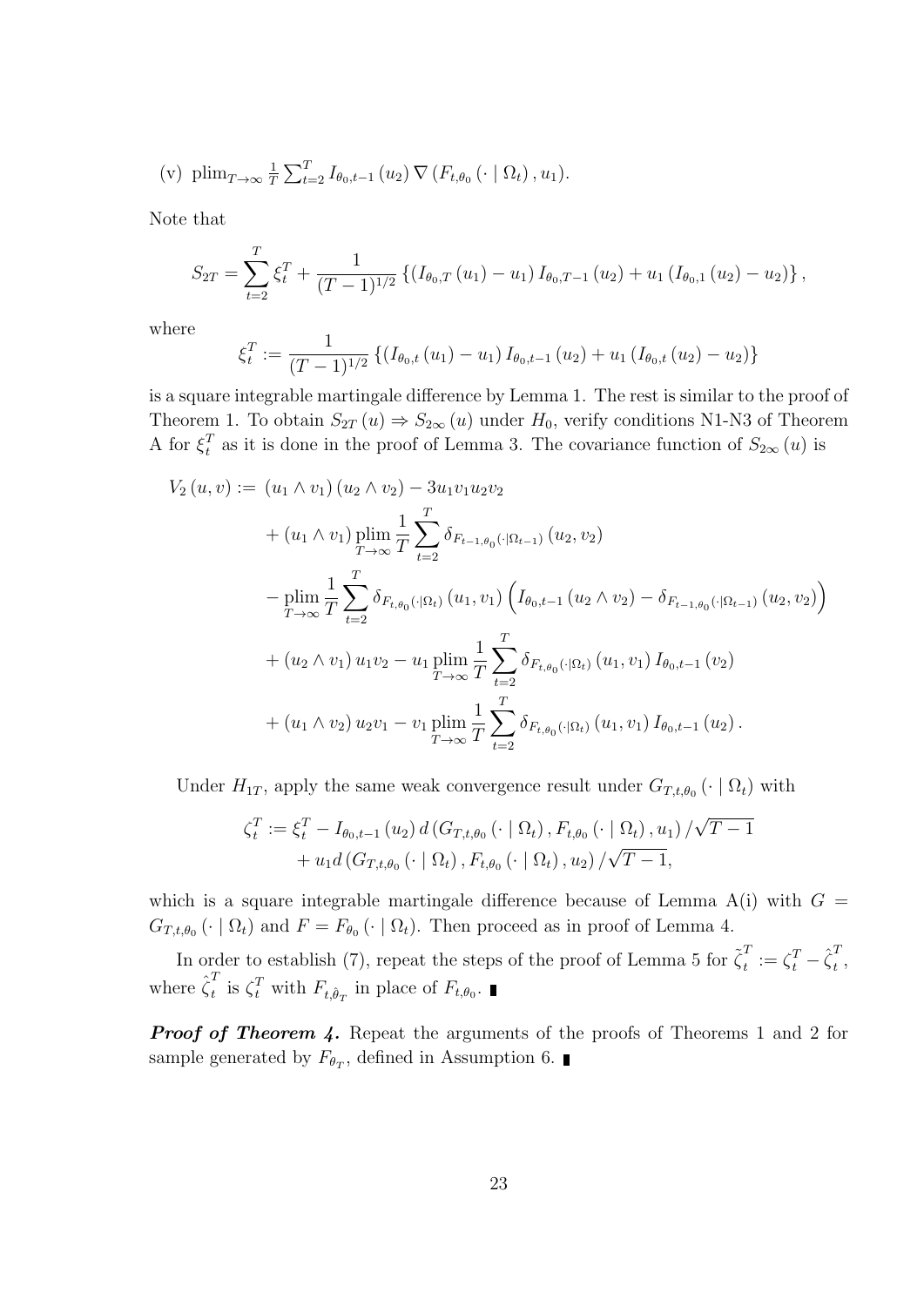(v) $\text{plim}_{T\to\infty} \frac{1}{T}\sum_{t=2}^{T} I_{\theta_0,t-1}(u_2)\,\nabla\left(F_{t,\theta_0}(\cdot \mid \Omega_t), u_1\right)$.

Note that

$$S_{2T} = \sum_{t=2}^{T} \xi_t^T + \frac{1}{(T-1)^{1/2}}\left\{\left(I_{\theta_0,T}(u_1) - u_1\right) I_{\theta_0,T-1}(u_2) + u_1\left(I_{\theta_0,1}(u_2) - u_2\right)\right\},$$

where

$$\xi_t^T := \frac{1}{(T-1)^{1/2}}\left\{\left(I_{\theta_0,t}(u_1) - u_1\right) I_{\theta_0,t-1}(u_2) + u_1\left(I_{\theta_0,t}(u_2) - u_2\right)\right\}$$

is a square integrable martingale difference by Lemma 1. The rest is similar to the proof of Theorem 1. To obtain $S_{2T}(u) \Rightarrow S_{2\infty}(u)$ under $H_0$, verify conditions N1-N3 of Theorem A for $\xi_t^T$ as it is done in the proof of Lemma 3. The covariance function of $S_{2\infty}(u)$ is

$$\begin{aligned}
V_2(u,v) := &\ (u_1 \wedge v_1)(u_2 \wedge v_2) - 3u_1 v_1 u_2 v_2 \\
&+ (u_1 \wedge v_1) \operatorname*{plim}_{T\to\infty} \frac{1}{T}\sum_{t=2}^{T} \delta_{F_{t-1,\theta_0}(\cdot|\Omega_{t-1})}(u_2, v_2) \\
&- \operatorname*{plim}_{T\to\infty} \frac{1}{T}\sum_{t=2}^{T} \delta_{F_{t,\theta_0}(\cdot|\Omega_t)}(u_1, v_1)\left(I_{\theta_0,t-1}(u_2 \wedge v_2) - \delta_{F_{t-1,\theta_0}(\cdot|\Omega_{t-1})}(u_2, v_2)\right) \\
&+ (u_2 \wedge v_1)\, u_1 v_2 - u_1 \operatorname*{plim}_{T\to\infty} \frac{1}{T}\sum_{t=2}^{T} \delta_{F_{t,\theta_0}(\cdot|\Omega_t)}(u_1, v_1)\, I_{\theta_0,t-1}(v_2) \\
&+ (u_1 \wedge v_2)\, u_2 v_1 - v_1 \operatorname*{plim}_{T\to\infty} \frac{1}{T}\sum_{t=2}^{T} \delta_{F_{t,\theta_0}(\cdot|\Omega_t)}(u_1, v_1)\, I_{\theta_0,t-1}(u_2).
\end{aligned}$$

Under $H_{1T}$, apply the same weak convergence result under $G_{T,t,\theta_0}(\cdot \mid \Omega_t)$ with

$$\begin{aligned}
\zeta_t^T := &\ \xi_t^T - I_{\theta_0,t-1}(u_2)\, d\left(G_{T,t,\theta_0}(\cdot \mid \Omega_t), F_{t,\theta_0}(\cdot \mid \Omega_t), u_1\right)/\sqrt{T-1} \\
&+ u_1 d\left(G_{T,t,\theta_0}(\cdot \mid \Omega_t), F_{t,\theta_0}(\cdot \mid \Omega_t), u_2\right)/\sqrt{T-1},
\end{aligned}$$

which is a square integrable martingale difference because of Lemma A(i) with $G = G_{T,t,\theta_0}(\cdot \mid \Omega_t)$ and $F = F_{\theta_0}(\cdot \mid \Omega_t)$. Then proceed as in proof of Lemma 4.

In order to establish (7), repeat the steps of the proof of Lemma 5 for $\tilde{\zeta}_t^T := \zeta_t^T - \hat{\zeta}_t^T$, where $\hat{\zeta}_t^T$ is $\zeta_t^T$ with $F_{t,\hat{\theta}_T}$ in place of $F_{t,\theta_0}$. ∎

***Proof of Theorem 4.*** Repeat the arguments of the proofs of Theorems 1 and 2 for sample generated by $F_{\theta_T}$, defined in Assumption 6. ∎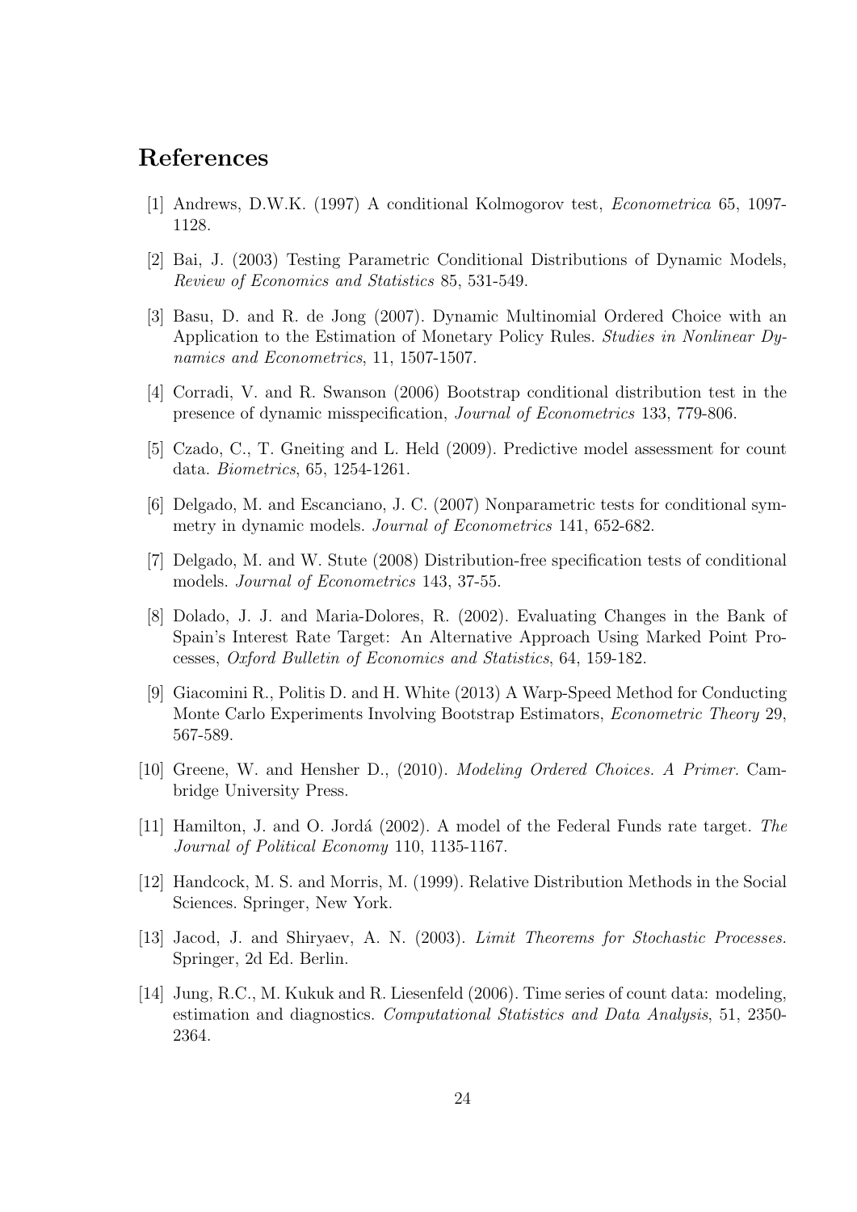# References

[1] Andrews, D.W.K. (1997) A conditional Kolmogorov test, *Econometrica* 65, 1097-1128.

[2] Bai, J. (2003) Testing Parametric Conditional Distributions of Dynamic Models, *Review of Economics and Statistics* 85, 531-549.

[3] Basu, D. and R. de Jong (2007). Dynamic Multinomial Ordered Choice with an Application to the Estimation of Monetary Policy Rules. *Studies in Nonlinear Dynamics and Econometrics*, 11, 1507-1507.

[4] Corradi, V. and R. Swanson (2006) Bootstrap conditional distribution test in the presence of dynamic misspecification, *Journal of Econometrics* 133, 779-806.

[5] Czado, C., T. Gneiting and L. Held (2009). Predictive model assessment for count data. *Biometrics*, 65, 1254-1261.

[6] Delgado, M. and Escanciano, J. C. (2007) Nonparametric tests for conditional symmetry in dynamic models. *Journal of Econometrics* 141, 652-682.

[7] Delgado, M. and W. Stute (2008) Distribution-free specification tests of conditional models. *Journal of Econometrics* 143, 37-55.

[8] Dolado, J. J. and Maria-Dolores, R. (2002). Evaluating Changes in the Bank of Spain's Interest Rate Target: An Alternative Approach Using Marked Point Processes, *Oxford Bulletin of Economics and Statistics*, 64, 159-182.

[9] Giacomini R., Politis D. and H. White (2013) A Warp-Speed Method for Conducting Monte Carlo Experiments Involving Bootstrap Estimators, *Econometric Theory* 29, 567-589.

[10] Greene, W. and Hensher D., (2010). *Modeling Ordered Choices. A Primer.* Cambridge University Press.

[11] Hamilton, J. and O. Jordá (2002). A model of the Federal Funds rate target. *The Journal of Political Economy* 110, 1135-1167.

[12] Handcock, M. S. and Morris, M. (1999). Relative Distribution Methods in the Social Sciences. Springer, New York.

[13] Jacod, J. and Shiryaev, A. N. (2003). *Limit Theorems for Stochastic Processes.* Springer, 2d Ed. Berlin.

[14] Jung, R.C., M. Kukuk and R. Liesenfeld (2006). Time series of count data: modeling, estimation and diagnostics. *Computational Statistics and Data Analysis*, 51, 2350-2364.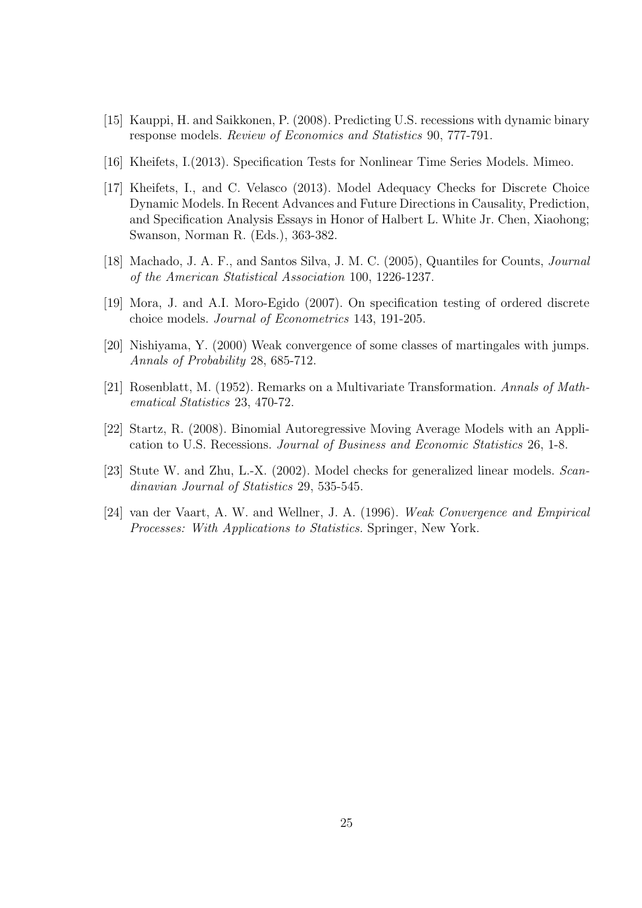[15] Kauppi, H. and Saikkonen, P. (2008). Predicting U.S. recessions with dynamic binary response models. *Review of Economics and Statistics* 90, 777-791.

[16] Kheifets, I.(2013). Specification Tests for Nonlinear Time Series Models. Mimeo.

[17] Kheifets, I., and C. Velasco (2013). Model Adequacy Checks for Discrete Choice Dynamic Models. In Recent Advances and Future Directions in Causality, Prediction, and Specification Analysis Essays in Honor of Halbert L. White Jr. Chen, Xiaohong; Swanson, Norman R. (Eds.), 363-382.

[18] Machado, J. A. F., and Santos Silva, J. M. C. (2005), Quantiles for Counts, *Journal of the American Statistical Association* 100, 1226-1237.

[19] Mora, J. and A.I. Moro-Egido (2007). On specification testing of ordered discrete choice models. *Journal of Econometrics* 143, 191-205.

[20] Nishiyama, Y. (2000) Weak convergence of some classes of martingales with jumps. *Annals of Probability* 28, 685-712.

[21] Rosenblatt, M. (1952). Remarks on a Multivariate Transformation. *Annals of Mathematical Statistics* 23, 470-72.

[22] Startz, R. (2008). Binomial Autoregressive Moving Average Models with an Application to U.S. Recessions. *Journal of Business and Economic Statistics* 26, 1-8.

[23] Stute W. and Zhu, L.-X. (2002). Model checks for generalized linear models. *Scandinavian Journal of Statistics* 29, 535-545.

[24] van der Vaart, A. W. and Wellner, J. A. (1996). *Weak Convergence and Empirical Processes: With Applications to Statistics.* Springer, New York.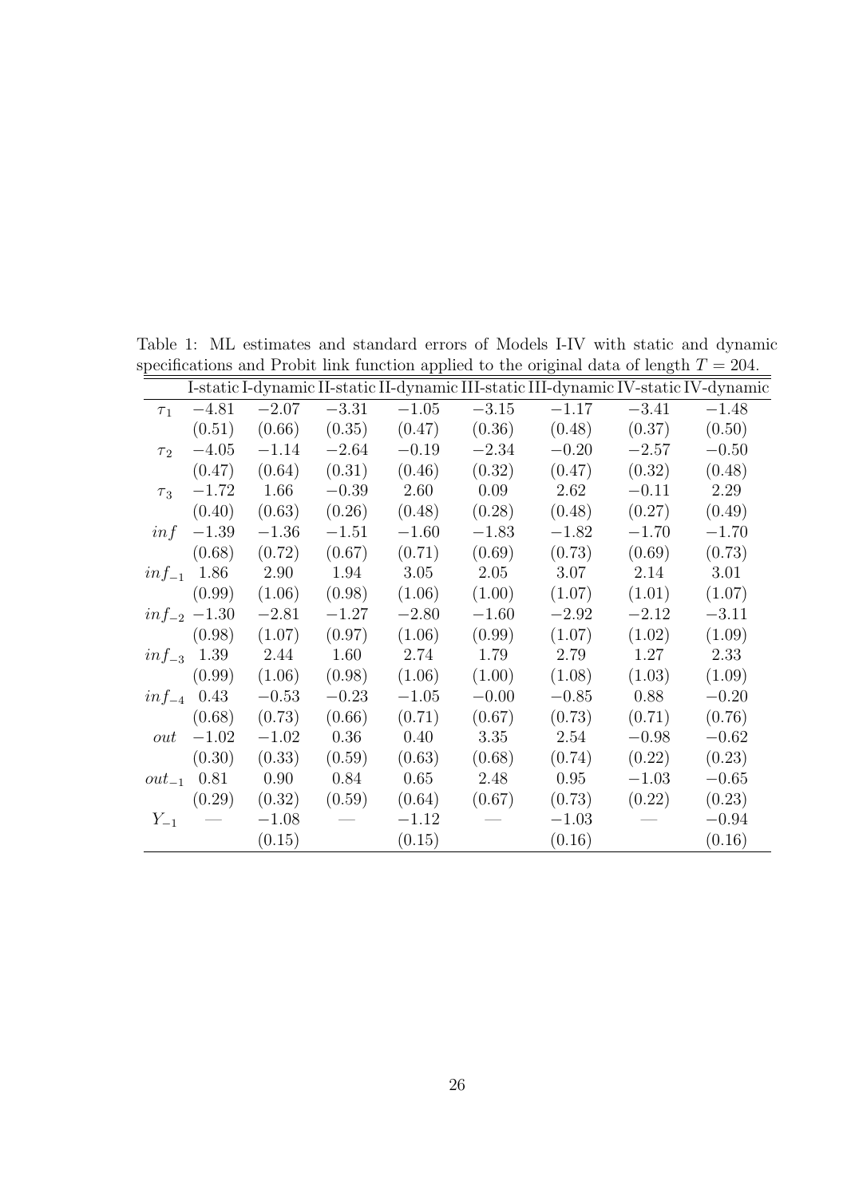Table 1: ML estimates and standard errors of Models I-IV with static and dynamic specifications and Probit link function applied to the original data of length $T = 204$.

| | I-static | I-dynamic | II-static | II-dynamic | III-static | III-dynamic | IV-static | IV-dynamic |
|---|---|---|---|---|---|---|---|---|
| $\tau_1$ | $-4.81$ | $-2.07$ | $-3.31$ | $-1.05$ | $-3.15$ | $-1.17$ | $-3.41$ | $-1.48$ |
| | $(0.51)$ | $(0.66)$ | $(0.35)$ | $(0.47)$ | $(0.36)$ | $(0.48)$ | $(0.37)$ | $(0.50)$ |
| $\tau_2$ | $-4.05$ | $-1.14$ | $-2.64$ | $-0.19$ | $-2.34$ | $-0.20$ | $-2.57$ | $-0.50$ |
| | $(0.47)$ | $(0.64)$ | $(0.31)$ | $(0.46)$ | $(0.32)$ | $(0.47)$ | $(0.32)$ | $(0.48)$ |
| $\tau_3$ | $-1.72$ | $1.66$ | $-0.39$ | $2.60$ | $0.09$ | $2.62$ | $-0.11$ | $2.29$ |
| | $(0.40)$ | $(0.63)$ | $(0.26)$ | $(0.48)$ | $(0.28)$ | $(0.48)$ | $(0.27)$ | $(0.49)$ |
| $inf$ | $-1.39$ | $-1.36$ | $-1.51$ | $-1.60$ | $-1.83$ | $-1.82$ | $-1.70$ | $-1.70$ |
| | $(0.68)$ | $(0.72)$ | $(0.67)$ | $(0.71)$ | $(0.69)$ | $(0.73)$ | $(0.69)$ | $(0.73)$ |
| $inf_{-1}$ | $1.86$ | $2.90$ | $1.94$ | $3.05$ | $2.05$ | $3.07$ | $2.14$ | $3.01$ |
| | $(0.99)$ | $(1.06)$ | $(0.98)$ | $(1.06)$ | $(1.00)$ | $(1.07)$ | $(1.01)$ | $(1.07)$ |
| $inf_{-2}$ | $-1.30$ | $-2.81$ | $-1.27$ | $-2.80$ | $-1.60$ | $-2.92$ | $-2.12$ | $-3.11$ |
| | $(0.98)$ | $(1.07)$ | $(0.97)$ | $(1.06)$ | $(0.99)$ | $(1.07)$ | $(1.02)$ | $(1.09)$ |
| $inf_{-3}$ | $1.39$ | $2.44$ | $1.60$ | $2.74$ | $1.79$ | $2.79$ | $1.27$ | $2.33$ |
| | $(0.99)$ | $(1.06)$ | $(0.98)$ | $(1.06)$ | $(1.00)$ | $(1.08)$ | $(1.03)$ | $(1.09)$ |
| $inf_{-4}$ | $0.43$ | $-0.53$ | $-0.23$ | $-1.05$ | $-0.00$ | $-0.85$ | $0.88$ | $-0.20$ |
| | $(0.68)$ | $(0.73)$ | $(0.66)$ | $(0.71)$ | $(0.67)$ | $(0.73)$ | $(0.71)$ | $(0.76)$ |
| $out$ | $-1.02$ | $-1.02$ | $0.36$ | $0.40$ | $3.35$ | $2.54$ | $-0.98$ | $-0.62$ |
| | $(0.30)$ | $(0.33)$ | $(0.59)$ | $(0.63)$ | $(0.68)$ | $(0.74)$ | $(0.22)$ | $(0.23)$ |
| $out_{-1}$ | $0.81$ | $0.90$ | $0.84$ | $0.65$ | $2.48$ | $0.95$ | $-1.03$ | $-0.65$ |
| | $(0.29)$ | $(0.32)$ | $(0.59)$ | $(0.64)$ | $(0.67)$ | $(0.73)$ | $(0.22)$ | $(0.23)$ |
| $Y_{-1}$ | — | $-1.08$ | — | $-1.12$ | — | $-1.03$ | — | $-0.94$ |
| | | $(0.15)$ | | $(0.15)$ | | $(0.16)$ | | $(0.16)$ |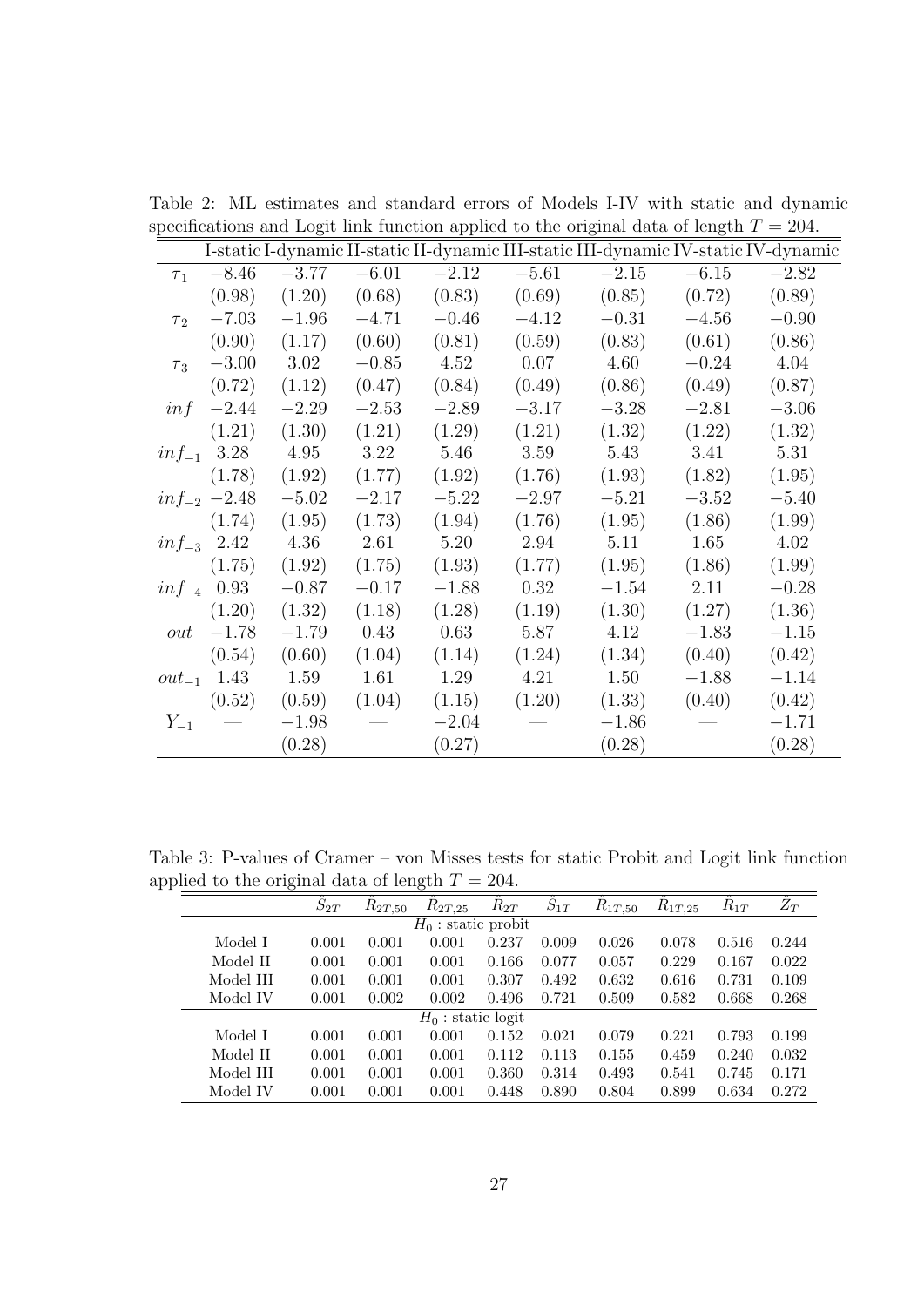Table 2: ML estimates and standard errors of Models I-IV with static and dynamic specifications and Logit link function applied to the original data of length $T = 204$.

| | I-static | I-dynamic | II-static | II-dynamic | III-static | III-dynamic | IV-static | IV-dynamic |
|---|---|---|---|---|---|---|---|---|
| $\tau_1$ | $-8.46$ | $-3.77$ | $-6.01$ | $-2.12$ | $-5.61$ | $-2.15$ | $-6.15$ | $-2.82$ |
| | $(0.98)$ | $(1.20)$ | $(0.68)$ | $(0.83)$ | $(0.69)$ | $(0.85)$ | $(0.72)$ | $(0.89)$ |
| $\tau_2$ | $-7.03$ | $-1.96$ | $-4.71$ | $-0.46$ | $-4.12$ | $-0.31$ | $-4.56$ | $-0.90$ |
| | $(0.90)$ | $(1.17)$ | $(0.60)$ | $(0.81)$ | $(0.59)$ | $(0.83)$ | $(0.61)$ | $(0.86)$ |
| $\tau_3$ | $-3.00$ | $3.02$ | $-0.85$ | $4.52$ | $0.07$ | $4.60$ | $-0.24$ | $4.04$ |
| | $(0.72)$ | $(1.12)$ | $(0.47)$ | $(0.84)$ | $(0.49)$ | $(0.86)$ | $(0.49)$ | $(0.87)$ |
| $inf$ | $-2.44$ | $-2.29$ | $-2.53$ | $-2.89$ | $-3.17$ | $-3.28$ | $-2.81$ | $-3.06$ |
| | $(1.21)$ | $(1.30)$ | $(1.21)$ | $(1.29)$ | $(1.21)$ | $(1.32)$ | $(1.22)$ | $(1.32)$ |
| $inf_{-1}$ | $3.28$ | $4.95$ | $3.22$ | $5.46$ | $3.59$ | $5.43$ | $3.41$ | $5.31$ |
| | $(1.78)$ | $(1.92)$ | $(1.77)$ | $(1.92)$ | $(1.76)$ | $(1.93)$ | $(1.82)$ | $(1.95)$ |
| $inf_{-2}$ | $-2.48$ | $-5.02$ | $-2.17$ | $-5.22$ | $-2.97$ | $-5.21$ | $-3.52$ | $-5.40$ |
| | $(1.74)$ | $(1.95)$ | $(1.73)$ | $(1.94)$ | $(1.76)$ | $(1.95)$ | $(1.86)$ | $(1.99)$ |
| $inf_{-3}$ | $2.42$ | $4.36$ | $2.61$ | $5.20$ | $2.94$ | $5.11$ | $1.65$ | $4.02$ |
| | $(1.75)$ | $(1.92)$ | $(1.75)$ | $(1.93)$ | $(1.77)$ | $(1.95)$ | $(1.86)$ | $(1.99)$ |
| $inf_{-4}$ | $0.93$ | $-0.87$ | $-0.17$ | $-1.88$ | $0.32$ | $-1.54$ | $2.11$ | $-0.28$ |
| | $(1.20)$ | $(1.32)$ | $(1.18)$ | $(1.28)$ | $(1.19)$ | $(1.30)$ | $(1.27)$ | $(1.36)$ |
| $out$ | $-1.78$ | $-1.79$ | $0.43$ | $0.63$ | $5.87$ | $4.12$ | $-1.83$ | $-1.15$ |
| | $(0.54)$ | $(0.60)$ | $(1.04)$ | $(1.14)$ | $(1.24)$ | $(1.34)$ | $(0.40)$ | $(0.42)$ |
| $out_{-1}$ | $1.43$ | $1.59$ | $1.61$ | $1.29$ | $4.21$ | $1.50$ | $-1.88$ | $-1.14$ |
| | $(0.52)$ | $(0.59)$ | $(1.04)$ | $(1.15)$ | $(1.20)$ | $(1.33)$ | $(0.40)$ | $(0.42)$ |
| $Y_{-1}$ | — | $-1.98$ | — | $-2.04$ | — | $-1.86$ | — | $-1.71$ |
| | | $(0.28)$ | | $(0.27)$ | | $(0.28)$ | | $(0.28)$ |

Table 3: P-values of Cramer – von Misses tests for static Probit and Logit link function applied to the original data of length $T = 204$.

| | $\hat{S}_{2T}$ | $\hat{R}_{2T,50}$ | $\hat{R}_{2T,25}$ | $\hat{R}_{2T}$ | $\hat{S}_{1T}$ | $\hat{R}_{1T,50}$ | $\hat{R}_{1T,25}$ | $\hat{R}_{1T}$ | $\hat{Z}_T$ |
|---|---|---|---|---|---|---|---|---|---|
| | | | | $H_0$ : static probit | | | | | |
| Model I | 0.001 | 0.001 | 0.001 | 0.237 | 0.009 | 0.026 | 0.078 | 0.516 | 0.244 |
| Model II | 0.001 | 0.001 | 0.001 | 0.166 | 0.077 | 0.057 | 0.229 | 0.167 | 0.022 |
| Model III | 0.001 | 0.001 | 0.001 | 0.307 | 0.492 | 0.632 | 0.616 | 0.731 | 0.109 |
| Model IV | 0.001 | 0.002 | 0.002 | 0.496 | 0.721 | 0.509 | 0.582 | 0.668 | 0.268 |
| | | | | $H_0$ : static logit | | | | | |
| Model I | 0.001 | 0.001 | 0.001 | 0.152 | 0.021 | 0.079 | 0.221 | 0.793 | 0.199 |
| Model II | 0.001 | 0.001 | 0.001 | 0.112 | 0.113 | 0.155 | 0.459 | 0.240 | 0.032 |
| Model III | 0.001 | 0.001 | 0.001 | 0.360 | 0.314 | 0.493 | 0.541 | 0.745 | 0.171 |
| Model IV | 0.001 | 0.001 | 0.001 | 0.448 | 0.890 | 0.804 | 0.899 | 0.634 | 0.272 |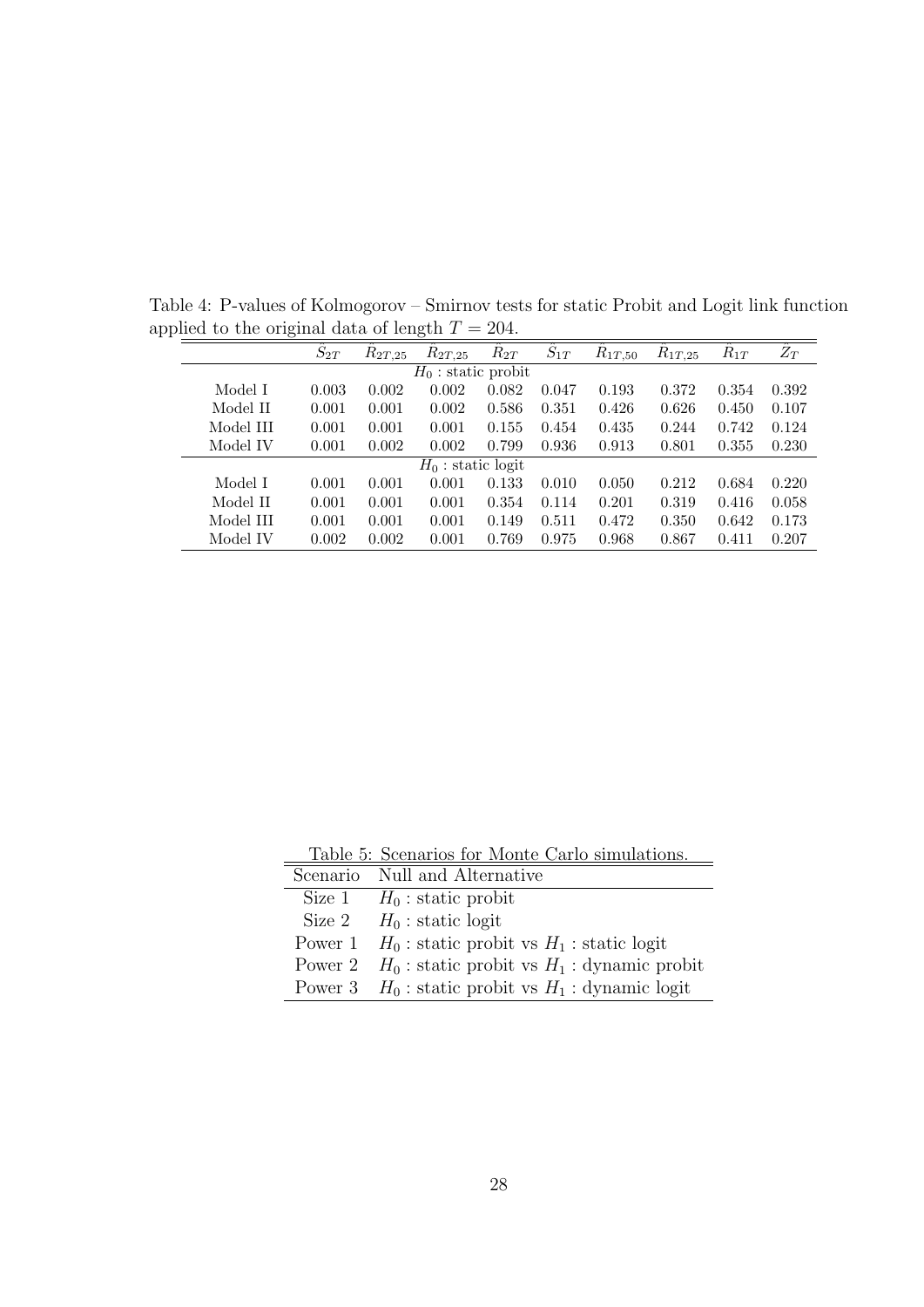Table 4: P-values of Kolmogorov – Smirnov tests for static Probit and Logit link function applied to the original data of length $T = 204$.

| | $\hat{S}_{2T}$ | $\hat{R}_{2T,25}$ | $\hat{R}_{2T,25}$ | $\hat{R}_{2T}$ | $\hat{S}_{1T}$ | $\hat{R}_{1T,50}$ | $\hat{R}_{1T,25}$ | $\hat{R}_{1T}$ | $\hat{Z}_{T}$ |
|---|---|---|---|---|---|---|---|---|---|
| | | | $H_0$ : static probit | | | | | | |
| Model I | 0.003 | 0.002 | 0.002 | 0.082 | 0.047 | 0.193 | 0.372 | 0.354 | 0.392 |
| Model II | 0.001 | 0.001 | 0.002 | 0.586 | 0.351 | 0.426 | 0.626 | 0.450 | 0.107 |
| Model III | 0.001 | 0.001 | 0.001 | 0.155 | 0.454 | 0.435 | 0.244 | 0.742 | 0.124 |
| Model IV | 0.001 | 0.002 | 0.002 | 0.799 | 0.936 | 0.913 | 0.801 | 0.355 | 0.230 |
| | | | $H_0$ : static logit | | | | | | |
| Model I | 0.001 | 0.001 | 0.001 | 0.133 | 0.010 | 0.050 | 0.212 | 0.684 | 0.220 |
| Model II | 0.001 | 0.001 | 0.001 | 0.354 | 0.114 | 0.201 | 0.319 | 0.416 | 0.058 |
| Model III | 0.001 | 0.001 | 0.001 | 0.149 | 0.511 | 0.472 | 0.350 | 0.642 | 0.173 |
| Model IV | 0.002 | 0.002 | 0.001 | 0.769 | 0.975 | 0.968 | 0.867 | 0.411 | 0.207 |

Table 5: Scenarios for Monte Carlo simulations.

| Scenario | Null and Alternative |
|---|---|
| Size 1 | $H_0$ : static probit |
| Size 2 | $H_0$ : static logit |
| Power 1 | $H_0$ : static probit vs $H_1$ : static logit |
| Power 2 | $H_0$ : static probit vs $H_1$ : dynamic probit |
| Power 3 | $H_0$ : static probit vs $H_1$ : dynamic logit |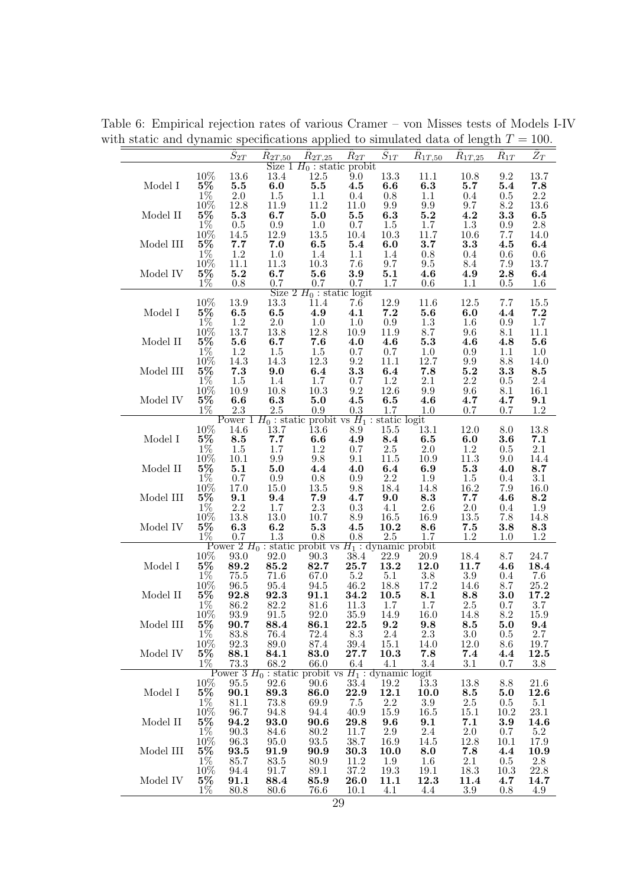Table 6: Empirical rejection rates of various Cramer – von Misses tests of Models I-IV with static and dynamic specifications applied to simulated data of length $T = 100$.

| | | $S_{2T}$ | $R_{2T,50}$ | $R_{2T,25}$ | $R_{2T}$ | $S_{1T}$ | $R_{1T,50}$ | $R_{1T,25}$ | $R_{1T}$ | $Z_T$ |
|---|---|---|---|---|---|---|---|---|---|---|
| Size 1 $H_0$ : static probit | | | | | | | | | | |
| | 10% | 13.6 | 13.4 | 12.5 | 9.0 | 13.3 | 11.1 | 10.8 | 9.2 | 13.7 |
| Model I | **5%** | **5.5** | **6.0** | **5.5** | **4.5** | **6.6** | **6.3** | **5.7** | **5.4** | **7.8** |
| | 1% | 2.0 | 1.5 | 1.1 | 0.4 | 0.8 | 1.1 | 0.4 | 0.5 | 2.2 |
| | 10% | 12.8 | 11.9 | 11.2 | 11.0 | 9.9 | 9.9 | 9.7 | 8.2 | 13.6 |
| Model II | **5%** | **5.3** | **6.7** | **5.0** | **5.5** | **6.3** | **5.2** | **4.2** | **3.3** | **6.5** |
| | 1% | 0.5 | 0.9 | 1.0 | 0.7 | 1.5 | 1.7 | 1.3 | 0.9 | 2.8 |
| | 10% | 14.5 | 12.9 | 13.5 | 10.4 | 10.3 | 11.7 | 10.6 | 7.7 | 14.0 |
| Model III | **5%** | **7.7** | **7.0** | **6.5** | **5.4** | **6.0** | **3.7** | **3.3** | **4.5** | **6.4** |
| | 1% | 1.2 | 1.0 | 1.4 | 1.1 | 1.4 | 0.8 | 0.4 | 0.6 | 0.6 |
| | 10% | 11.1 | 11.3 | 10.3 | 7.6 | 9.7 | 9.5 | 8.4 | 7.9 | 13.7 |
| Model IV | **5%** | **5.2** | **6.7** | **5.6** | **3.9** | **5.1** | **4.6** | **4.9** | **2.8** | **6.4** |
| | 1% | 0.8 | 0.7 | 0.7 | 0.7 | 1.7 | 0.6 | 1.1 | 0.5 | 1.6 |
| Size 2 $H_0$ : static logit | | | | | | | | | | |
| | 10% | 13.9 | 13.3 | 11.4 | 7.6 | 12.9 | 11.6 | 12.5 | 7.7 | 15.5 |
| Model I | **5%** | **6.5** | **6.5** | **4.9** | **4.1** | **7.2** | **5.6** | **6.0** | **4.4** | **7.2** |
| | 1% | 1.2 | 2.0 | 1.0 | 1.0 | 0.9 | 1.3 | 1.6 | 0.9 | 1.7 |
| | 10% | 13.7 | 13.8 | 12.8 | 10.9 | 11.9 | 8.7 | 9.6 | 8.1 | 11.1 |
| Model II | **5%** | **5.6** | **6.7** | **7.6** | **4.0** | **4.6** | **5.3** | **4.6** | **4.8** | **5.6** |
| | 1% | 1.2 | 1.5 | 1.5 | 0.7 | 0.7 | 1.0 | 0.9 | 1.1 | 1.0 |
| | 10% | 14.3 | 14.3 | 12.3 | 9.2 | 11.1 | 12.7 | 9.9 | 8.8 | 14.0 |
| Model III | **5%** | **7.3** | **9.0** | **6.4** | **3.3** | **6.4** | **7.8** | **5.2** | **3.3** | **8.5** |
| | 1% | 1.5 | 1.4 | 1.7 | 0.7 | 1.2 | 2.1 | 2.2 | 0.5 | 2.4 |
| | 10% | 10.9 | 10.8 | 10.3 | 9.2 | 12.6 | 9.9 | 9.6 | 8.1 | 16.1 |
| Model IV | **5%** | **6.6** | **6.3** | **5.0** | **4.5** | **6.5** | **4.6** | **4.7** | **4.7** | **9.1** |
| | 1% | 2.3 | 2.5 | 0.9 | 0.3 | 1.7 | 1.0 | 0.7 | 0.7 | 1.2 |
| Power 1 $H_0$ : static probit vs $H_1$ : static logit | | | | | | | | | | |
| | 10% | 14.6 | 13.7 | 13.6 | 8.9 | 15.5 | 13.1 | 12.0 | 8.0 | 13.8 |
| Model I | **5%** | **8.5** | **7.7** | **6.6** | **4.9** | **8.4** | **6.5** | **6.0** | **3.6** | **7.1** |
| | 1% | 1.5 | 1.7 | 1.2 | 0.7 | 2.5 | 2.0 | 1.2 | 0.5 | 2.1 |
| | 10% | 10.1 | 9.9 | 9.8 | 9.1 | 11.5 | 10.9 | 11.3 | 9.0 | 14.4 |
| Model II | **5%** | **5.1** | **5.0** | **4.4** | **4.0** | **6.4** | **6.9** | **5.3** | **4.0** | **8.7** |
| | 1% | 0.7 | 0.9 | 0.8 | 0.9 | 2.2 | 1.9 | 1.5 | 0.4 | 3.1 |
| | 10% | 17.0 | 15.0 | 13.5 | 9.8 | 18.4 | 14.8 | 16.2 | 7.9 | 16.0 |
| Model III | **5%** | **9.1** | **9.4** | **7.9** | **4.7** | **9.0** | **8.3** | **7.7** | **4.6** | **8.2** |
| | 1% | 2.2 | 1.7 | 2.3 | 0.3 | 4.1 | 2.6 | 2.0 | 0.4 | 1.9 |
| | 10% | 13.8 | 13.0 | 10.7 | 8.9 | 16.5 | 16.9 | 13.5 | 7.8 | 14.8 |
| Model IV | **5%** | **6.3** | **6.2** | **5.3** | **4.5** | **10.2** | **8.6** | **7.5** | **3.8** | **8.3** |
| | 1% | 0.7 | 1.3 | 0.8 | 0.8 | 2.5 | 1.7 | 1.2 | 1.0 | 1.2 |
| Power 2 $H_0$ : static probit vs $H_1$ : dynamic probit | | | | | | | | | | |
| | 10% | 93.0 | 92.0 | 90.3 | 38.4 | 22.9 | 20.9 | 18.4 | 8.7 | 24.7 |
| Model I | **5%** | **89.2** | **85.2** | **82.7** | **25.7** | **13.2** | **12.0** | **11.7** | **4.6** | **18.4** |
| | 1% | 75.5 | 71.6 | 67.0 | 5.2 | 5.1 | 3.8 | 3.9 | 0.4 | 7.6 |
| | 10% | 96.5 | 95.4 | 94.5 | 46.2 | 18.8 | 17.2 | 14.6 | 8.7 | 25.2 |
| Model II | **5%** | **92.8** | **92.3** | **91.1** | **34.2** | **10.5** | **8.1** | **8.8** | **3.0** | **17.2** |
| | 1% | 86.2 | 82.2 | 81.6 | 11.3 | 1.7 | 1.7 | 2.5 | 0.7 | 3.7 |
| | 10% | 93.9 | 91.5 | 92.0 | 35.9 | 14.9 | 16.0 | 14.8 | 8.2 | 15.9 |
| Model III | **5%** | **90.7** | **88.4** | **86.1** | **22.5** | **9.2** | **9.8** | **8.5** | **5.0** | **9.4** |
| | 1% | 83.8 | 76.4 | 72.4 | 8.3 | 2.4 | 2.3 | 3.0 | 0.5 | 2.7 |
| | 10% | 92.3 | 89.0 | 87.4 | 39.4 | 15.1 | 14.0 | 12.0 | 8.6 | 19.7 |
| Model IV | **5%** | **88.1** | **84.1** | **83.0** | **27.7** | **10.3** | **7.8** | **7.4** | **4.4** | **12.5** |
| | 1% | 73.3 | 68.2 | 66.0 | 6.4 | 4.1 | 3.4 | 3.1 | 0.7 | 3.8 |
| Power 3 $H_0$ : static probit vs $H_1$ : dynamic logit | | | | | | | | | | |
| | 10% | 95.5 | 92.6 | 90.6 | 33.4 | 19.2 | 13.3 | 13.8 | 8.8 | 21.6 |
| Model I | **5%** | **90.1** | **89.3** | **86.0** | **22.9** | **12.1** | **10.0** | **8.5** | **5.0** | **12.6** |
| | 1% | 81.1 | 73.8 | 69.9 | 7.5 | 2.2 | 3.9 | 2.5 | 0.5 | 5.1 |
| | 10% | 96.7 | 94.8 | 94.4 | 40.9 | 15.9 | 16.5 | 15.1 | 10.2 | 23.1 |
| Model II | **5%** | **94.2** | **93.0** | **90.6** | **29.8** | **9.6** | **9.1** | **7.1** | **3.9** | **14.6** |
| | 1% | 90.3 | 84.6 | 80.2 | 11.7 | 2.9 | 2.4 | 2.0 | 0.7 | 5.2 |
| | 10% | 96.3 | 95.0 | 93.5 | 38.7 | 16.9 | 14.5 | 12.8 | 10.1 | 17.9 |
| Model III | **5%** | **93.5** | **91.9** | **90.9** | **30.3** | **10.0** | **8.0** | **7.8** | **4.4** | **10.9** |
| | 1% | 85.7 | 83.5 | 80.9 | 11.2 | 1.9 | 1.6 | 2.1 | 0.5 | 2.8 |
| | 10% | 94.4 | 91.7 | 89.1 | 37.2 | 19.3 | 19.1 | 18.3 | 10.3 | 22.8 |
| Model IV | **5%** | **91.1** | **88.4** | **85.9** | **26.0** | **11.1** | **12.3** | **11.4** | **4.7** | **14.7** |
| | 1% | 80.8 | 80.6 | 76.6 | 10.1 | 4.1 | 4.4 | 3.9 | 0.8 | 4.9 |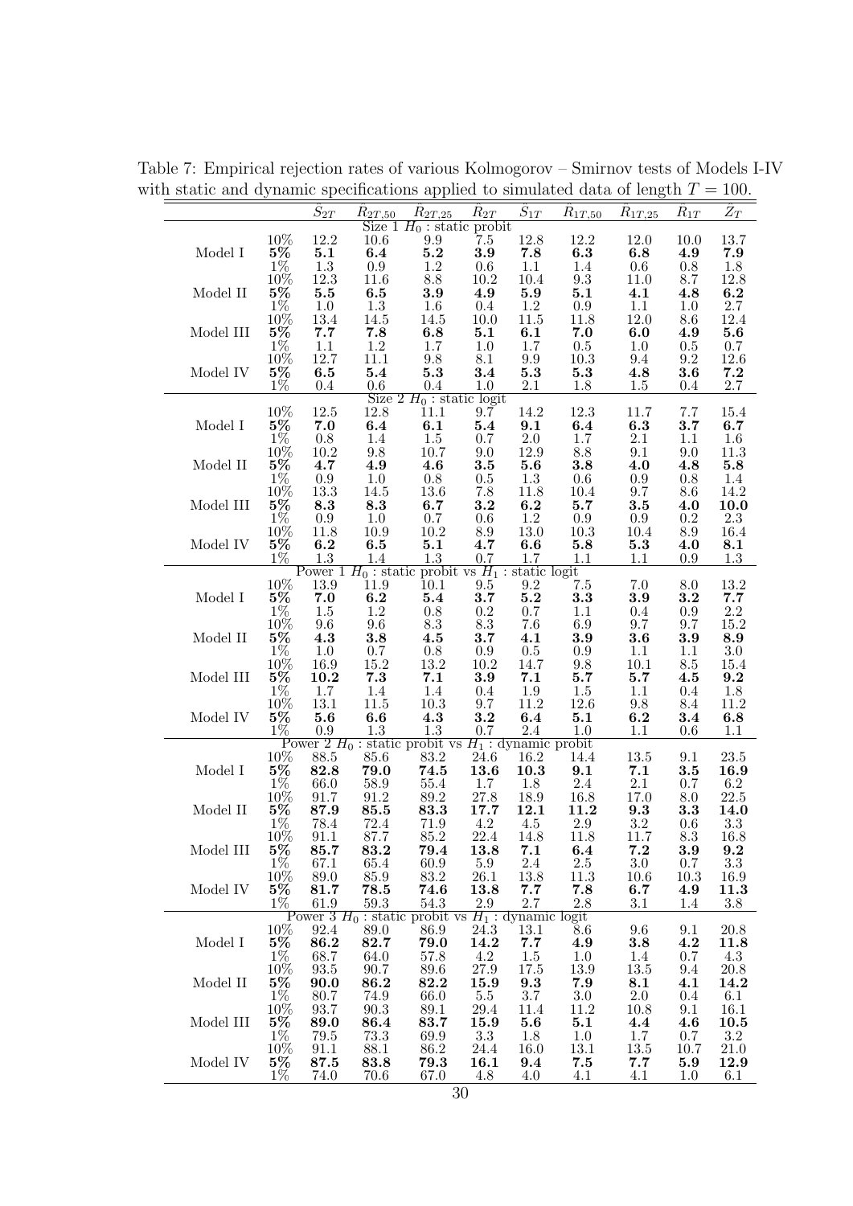Table 7: Empirical rejection rates of various Kolmogorov – Smirnov tests of Models I-IV with static and dynamic specifications applied to simulated data of length $T = 100$.

| | | $\hat{S}_{2T}$ | $\hat{R}_{2T,50}$ | $\hat{R}_{2T,25}$ | $\hat{R}_{2T}$ | $\hat{S}_{1T}$ | $\hat{R}_{1T,50}$ | $\hat{R}_{1T,25}$ | $\hat{R}_{1T}$ | $\hat{Z}_T$ |
|---|---|---|---|---|---|---|---|---|---|---|
| Size 1 $H_0$ : static probit | | | | | | | | | | |
| Model I | 10% | 12.2 | 10.6 | 9.9 | 7.5 | 12.8 | 12.2 | 12.0 | 10.0 | 13.7 |
| | **5%** | **5.1** | **6.4** | **5.2** | **3.9** | **7.8** | **6.3** | **6.8** | **4.9** | **7.9** |
| | 1% | 1.3 | 0.9 | 1.2 | 0.6 | 1.1 | 1.4 | 0.6 | 0.8 | 1.8 |
| Model II | 10% | 12.3 | 11.6 | 8.8 | 10.2 | 10.4 | 9.3 | 11.0 | 8.7 | 12.8 |
| | **5%** | **5.5** | **6.5** | **3.9** | **4.9** | **5.9** | **5.1** | **4.1** | **4.8** | **6.2** |
| | 1% | 1.0 | 1.3 | 1.6 | 0.4 | 1.2 | 0.9 | 1.1 | 1.0 | 2.7 |
| Model III | 10% | 13.4 | 14.5 | 14.5 | 10.0 | 11.5 | 11.8 | 12.0 | 8.6 | 12.4 |
| | **5%** | **7.7** | **7.8** | **6.8** | **5.1** | **6.1** | **7.0** | **6.0** | **4.9** | **5.6** |
| | 1% | 1.1 | 1.2 | 1.7 | 1.0 | 1.7 | 0.5 | 1.0 | 0.5 | 0.7 |
| Model IV | 10% | 12.7 | 11.1 | 9.8 | 8.1 | 9.9 | 10.3 | 9.4 | 9.2 | 12.6 |
| | **5%** | **6.5** | **5.4** | **5.3** | **3.4** | **5.3** | **5.3** | **4.8** | **3.6** | **7.2** |
| | 1% | 0.4 | 0.6 | 0.4 | 1.0 | 2.1 | 1.8 | 1.5 | 0.4 | 2.7 |
| Size 2 $H_0$ : static logit | | | | | | | | | | |
| Model I | 10% | 12.5 | 12.8 | 11.1 | 9.7 | 14.2 | 12.3 | 11.7 | 7.7 | 15.4 |
| | **5%** | **7.0** | **6.4** | **6.1** | **5.4** | **9.1** | **6.4** | **6.3** | **3.7** | **6.7** |
| | 1% | 0.8 | 1.4 | 1.5 | 0.7 | 2.0 | 1.7 | 2.1 | 1.1 | 1.6 |
| Model II | 10% | 10.2 | 9.8 | 10.7 | 9.0 | 12.9 | 8.8 | 9.1 | 9.0 | 11.3 |
| | **5%** | **4.7** | **4.9** | **4.6** | **3.5** | **5.6** | **3.8** | **4.0** | **4.8** | **5.8** |
| | 1% | 0.9 | 1.0 | 0.8 | 0.5 | 1.3 | 0.6 | 0.9 | 0.8 | 1.4 |
| Model III | 10% | 13.3 | 14.5 | 13.6 | 7.8 | 11.8 | 10.4 | 9.7 | 8.6 | 14.2 |
| | **5%** | **8.3** | **8.3** | **6.7** | **3.2** | **6.2** | **5.7** | **3.5** | **4.0** | **10.0** |
| | 1% | 0.9 | 1.0 | 0.7 | 0.6 | 1.2 | 0.9 | 0.9 | 0.2 | 2.3 |
| Model IV | 10% | 11.8 | 10.9 | 10.2 | 8.9 | 13.0 | 10.3 | 10.4 | 8.9 | 16.4 |
| | **5%** | **6.2** | **6.5** | **5.1** | **4.7** | **6.6** | **5.8** | **5.3** | **4.0** | **8.1** |
| | 1% | 1.3 | 1.4 | 1.3 | 0.7 | 1.7 | 1.1 | 1.1 | 0.9 | 1.3 |
| Power 1 $H_0$ : static probit vs $H_1$ : static logit | | | | | | | | | | |
| Model I | 10% | 13.9 | 11.9 | 10.1 | 9.5 | 9.2 | 7.5 | 7.0 | 8.0 | 13.2 |
| | **5%** | **7.0** | **6.2** | **5.4** | **3.7** | **5.2** | **3.3** | **3.9** | **3.2** | **7.7** |
| | 1% | 1.5 | 1.2 | 0.8 | 0.2 | 0.7 | 1.1 | 0.4 | 0.9 | 2.2 |
| Model II | 10% | 9.6 | 9.6 | 8.3 | 8.3 | 7.6 | 6.9 | 9.7 | 9.7 | 15.2 |
| | **5%** | **4.3** | **3.8** | **4.5** | **3.7** | **4.1** | **3.9** | **3.6** | **3.9** | **8.9** |
| | 1% | 1.0 | 0.7 | 0.8 | 0.9 | 0.5 | 0.9 | 1.1 | 1.1 | 3.0 |
| Model III | 10% | 16.9 | 15.2 | 13.2 | 10.2 | 14.7 | 9.8 | 10.1 | 8.5 | 15.4 |
| | **5%** | **10.2** | **7.3** | **7.1** | **3.9** | **7.1** | **5.7** | **5.7** | **4.5** | **9.2** |
| | 1% | 1.7 | 1.4 | 1.4 | 0.4 | 1.9 | 1.5 | 1.1 | 0.4 | 1.8 |
| Model IV | 10% | 13.1 | 11.5 | 10.3 | 9.7 | 11.2 | 12.6 | 9.8 | 8.4 | 11.2 |
| | **5%** | **5.6** | **6.6** | **4.3** | **3.2** | **6.4** | **5.1** | **6.2** | **3.4** | **6.8** |
| | 1% | 0.9 | 1.3 | 1.3 | 0.7 | 2.4 | 1.0 | 1.1 | 0.6 | 1.1 |
| Power 2 $H_0$ : static probit vs $H_1$ : dynamic probit | | | | | | | | | | |
| Model I | 10% | 88.5 | 85.6 | 83.2 | 24.6 | 16.2 | 14.4 | 13.5 | 9.1 | 23.5 |
| | **5%** | **82.8** | **79.0** | **74.5** | **13.6** | **10.3** | **9.1** | **7.1** | **3.5** | **16.9** |
| | 1% | 66.0 | 58.9 | 55.4 | 1.7 | 1.8 | 2.4 | 2.1 | 0.7 | 6.2 |
| Model II | 10% | 91.7 | 91.2 | 89.2 | 27.8 | 18.9 | 16.8 | 17.0 | 8.0 | 22.5 |
| | **5%** | **87.9** | **85.5** | **83.3** | **17.7** | **12.1** | **11.2** | **9.3** | **3.3** | **14.0** |
| | 1% | 78.4 | 72.4 | 71.9 | 4.2 | 4.5 | 2.9 | 3.2 | 0.6 | 3.3 |
| Model III | 10% | 91.1 | 87.7 | 85.2 | 22.4 | 14.8 | 11.8 | 11.7 | 8.3 | 16.8 |
| | **5%** | **85.7** | **83.2** | **79.4** | **13.8** | **7.1** | **6.4** | **7.2** | **3.9** | **9.2** |
| | 1% | 67.1 | 65.4 | 60.9 | 5.9 | 2.4 | 2.5 | 3.0 | 0.7 | 3.3 |
| Model IV | 10% | 89.0 | 85.9 | 83.2 | 26.1 | 13.8 | 11.3 | 10.6 | 10.3 | 16.9 |
| | **5%** | **81.7** | **78.5** | **74.6** | **13.8** | **7.7** | **7.8** | **6.7** | **4.9** | **11.3** |
| | 1% | 61.9 | 59.3 | 54.3 | 2.9 | 2.7 | 2.8 | 3.1 | 1.4 | 3.8 |
| Power 3 $H_0$ : static probit vs $H_1$ : dynamic logit | | | | | | | | | | |
| Model I | 10% | 92.4 | 89.0 | 86.9 | 24.3 | 13.1 | 8.6 | 9.6 | 9.1 | 20.8 |
| | **5%** | **86.2** | **82.7** | **79.0** | **14.2** | **7.7** | **4.9** | **3.8** | **4.2** | **11.8** |
| | 1% | 68.7 | 64.0 | 57.8 | 4.2 | 1.5 | 1.0 | 1.4 | 0.7 | 4.3 |
| Model II | 10% | 93.5 | 90.7 | 89.6 | 27.9 | 17.5 | 13.9 | 13.5 | 9.4 | 20.8 |
| | **5%** | **90.0** | **86.2** | **82.2** | **15.9** | **9.3** | **7.9** | **8.1** | **4.1** | **14.2** |
| | 1% | 80.7 | 74.9 | 66.0 | 5.5 | 3.7 | 3.0 | 2.0 | 0.4 | 6.1 |
| Model III | 10% | 93.7 | 90.3 | 89.1 | 29.4 | 11.4 | 11.2 | 10.8 | 9.1 | 16.1 |
| | **5%** | **89.0** | **86.4** | **83.7** | **15.9** | **5.6** | **5.1** | **4.4** | **4.6** | **10.5** |
| | 1% | 79.5 | 73.3 | 69.9 | 3.3 | 1.8 | 1.0 | 1.7 | 0.7 | 3.2 |
| Model IV | 10% | 91.1 | 88.1 | 86.2 | 24.4 | 16.0 | 13.1 | 13.5 | 10.7 | 21.0 |
| | **5%** | **87.5** | **83.8** | **79.3** | **16.1** | **9.4** | **7.5** | **7.7** | **5.9** | **12.9** |
| | 1% | 74.0 | 70.6 | 67.0 | 4.8 | 4.0 | 4.1 | 4.1 | 1.0 | 6.1 |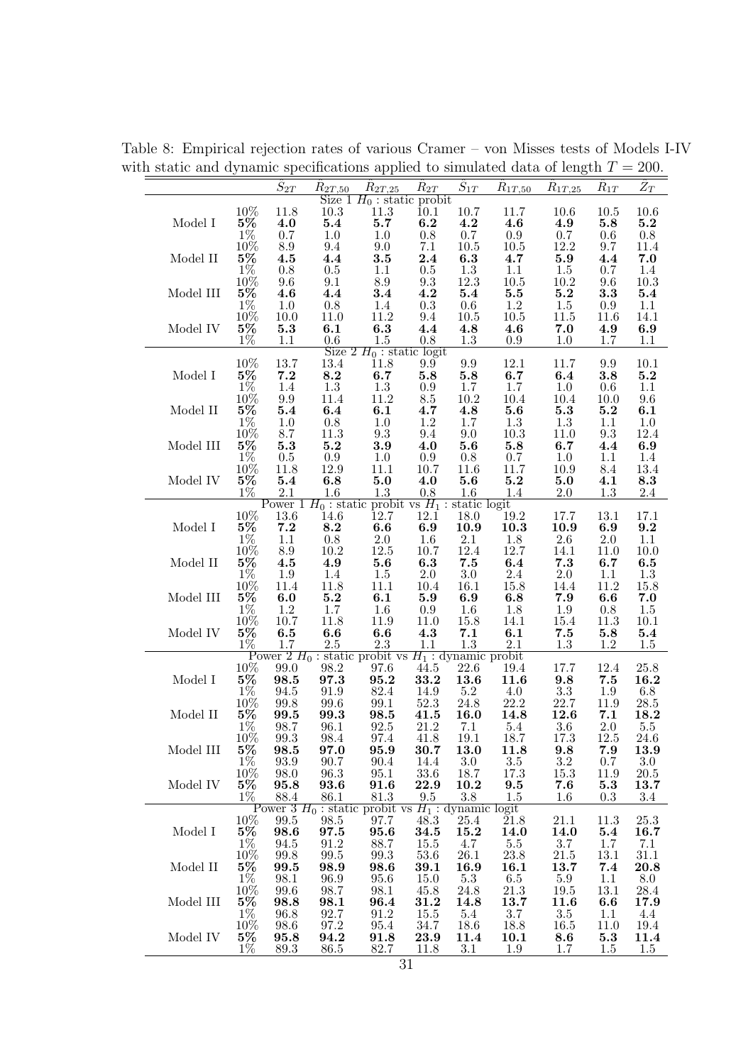Table 8: Empirical rejection rates of various Cramer – von Misses tests of Models I-IV with static and dynamic specifications applied to simulated data of length $T = 200$.

| | | $\tilde{S}_{2T}$ | $\tilde{R}_{2T,50}$ | $\tilde{R}_{2T,25}$ | $\tilde{R}_{2T}$ | $\tilde{S}_{1T}$ | $\tilde{R}_{1T,50}$ | $\tilde{R}_{1T,25}$ | $\tilde{R}_{1T}$ | $\tilde{Z}_T$ |
|---|---|---|---|---|---|---|---|---|---|---|
| | | | | Size 1 $H_0$ : static probit | | | | | | |
| | 10% | 11.8 | 10.3 | 11.3 | 10.1 | 10.7 | 11.7 | 10.6 | 10.5 | 10.6 |
| Model I | **5%** | **4.0** | **5.4** | **5.7** | **6.2** | **4.2** | **4.6** | **4.9** | **5.8** | **5.2** |
| | 1% | 0.7 | 1.0 | 1.0 | 0.8 | 0.7 | 0.9 | 0.7 | 0.6 | 0.8 |
| | 10% | 8.9 | 9.4 | 9.0 | 7.1 | 10.5 | 10.5 | 12.2 | 9.7 | 11.4 |
| Model II | **5%** | **4.5** | **4.4** | **3.5** | **2.4** | **6.3** | **4.7** | **5.9** | **4.4** | **7.0** |
| | 1% | 0.8 | 0.5 | 1.1 | 0.5 | 1.3 | 1.1 | 1.5 | 0.7 | 1.4 |
| | 10% | 9.6 | 9.1 | 8.9 | 9.3 | 12.3 | 10.5 | 10.2 | 9.6 | 10.3 |
| Model III | **5%** | **4.6** | **4.4** | **3.4** | **4.2** | **5.4** | **5.5** | **5.2** | **3.3** | **5.4** |
| | 1% | 1.0 | 0.8 | 1.4 | 0.3 | 0.6 | 1.2 | 1.5 | 0.9 | 1.1 |
| | 10% | 10.0 | 11.0 | 11.2 | 9.4 | 10.5 | 10.5 | 11.5 | 11.6 | 14.1 |
| Model IV | **5%** | **5.3** | **6.1** | **6.3** | **4.4** | **4.8** | **4.6** | **7.0** | **4.9** | **6.9** |
| | 1% | 1.1 | 0.6 | 1.5 | 0.8 | 1.3 | 0.9 | 1.0 | 1.7 | 1.1 |
| | | | | Size 2 $H_0$ : static logit | | | | | | |
| | 10% | 13.7 | 13.4 | 11.8 | 9.9 | 9.9 | 12.1 | 11.7 | 9.9 | 10.1 |
| Model I | **5%** | **7.2** | **8.2** | **6.7** | **5.8** | **5.8** | **6.7** | **6.4** | **3.8** | **5.2** |
| | 1% | 1.4 | 1.3 | 1.3 | 0.9 | 1.7 | 1.7 | 1.0 | 0.6 | 1.1 |
| | 10% | 9.9 | 11.4 | 11.2 | 8.5 | 10.2 | 10.4 | 10.4 | 10.0 | 9.6 |
| Model II | **5%** | **5.4** | **6.4** | **6.1** | **4.7** | **4.8** | **5.6** | **5.3** | **5.2** | **6.1** |
| | 1% | 1.0 | 0.8 | 1.0 | 1.2 | 1.7 | 1.3 | 1.3 | 1.1 | 1.0 |
| | 10% | 8.7 | 11.3 | 9.3 | 9.4 | 9.0 | 10.3 | 11.0 | 9.3 | 12.4 |
| Model III | **5%** | **5.3** | **5.2** | **3.9** | **4.0** | **5.6** | **5.8** | **6.7** | **4.4** | **6.9** |
| | 1% | 0.5 | 0.9 | 1.0 | 0.9 | 0.8 | 0.7 | 1.0 | 1.1 | 1.4 |
| | 10% | 11.8 | 12.9 | 11.1 | 10.7 | 11.6 | 11.7 | 10.9 | 8.4 | 13.4 |
| Model IV | **5%** | **5.4** | **6.8** | **5.0** | **4.0** | **5.6** | **5.2** | **5.0** | **4.1** | **8.3** |
| | 1% | 2.1 | 1.6 | 1.3 | 0.8 | 1.6 | 1.4 | 2.0 | 1.3 | 2.4 |
| | | | | Power 1 $H_0$ : static probit vs $H_1$ : static logit | | | | | | |
| | 10% | 13.6 | 14.6 | 12.7 | 12.1 | 18.0 | 19.2 | 17.7 | 13.1 | 17.1 |
| Model I | **5%** | **7.2** | **8.2** | **6.6** | **6.9** | **10.9** | **10.3** | **10.9** | **6.9** | **9.2** |
| | 1% | 1.1 | 0.8 | 2.0 | 1.6 | 2.1 | 1.8 | 2.6 | 2.0 | 1.1 |
| | 10% | 8.9 | 10.2 | 12.5 | 10.7 | 12.4 | 12.7 | 14.1 | 11.0 | 10.0 |
| Model II | **5%** | **4.5** | **4.9** | **5.6** | **6.3** | **7.5** | **6.4** | **7.3** | **6.7** | **6.5** |
| | 1% | 1.9 | 1.4 | 1.5 | 2.0 | 3.0 | 2.4 | 2.0 | 1.1 | 1.3 |
| | 10% | 11.4 | 11.8 | 11.1 | 10.4 | 16.1 | 15.8 | 14.4 | 11.2 | 15.8 |
| Model III | **5%** | **6.0** | **5.2** | **6.1** | **5.9** | **6.9** | **6.8** | **7.9** | **6.6** | **7.0** |
| | 1% | 1.2 | 1.7 | 1.6 | 0.9 | 1.6 | 1.8 | 1.9 | 0.8 | 1.5 |
| | 10% | 10.7 | 11.8 | 11.9 | 11.0 | 15.8 | 14.1 | 15.4 | 11.3 | 10.1 |
| Model IV | **5%** | **6.5** | **6.6** | **6.6** | **4.3** | **7.1** | **6.1** | **7.5** | **5.8** | **5.4** |
| | 1% | 1.7 | 2.5 | 2.3 | 1.1 | 1.3 | 2.1 | 1.3 | 1.2 | 1.5 |
| | | | | Power 2 $H_0$ : static probit vs $H_1$ : dynamic probit | | | | | | |
| | 10% | 99.0 | 98.2 | 97.6 | 44.5 | 22.6 | 19.4 | 17.7 | 12.4 | 25.8 |
| Model I | **5%** | **98.5** | **97.3** | **95.2** | **33.2** | **13.6** | **11.6** | **9.8** | **7.5** | **16.2** |
| | 1% | 94.5 | 91.9 | 82.4 | 14.9 | 5.2 | 4.0 | 3.3 | 1.9 | 6.8 |
| | 10% | 99.8 | 99.6 | 99.1 | 52.3 | 24.8 | 22.2 | 22.7 | 11.9 | 28.5 |
| Model II | **5%** | **99.5** | **99.3** | **98.5** | **41.5** | **16.0** | **14.8** | **12.6** | **7.1** | **18.2** |
| | 1% | 98.7 | 96.1 | 92.5 | 21.2 | 7.1 | 5.4 | 3.6 | 2.0 | 5.5 |
| | 10% | 99.3 | 98.4 | 97.4 | 41.8 | 19.1 | 18.7 | 17.3 | 12.5 | 24.6 |
| Model III | **5%** | **98.5** | **97.0** | **95.9** | **30.7** | **13.0** | **11.8** | **9.8** | **7.9** | **13.9** |
| | 1% | 93.9 | 90.7 | 90.4 | 14.4 | 3.0 | 3.5 | 3.2 | 0.7 | 3.0 |
| | 10% | 98.0 | 96.3 | 95.1 | 33.6 | 18.7 | 17.3 | 15.3 | 11.9 | 20.5 |
| Model IV | **5%** | **95.8** | **93.6** | **91.6** | **22.9** | **10.2** | **9.5** | **7.6** | **5.3** | **13.7** |
| | 1% | 88.4 | 86.1 | 81.3 | 9.5 | 3.8 | 1.5 | 1.6 | 0.3 | 3.4 |
| | | | | Power 3 $H_0$ : static probit vs $H_1$ : dynamic logit | | | | | | |
| | 10% | 99.5 | 98.5 | 97.7 | 48.3 | 25.4 | 21.8 | 21.1 | 11.3 | 25.3 |
| Model I | **5%** | **98.6** | **97.5** | **95.6** | **34.5** | **15.2** | **14.0** | **14.0** | **5.4** | **16.7** |
| | 1% | 94.5 | 91.2 | 88.7 | 15.5 | 4.7 | 5.5 | 3.7 | 1.7 | 7.1 |
| | 10% | 99.8 | 99.5 | 99.3 | 53.6 | 26.1 | 23.8 | 21.5 | 13.1 | 31.1 |
| Model II | **5%** | **99.5** | **98.9** | **98.6** | **39.1** | **16.9** | **16.1** | **13.7** | **7.4** | **20.8** |
| | 1% | 98.1 | 96.9 | 95.6 | 15.0 | 5.3 | 6.5 | 5.9 | 1.1 | 8.0 |
| | 10% | 99.6 | 98.7 | 98.1 | 45.8 | 24.8 | 21.3 | 19.5 | 13.1 | 28.4 |
| Model III | **5%** | **98.8** | **98.1** | **96.4** | **31.2** | **14.8** | **13.7** | **11.6** | **6.6** | **17.9** |
| | 1% | 96.8 | 92.7 | 91.2 | 15.5 | 5.4 | 3.7 | 3.5 | 1.1 | 4.4 |
| | 10% | 98.6 | 97.2 | 95.4 | 34.7 | 18.6 | 18.8 | 16.5 | 11.0 | 19.4 |
| Model IV | **5%** | **95.8** | **94.2** | **91.8** | **23.9** | **11.4** | **10.1** | **8.6** | **5.3** | **11.4** |
| | 1% | 89.3 | 86.5 | 82.7 | 11.8 | 3.1 | 1.9 | 1.7 | 1.5 | 1.5 |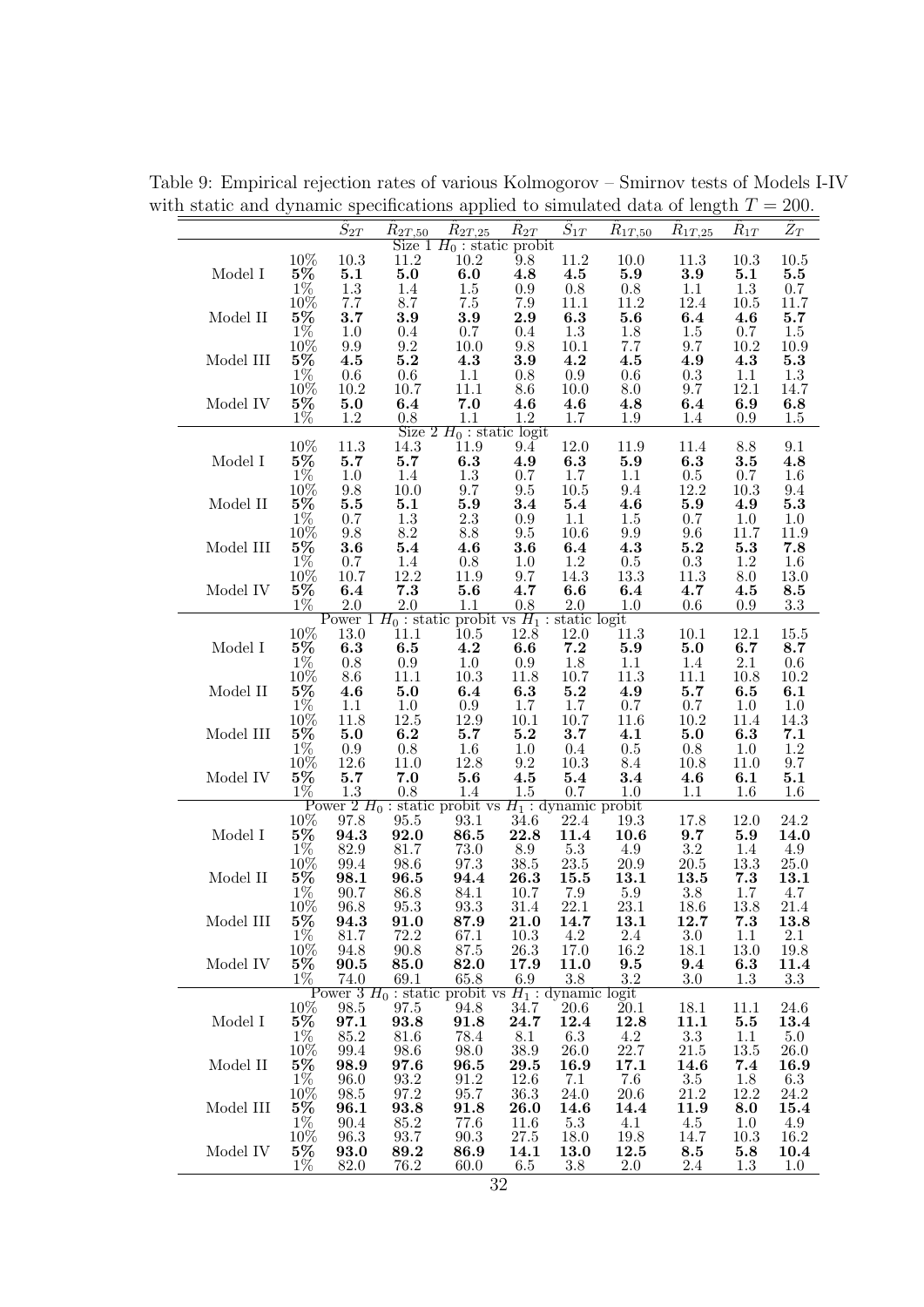Table 9: Empirical rejection rates of various Kolmogorov – Smirnov tests of Models I-IV with static and dynamic specifications applied to simulated data of length $T = 200$.

| | | $\bar{S}_{2T}$ | $\bar{R}_{2T,50}$ | $\bar{R}_{2T,25}$ | $\bar{R}_{2T}$ | $\bar{S}_{1T}$ | $\bar{R}_{1T,50}$ | $\bar{R}_{1T,25}$ | $\bar{R}_{1T}$ | $\bar{Z}_T$ |
|---|---|---|---|---|---|---|---|---|---|---|
| Size 1 $H_0$ : static probit | | | | | | | | | | |
| | 10% | 10.3 | 11.2 | 10.2 | 9.8 | 11.2 | 10.0 | 11.3 | 10.3 | 10.5 |
| Model I | **5%** | **5.1** | **5.0** | **6.0** | **4.8** | **4.5** | **5.9** | **3.9** | **5.1** | **5.5** |
| | 1% | 1.3 | 1.4 | 1.5 | 0.9 | 0.8 | 0.8 | 1.1 | 1.3 | 0.7 |
| | 10% | 7.7 | 8.7 | 7.5 | 7.9 | 11.1 | 11.2 | 12.4 | 10.5 | 11.7 |
| Model II | **5%** | **3.7** | **3.9** | **3.9** | **2.9** | **6.3** | **5.6** | **6.4** | **4.6** | **5.7** |
| | 1% | 1.0 | 0.4 | 0.7 | 0.4 | 1.3 | 1.8 | 1.5 | 0.7 | 1.5 |
| | 10% | 9.9 | 9.2 | 10.0 | 9.8 | 10.1 | 7.7 | 9.7 | 10.2 | 10.9 |
| Model III | **5%** | **4.5** | **5.2** | **4.3** | **3.9** | **4.2** | **4.5** | **4.9** | **4.3** | **5.3** |
| | 1% | 0.6 | 0.6 | 1.1 | 0.8 | 0.9 | 0.6 | 0.3 | 1.1 | 1.3 |
| | 10% | 10.2 | 10.7 | 11.1 | 8.6 | 10.0 | 8.0 | 9.7 | 12.1 | 14.7 |
| Model IV | **5%** | **5.0** | **6.4** | **7.0** | **4.6** | **4.6** | **4.8** | **6.4** | **6.9** | **6.8** |
| | 1% | 1.2 | 0.8 | 1.1 | 1.2 | 1.7 | 1.9 | 1.4 | 0.9 | 1.5 |
| Size 2 $H_0$ : static logit | | | | | | | | | | |
| | 10% | 11.3 | 14.3 | 11.9 | 9.4 | 12.0 | 11.9 | 11.4 | 8.8 | 9.1 |
| Model I | **5%** | **5.7** | **5.7** | **6.3** | **4.9** | **6.3** | **5.9** | **6.3** | **3.5** | **4.8** |
| | 1% | 1.0 | 1.4 | 1.3 | 0.7 | 1.7 | 1.1 | 0.5 | 0.7 | 1.6 |
| | 10% | 9.8 | 10.0 | 9.7 | 9.5 | 10.5 | 9.4 | 12.2 | 10.3 | 9.4 |
| Model II | **5%** | **5.5** | **5.1** | **5.9** | **3.4** | **5.4** | **4.6** | **5.9** | **4.9** | **5.3** |
| | 1% | 0.7 | 1.3 | 2.3 | 0.9 | 1.1 | 1.5 | 0.7 | 1.0 | 1.0 |
| | 10% | 9.8 | 8.2 | 8.8 | 9.5 | 10.6 | 9.9 | 9.6 | 11.7 | 11.9 |
| Model III | **5%** | **3.6** | **5.4** | **4.6** | **3.6** | **6.4** | **4.3** | **5.2** | **5.3** | **7.8** |
| | 1% | 0.7 | 1.4 | 0.8 | 1.0 | 1.2 | 0.5 | 0.3 | 1.2 | 1.6 |
| | 10% | 10.7 | 12.2 | 11.9 | 9.7 | 14.3 | 13.3 | 11.3 | 8.0 | 13.0 |
| Model IV | **5%** | **6.4** | **7.3** | **5.6** | **4.7** | **6.6** | **6.4** | **4.7** | **4.5** | **8.5** |
| | 1% | 2.0 | 2.0 | 1.1 | 0.8 | 2.0 | 1.0 | 0.6 | 0.9 | 3.3 |
| Power 1 $H_0$ : static probit vs $H_1$ : static logit | | | | | | | | | | |
| | 10% | 13.0 | 11.1 | 10.5 | 12.8 | 12.0 | 11.3 | 10.1 | 12.1 | 15.5 |
| Model I | **5%** | **6.3** | **6.5** | **4.2** | **6.6** | **7.2** | **5.9** | **5.0** | **6.7** | **8.7** |
| | 1% | 0.8 | 0.9 | 1.0 | 0.9 | 1.8 | 1.1 | 1.4 | 2.1 | 0.6 |
| | 10% | 8.6 | 11.1 | 10.3 | 11.8 | 10.7 | 11.3 | 11.1 | 10.8 | 10.2 |
| Model II | **5%** | **4.6** | **5.0** | **6.4** | **6.3** | **5.2** | **4.9** | **5.7** | **6.5** | **6.1** |
| | 1% | 1.1 | 1.0 | 0.9 | 1.7 | 1.7 | 0.7 | 0.7 | 1.0 | 1.0 |
| | 10% | 11.8 | 12.5 | 12.9 | 10.1 | 10.7 | 11.6 | 10.2 | 11.4 | 14.3 |
| Model III | **5%** | **5.0** | **6.2** | **5.7** | **5.2** | **3.7** | **4.1** | **5.0** | **6.3** | **7.1** |
| | 1% | 0.9 | 0.8 | 1.6 | 1.0 | 0.4 | 0.5 | 0.8 | 1.0 | 1.2 |
| | 10% | 12.6 | 11.0 | 12.8 | 9.2 | 10.3 | 8.4 | 10.8 | 11.0 | 9.7 |
| Model IV | **5%** | **5.7** | **7.0** | **5.6** | **4.5** | **5.4** | **3.4** | **4.6** | **6.1** | **5.1** |
| | 1% | 1.3 | 0.8 | 1.4 | 1.5 | 0.7 | 1.0 | 1.1 | 1.6 | 1.6 |
| Power 2 $H_0$ : static probit vs $H_1$ : dynamic probit | | | | | | | | | | |
| | 10% | 97.8 | 95.5 | 93.1 | 34.6 | 22.4 | 19.3 | 17.8 | 12.0 | 24.2 |
| Model I | **5%** | **94.3** | **92.0** | **86.5** | **22.8** | **11.4** | **10.6** | **9.7** | **5.9** | **14.0** |
| | 1% | 82.9 | 81.7 | 73.0 | 8.9 | 5.3 | 4.9 | 3.2 | 1.4 | 4.9 |
| | 10% | 99.4 | 98.6 | 97.3 | 38.5 | 23.5 | 20.9 | 20.5 | 13.3 | 25.0 |
| Model II | **5%** | **98.1** | **96.5** | **94.4** | **26.3** | **15.5** | **13.1** | **13.5** | **7.3** | **13.1** |
| | 1% | 90.7 | 86.8 | 84.1 | 10.7 | 7.9 | 5.9 | 3.8 | 1.7 | 4.7 |
| | 10% | 96.8 | 95.3 | 93.3 | 31.4 | 22.1 | 23.1 | 18.6 | 13.8 | 21.4 |
| Model III | **5%** | **94.3** | **91.0** | **87.9** | **21.0** | **14.7** | **13.1** | **12.7** | **7.3** | **13.8** |
| | 1% | 81.7 | 72.2 | 67.1 | 10.3 | 4.2 | 2.4 | 3.0 | 1.1 | 2.1 |
| | 10% | 94.8 | 90.8 | 87.5 | 26.3 | 17.0 | 16.2 | 18.1 | 13.0 | 19.8 |
| Model IV | **5%** | **90.5** | **85.0** | **82.0** | **17.9** | **11.0** | **9.5** | **9.4** | **6.3** | **11.4** |
| | 1% | 74.0 | 69.1 | 65.8 | 6.9 | 3.8 | 3.2 | 3.0 | 1.3 | 3.3 |
| Power 3 $H_0$ : static probit vs $H_1$ : dynamic logit | | | | | | | | | | |
| | 10% | 98.5 | 97.5 | 94.8 | 34.7 | 20.6 | 20.1 | 18.1 | 11.1 | 24.6 |
| Model I | **5%** | **97.1** | **93.8** | **91.8** | **24.7** | **12.4** | **12.8** | **11.1** | **5.5** | **13.4** |
| | 1% | 85.2 | 81.6 | 78.4 | 8.1 | 6.3 | 4.2 | 3.3 | 1.1 | 5.0 |
| | 10% | 99.4 | 98.6 | 98.0 | 38.9 | 26.0 | 22.7 | 21.5 | 13.5 | 26.0 |
| Model II | **5%** | **98.9** | **97.6** | **96.5** | **29.5** | **16.9** | **17.1** | **14.6** | **7.4** | **16.9** |
| | 1% | 96.0 | 93.2 | 91.2 | 12.6 | 7.1 | 7.6 | 3.5 | 1.8 | 6.3 |
| | 10% | 98.5 | 97.2 | 95.7 | 36.3 | 24.0 | 20.6 | 21.2 | 12.2 | 24.2 |
| Model III | **5%** | **96.1** | **93.8** | **91.8** | **26.0** | **14.6** | **14.4** | **11.9** | **8.0** | **15.4** |
| | 1% | 90.4 | 85.2 | 77.6 | 11.6 | 5.3 | 4.1 | 4.5 | 1.0 | 4.9 |
| | 10% | 96.3 | 93.7 | 90.3 | 27.5 | 18.0 | 19.8 | 14.7 | 10.3 | 16.2 |
| Model IV | **5%** | **93.0** | **89.2** | **86.9** | **14.1** | **13.0** | **12.5** | **8.5** | **5.8** | **10.4** |
| | 1% | 82.0 | 76.2 | 60.0 | 6.5 | 3.8 | 2.0 | 2.4 | 1.3 | 1.0 |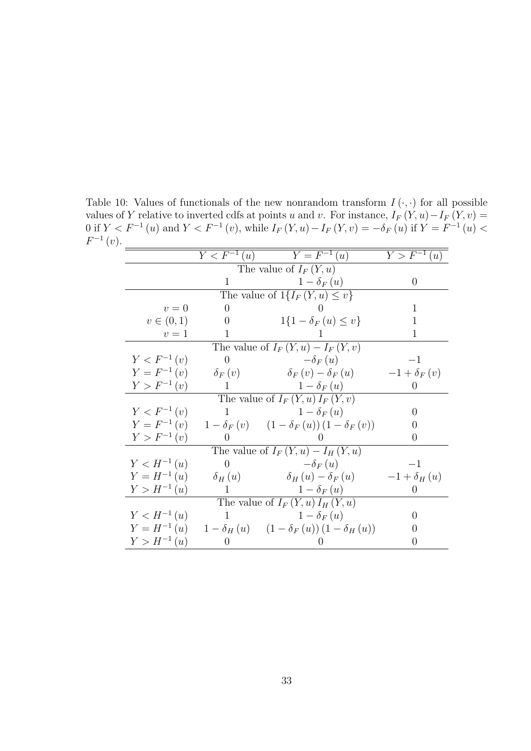Table 10: Values of functionals of the new nonrandom transform $I(\cdot,\cdot)$ for all possible values of $Y$ relative to inverted cdfs at points $u$ and $v$. For instance, $I_F(Y,u) - I_F(Y,v) = 0$ if $Y < F^{-1}(u)$ and $Y < F^{-1}(v)$, while $I_F(Y,u) - I_F(Y,v) = -\delta_F(u)$ if $Y = F^{-1}(u) < F^{-1}(v)$.

| | $Y < F^{-1}(u)$ | $Y = F^{-1}(u)$ | $Y > F^{-1}(u)$ |
|---|---|---|---|
| The value of $I_F(Y,u)$ | | | |
| | $1$ | $1 - \delta_F(u)$ | $0$ |
| The value of $1\{I_F(Y,u) \leq v\}$ | | | |
| $v = 0$ | $0$ | $0$ | $1$ |
| $v \in (0,1)$ | $0$ | $1\{1 - \delta_F(u) \leq v\}$ | $1$ |
| $v = 1$ | $1$ | $1$ | $1$ |
| The value of $I_F(Y,u) - I_F(Y,v)$ | | | |
| $Y < F^{-1}(v)$ | $0$ | $-\delta_F(u)$ | $-1$ |
| $Y = F^{-1}(v)$ | $\delta_F(v)$ | $\delta_F(v) - \delta_F(u)$ | $-1 + \delta_F(v)$ |
| $Y > F^{-1}(v)$ | $1$ | $1 - \delta_F(u)$ | $0$ |
| The value of $I_F(Y,u)\, I_F(Y,v)$ | | | |
| $Y < F^{-1}(v)$ | $1$ | $1 - \delta_F(u)$ | $0$ |
| $Y = F^{-1}(v)$ | $1 - \delta_F(v)$ | $(1 - \delta_F(u))(1 - \delta_F(v))$ | $0$ |
| $Y > F^{-1}(v)$ | $0$ | $0$ | $0$ |
| The value of $I_F(Y,u) - I_H(Y,u)$ | | | |
| $Y < H^{-1}(u)$ | $0$ | $-\delta_F(u)$ | $-1$ |
| $Y = H^{-1}(u)$ | $\delta_H(u)$ | $\delta_H(u) - \delta_F(u)$ | $-1 + \delta_H(u)$ |
| $Y > H^{-1}(u)$ | $1$ | $1 - \delta_F(u)$ | $0$ |
| The value of $I_F(Y,u)\, I_H(Y,u)$ | | | |
| $Y < H^{-1}(u)$ | $1$ | $1 - \delta_F(u)$ | $0$ |
| $Y = H^{-1}(u)$ | $1 - \delta_H(u)$ | $(1 - \delta_F(u))(1 - \delta_H(u))$ | $0$ |
| $Y > H^{-1}(u)$ | $0$ | $0$ | $0$ |